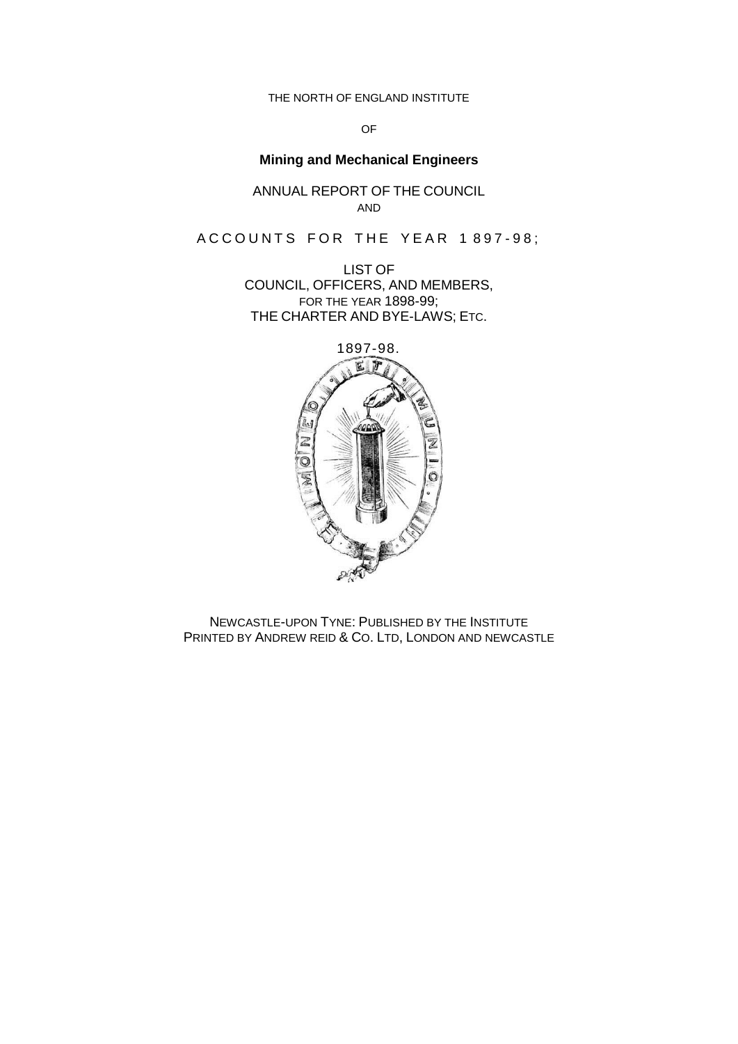THE NORTH OF ENGLAND INSTITUTE

OF

# Mining and Mechanical Engineers

ANNUAL REPORT OF THE COUNCIL
AND

ACCOUNTS FOR THE YEAR 1897-98;

LIST OF
COUNCIL, OFFICERS, AND MEMBERS,
FOR THE YEAR 1898-99;
THE CHARTER AND BYE-LAWS; ETC.

1897-98.

NEWCASTLE-UPON TYNE: PUBLISHED BY THE INSTITUTE
PRINTED BY ANDREW REID & CO. LTD, LONDON AND NEWCASTLE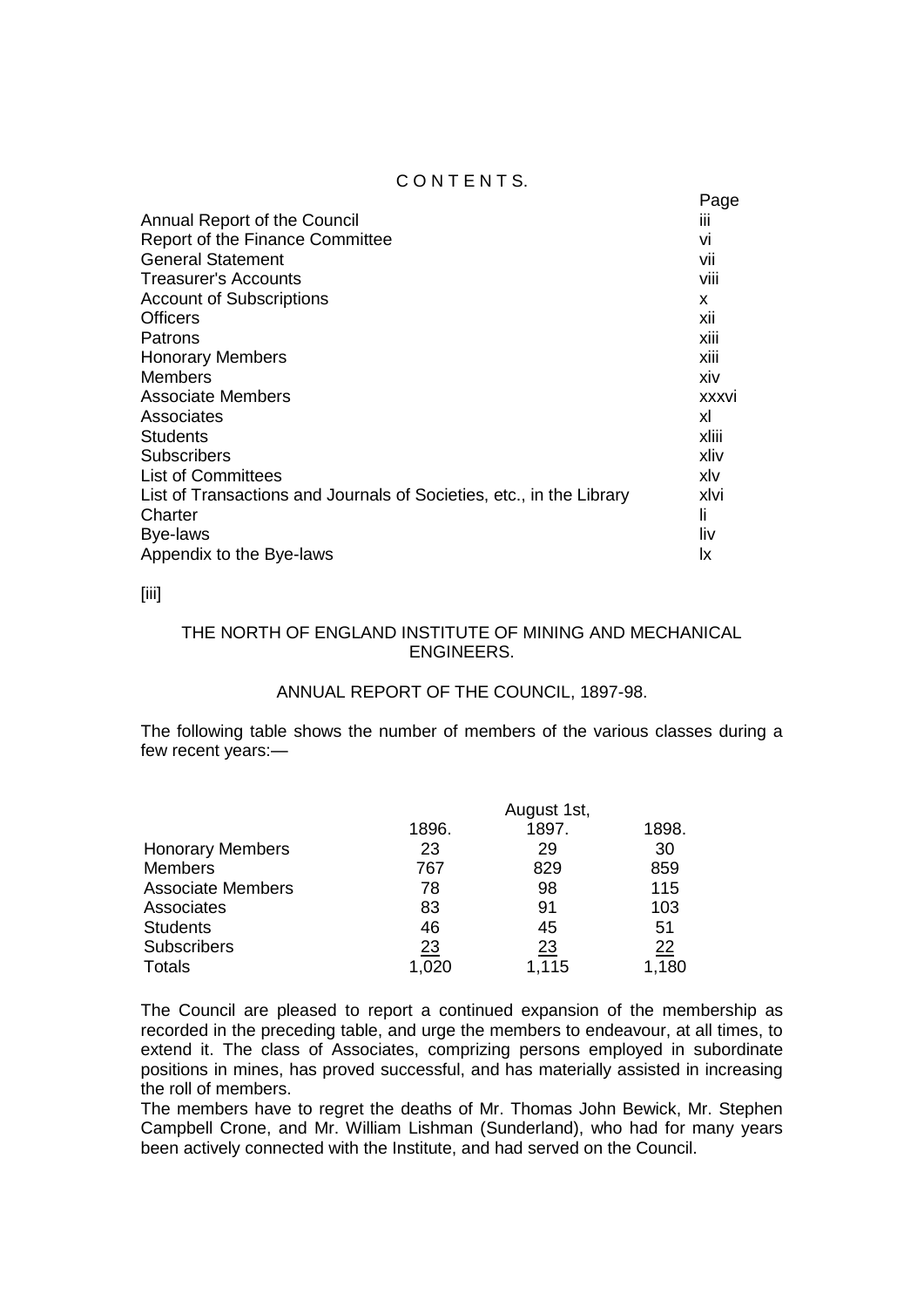# CONTENTS.

| | Page |
|---|---|
| Annual Report of the Council | iii |
| Report of the Finance Committee | vi |
| General Statement | vii |
| Treasurer's Accounts | viii |
| Account of Subscriptions | x |
| Officers | xii |
| Patrons | xiii |
| Honorary Members | xiii |
| Members | xiv |
| Associate Members | xxxvi |
| Associates | xl |
| Students | xliii |
| Subscribers | xliv |
| List of Committees | xlv |
| List of Transactions and Journals of Societies, etc., in the Library | xlvi |
| Charter | li |
| Bye-laws | liv |
| Appendix to the Bye-laws | lx |

[iii]

## THE NORTH OF ENGLAND INSTITUTE OF MINING AND MECHANICAL ENGINEERS.

### ANNUAL REPORT OF THE COUNCIL, 1897-98.

The following table shows the number of members of the various classes during a few recent years:—

| | August 1st, | | |
|---|---|---|---|
| | 1896. | 1897. | 1898. |
| Honorary Members | 23 | 29 | 30 |
| Members | 767 | 829 | 859 |
| Associate Members | 78 | 98 | 115 |
| Associates | 83 | 91 | 103 |
| Students | 46 | 45 | 51 |
| Subscribers | 23 | 23 | 22 |
| Totals | 1,020 | 1,115 | 1,180 |

The Council are pleased to report a continued expansion of the membership as recorded in the preceding table, and urge the members to endeavour, at all times, to extend it. The class of Associates, comprizing persons employed in subordinate positions in mines, has proved successful, and has materially assisted in increasing the roll of members.

The members have to regret the deaths of Mr. Thomas John Bewick, Mr. Stephen Campbell Crone, and Mr. William Lishman (Sunderland), who had for many years been actively connected with the Institute, and had served on the Council.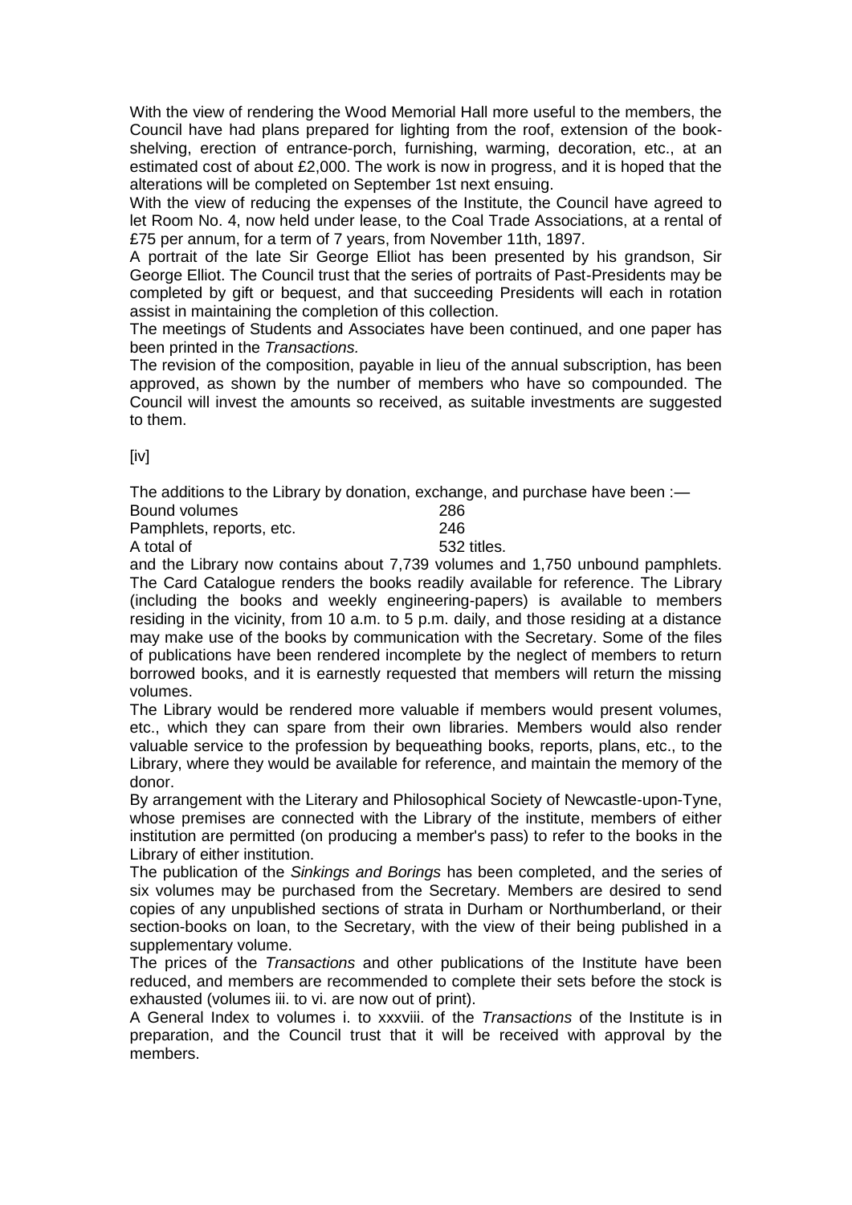With the view of rendering the Wood Memorial Hall more useful to the members, the Council have had plans prepared for lighting from the roof, extension of the book-shelving, erection of entrance-porch, furnishing, warming, decoration, etc., at an estimated cost of about £2,000. The work is now in progress, and it is hoped that the alterations will be completed on September 1st next ensuing.

With the view of reducing the expenses of the Institute, the Council have agreed to let Room No. 4, now held under lease, to the Coal Trade Associations, at a rental of £75 per annum, for a term of 7 years, from November 11th, 1897.

A portrait of the late Sir George Elliot has been presented by his grandson, Sir George Elliot. The Council trust that the series of portraits of Past-Presidents may be completed by gift or bequest, and that succeeding Presidents will each in rotation assist in maintaining the completion of this collection.

The meetings of Students and Associates have been continued, and one paper has been printed in the *Transactions.*

The revision of the composition, payable in lieu of the annual subscription, has been approved, as shown by the number of members who have so compounded. The Council will invest the amounts so received, as suitable investments are suggested to them.

[iv]

The additions to the Library by donation, exchange, and purchase have been :—

| | |
|---|---|
| Bound volumes | 286 |
| Pamphlets, reports, etc. | 246 |
| A total of | 532 titles. |

and the Library now contains about 7,739 volumes and 1,750 unbound pamphlets. The Card Catalogue renders the books readily available for reference. The Library (including the books and weekly engineering-papers) is available to members residing in the vicinity, from 10 a.m. to 5 p.m. daily, and those residing at a distance may make use of the books by communication with the Secretary. Some of the files of publications have been rendered incomplete by the neglect of members to return borrowed books, and it is earnestly requested that members will return the missing volumes.

The Library would be rendered more valuable if members would present volumes, etc., which they can spare from their own libraries. Members would also render valuable service to the profession by bequeathing books, reports, plans, etc., to the Library, where they would be available for reference, and maintain the memory of the donor.

By arrangement with the Literary and Philosophical Society of Newcastle-upon-Tyne, whose premises are connected with the Library of the institute, members of either institution are permitted (on producing a member's pass) to refer to the books in the Library of either institution.

The publication of the *Sinkings and Borings* has been completed, and the series of six volumes may be purchased from the Secretary. Members are desired to send copies of any unpublished sections of strata in Durham or Northumberland, or their section-books on loan, to the Secretary, with the view of their being published in a supplementary volume.

The prices of the *Transactions* and other publications of the Institute have been reduced, and members are recommended to complete their sets before the stock is exhausted (volumes iii. to vi. are now out of print).

A General Index to volumes i. to xxxviii. of the *Transactions* of the Institute is in preparation, and the Council trust that it will be received with approval by the members.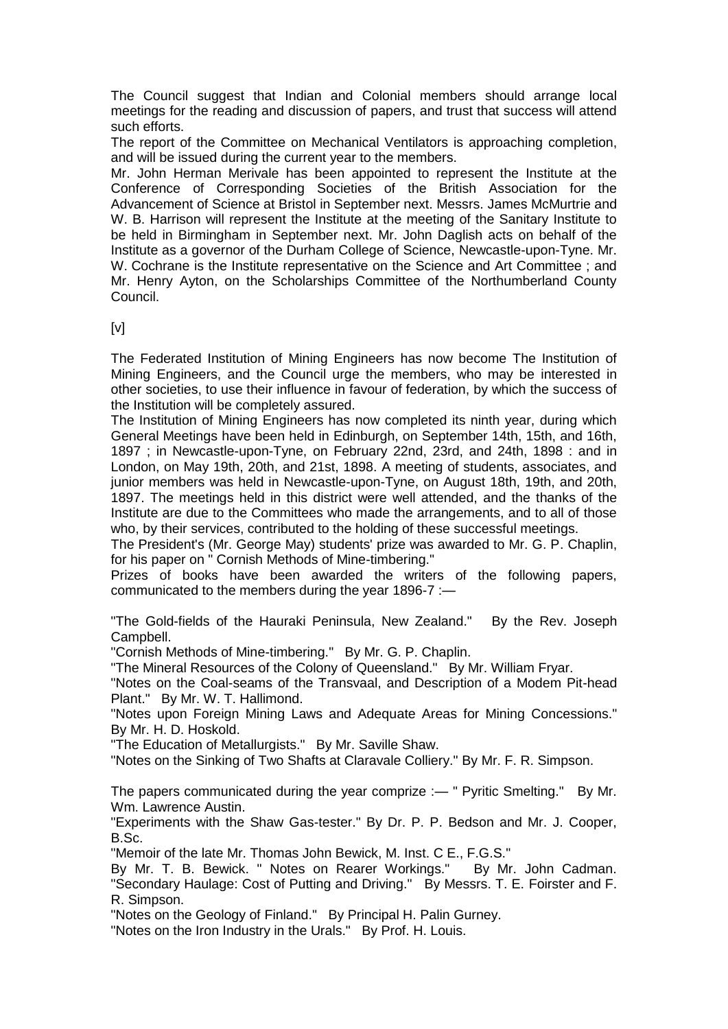The Council suggest that Indian and Colonial members should arrange local meetings for the reading and discussion of papers, and trust that success will attend such efforts.

The report of the Committee on Mechanical Ventilators is approaching completion, and will be issued during the current year to the members.

Mr. John Herman Merivale has been appointed to represent the Institute at the Conference of Corresponding Societies of the British Association for the Advancement of Science at Bristol in September next. Messrs. James McMurtrie and W. B. Harrison will represent the Institute at the meeting of the Sanitary Institute to be held in Birmingham in September next. Mr. John Daglish acts on behalf of the Institute as a governor of the Durham College of Science, Newcastle-upon-Tyne. Mr. W. Cochrane is the Institute representative on the Science and Art Committee ; and Mr. Henry Ayton, on the Scholarships Committee of the Northumberland County Council.

[v]

The Federated Institution of Mining Engineers has now become The Institution of Mining Engineers, and the Council urge the members, who may be interested in other societies, to use their influence in favour of federation, by which the success of the Institution will be completely assured.

The Institution of Mining Engineers has now completed its ninth year, during which General Meetings have been held in Edinburgh, on September 14th, 15th, and 16th, 1897 ; in Newcastle-upon-Tyne, on February 22nd, 23rd, and 24th, 1898 : and in London, on May 19th, 20th, and 21st, 1898. A meeting of students, associates, and junior members was held in Newcastle-upon-Tyne, on August 18th, 19th, and 20th, 1897. The meetings held in this district were well attended, and the thanks of the Institute are due to the Committees who made the arrangements, and to all of those who, by their services, contributed to the holding of these successful meetings.

The President's (Mr. George May) students' prize was awarded to Mr. G. P. Chaplin, for his paper on " Cornish Methods of Mine-timbering."

Prizes of books have been awarded the writers of the following papers, communicated to the members during the year 1896-7 :—

"The Gold-fields of the Hauraki Peninsula, New Zealand." By the Rev. Joseph Campbell.

"Cornish Methods of Mine-timbering." By Mr. G. P. Chaplin.

"The Mineral Resources of the Colony of Queensland." By Mr. William Fryar.

"Notes on the Coal-seams of the Transvaal, and Description of a Modem Pit-head Plant." By Mr. W. T. Hallimond.

"Notes upon Foreign Mining Laws and Adequate Areas for Mining Concessions." By Mr. H. D. Hoskold.

"The Education of Metallurgists." By Mr. Saville Shaw.

"Notes on the Sinking of Two Shafts at Claravale Colliery." By Mr. F. R. Simpson.

The papers communicated during the year comprize :— " Pyritic Smelting." By Mr. Wm. Lawrence Austin.

"Experiments with the Shaw Gas-tester." By Dr. P. P. Bedson and Mr. J. Cooper, B.Sc.

"Memoir of the late Mr. Thomas John Bewick, M. Inst. C E., F.G.S."

By Mr. T. B. Bewick. " Notes on Rearer Workings." By Mr. John Cadman.

"Secondary Haulage: Cost of Putting and Driving." By Messrs. T. E. Foirster and F. R. Simpson.

"Notes on the Geology of Finland." By Principal H. Palin Gurney.

"Notes on the Iron Industry in the Urals." By Prof. H. Louis.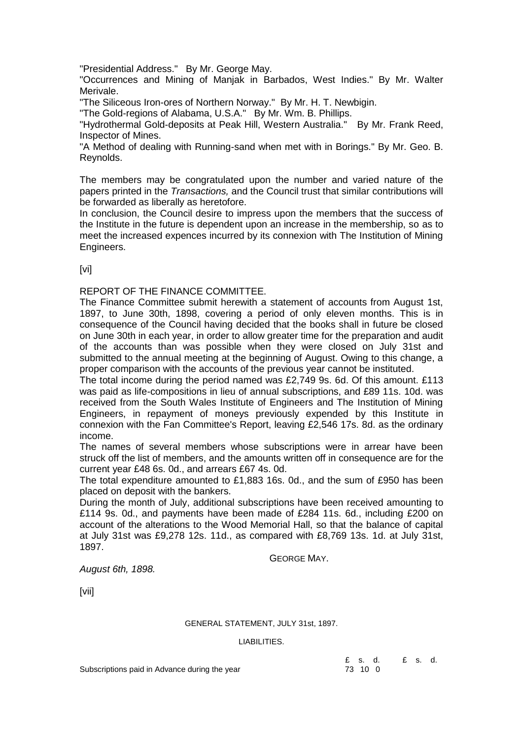"Presidential Address." By Mr. George May.

"Occurrences and Mining of Manjak in Barbados, West Indies." By Mr. Walter Merivale.

"The Siliceous Iron-ores of Northern Norway." By Mr. H. T. Newbigin.

"The Gold-regions of Alabama, U.S.A." By Mr. Wm. B. Phillips.

"Hydrothermal Gold-deposits at Peak Hill, Western Australia." By Mr. Frank Reed, Inspector of Mines.

"A Method of dealing with Running-sand when met with in Borings." By Mr. Geo. B. Reynolds.

The members may be congratulated upon the number and varied nature of the papers printed in the *Transactions,* and the Council trust that similar contributions will be forwarded as liberally as heretofore.

In conclusion, the Council desire to impress upon the members that the success of the Institute in the future is dependent upon an increase in the membership, so as to meet the increased expences incurred by its connexion with The Institution of Mining Engineers.

[vi]

## REPORT OF THE FINANCE COMMITTEE.

The Finance Committee submit herewith a statement of accounts from August 1st, 1897, to June 30th, 1898, covering a period of only eleven months. This is in consequence of the Council having decided that the books shall in future be closed on June 30th in each year, in order to allow greater time for the preparation and audit of the accounts than was possible when they were closed on July 31st and submitted to the annual meeting at the beginning of August. Owing to this change, a proper comparison with the accounts of the previous year cannot be instituted.

The total income during the period named was £2,749 9s. 6d. Of this amount. £113 was paid as life-compositions in lieu of annual subscriptions, and £89 11s. 10d. was received from the South Wales Institute of Engineers and The Institution of Mining Engineers, in repayment of moneys previously expended by this Institute in connexion with the Fan Committee's Report, leaving £2,546 17s. 8d. as the ordinary income.

The names of several members whose subscriptions were in arrear have been struck off the list of members, and the amounts written off in consequence are for the current year £48 6s. 0d., and arrears £67 4s. 0d.

The total expenditure amounted to £1,883 16s. 0d., and the sum of £950 has been placed on deposit with the bankers.

During the month of July, additional subscriptions have been received amounting to £114 9s. 0d., and payments have been made of £284 11s. 6d., including £200 on account of the alterations to the Wood Memorial Hall, so that the balance of capital at July 31st was £9,278 12s. 11d., as compared with £8,769 13s. 1d. at July 31st, 1897.

GEORGE MAY.

*August 6th, 1898.*

[vii]

## GENERAL STATEMENT, JULY 31st, 1897.

LIABILITIES.

| | £ s. d. | £ s. d. |
|---|---|---|
| Subscriptions paid in Advance during the year | 73 10 0 | |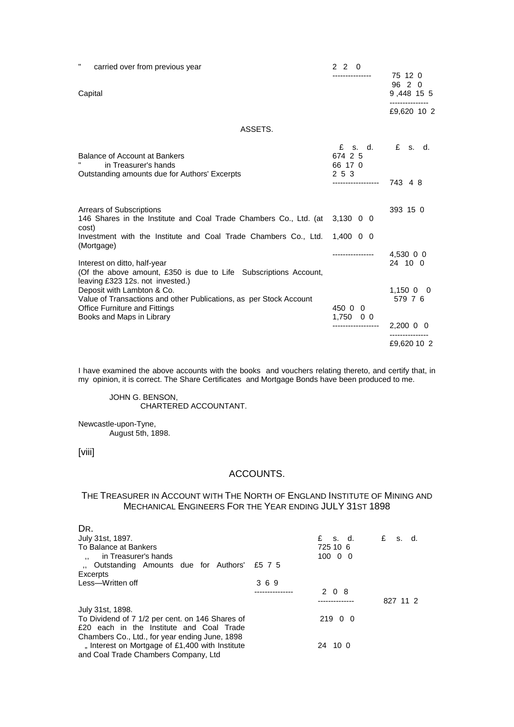| | | |
|---|---|---|
| " carried over from previous year | 2 2 0 | |
| | --------------- | 75 12 0 |
| | | 96 2 0 |
| Capital | | 9 ,448 15 5 |
| | | --------------- |
| | | £9,620 10 2 |

ASSETS.

| | £ s. d. | £ s. d. |
|---|---|---|
| Balance of Account at Bankers | 674 2 5 | |
| " in Treasurer's hands | 66 17 0 | |
| Outstanding amounts due for Authors' Excerpts | 2 5 3 | |
| | ------------------ | 743 4 8 |
| Arrears of Subscriptions | | 393 15 0 |
| 146 Shares in the Institute and Coal Trade Chambers Co., Ltd. (at cost) | 3,130 0 0 | |
| Investment with the Institute and Coal Trade Chambers Co., Ltd. (Mortgage) | 1,400 0 0 | |
| | ---------------- | 4,530 0 0 |
| Interest on ditto, half-year | | 24 10 0 |
| (Of the above amount, £350 is due to Life Subscriptions Account, leaving £323 12s. not invested.) | | |
| Deposit with Lambton & Co. | | 1,150 0 0 |
| Value of Transactions and other Publications, as per Stock Account | | 579 7 6 |
| Office Furniture and Fittings | 450 0 0 | |
| Books and Maps in Library | 1,750 0 0 | |
| | ------------------ | 2,200 0 0 |
| | | --------------- |
| | | £9,620 10 2 |

I have examined the above accounts with the books and vouchers relating thereto, and certify that, in my opinion, it is correct. The Share Certificates and Mortgage Bonds have been produced to me.

JOHN G. BENSON,
CHARTERED ACCOUNTANT.

Newcastle-upon-Tyne,
August 5th, 1898.

[viii]

## ACCOUNTS.

### THE TREASURER IN ACCOUNT WITH THE NORTH OF ENGLAND INSTITUTE OF MINING AND MECHANICAL ENGINEERS FOR THE YEAR ENDING JULY 31ST 1898

DR.

| | | £ s. d. | £ s. d. |
|---|---|---|---|
| July 31st, 1897. | | | |
| To Balance at Bankers | | 725 10 6 | |
| ,, in Treasurer's hands | | 100 0 0 | |
| ,, Outstanding Amounts due for Authors' Excerpts | £5 7 5 | | |
| Less—Written off | 3 6 9 | | |
| | -------------- | 2 0 8 | |
| | | -------------- | 827 11 2 |
| July 31st, 1898. | | | |
| To Dividend of 7 1/2 per cent. on 146 Shares of £20 each in the Institute and Coal Trade Chambers Co., Ltd., for year ending June, 1898 | | 219 0 0 | |
| „ Interest on Mortgage of £1,400 with Institute and Coal Trade Chambers Company, Ltd | | 24 10 0 | |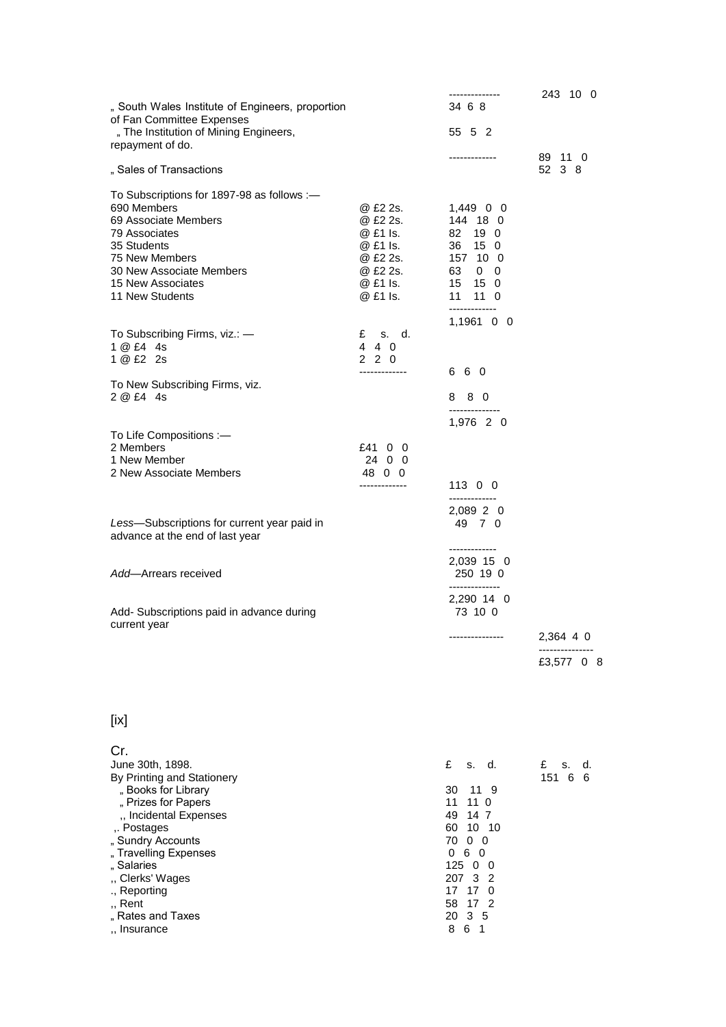| | | | |
|---|---|---|---|
| | | -------------- | 243 10 0 |
| „ South Wales Institute of Engineers, proportion of Fan Committee Expenses | | 34 6 8 | |
| „ The Institution of Mining Engineers, repayment of do. | | 55 5 2 | |
| | | ------------- | 89 11 0 |
| „ Sales of Transactions | | | 52 3 8 |
| To Subscriptions for 1897-98 as follows :— | | | |
| 690 Members | @ £2 2s. | 1,449 0 0 | |
| 69 Associate Members | @ £2 2s. | 144 18 0 | |
| 79 Associates | @ £1 Is. | 82 19 0 | |
| 35 Students | @ £1 Is. | 36 15 0 | |
| 75 New Members | @ £2 2s. | 157 10 0 | |
| 30 New Associate Members | @ £2 2s. | 63 0 0 | |
| 15 New Associates | @ £1 Is. | 15 15 0 | |
| 11 New Students | @ £1 Is. | 11 11 0 | |
| | | ------------- | |
| | | 1,1961 0 0 | |
| To Subscribing Firms, viz.: — | £ s. d. | | |
| 1 @ £4 4s | 4 4 0 | | |
| 1 @ £2 2s | 2 2 0 | | |
| | ------------- | 6 6 0 | |
| To New Subscribing Firms, viz. | | | |
| 2 @ £4 4s | | 8 8 0 | |
| | | -------------- | |
| | | 1,976 2 0 | |
| To Life Compositions :— | | | |
| 2 Members | £41 0 0 | | |
| 1 New Member | 24 0 0 | | |
| 2 New Associate Members | 48 0 0 | | |
| | ------------- | 113 0 0 | |
| | | ------------- | |
| | | 2,089 2 0 | |
| *Less*—Subscriptions for current year paid in advance at the end of last year | | 49 7 0 | |
| | | ------------- | |
| | | 2,039 15 0 | |
| *Add*—Arrears received | | 250 19 0 | |
| | | -------------- | |
| | | 2,290 14 0 | |
| Add- Subscriptions paid in advance during current year | | 73 10 0 | |
| | | --------------- | 2,364 4 0 |
| | | | --------------- |
| | | | £3,577 0 8 |

[ix]

Cr.

| June 30th, 1898. | £ s. d. | £ s. d. |
|---|---|---|
| By Printing and Stationery | | 151 6 6 |
| „ Books for Library | 30 11 9 | |
| „ Prizes for Papers | 11 11 0 | |
| ,, Incidental Expenses | 49 14 7 | |
| ,. Postages | 60 10 10 | |
| „ Sundry Accounts | 70 0 0 | |
| „ Travelling Expenses | 0 6 0 | |
| „ Salaries | 125 0 0 | |
| ,, Clerks' Wages | 207 3 2 | |
| ., Reporting | 17 17 0 | |
| ,, Rent | 58 17 2 | |
| „ Rates and Taxes | 20 3 5 | |
| ,, Insurance | 8 6 1 | |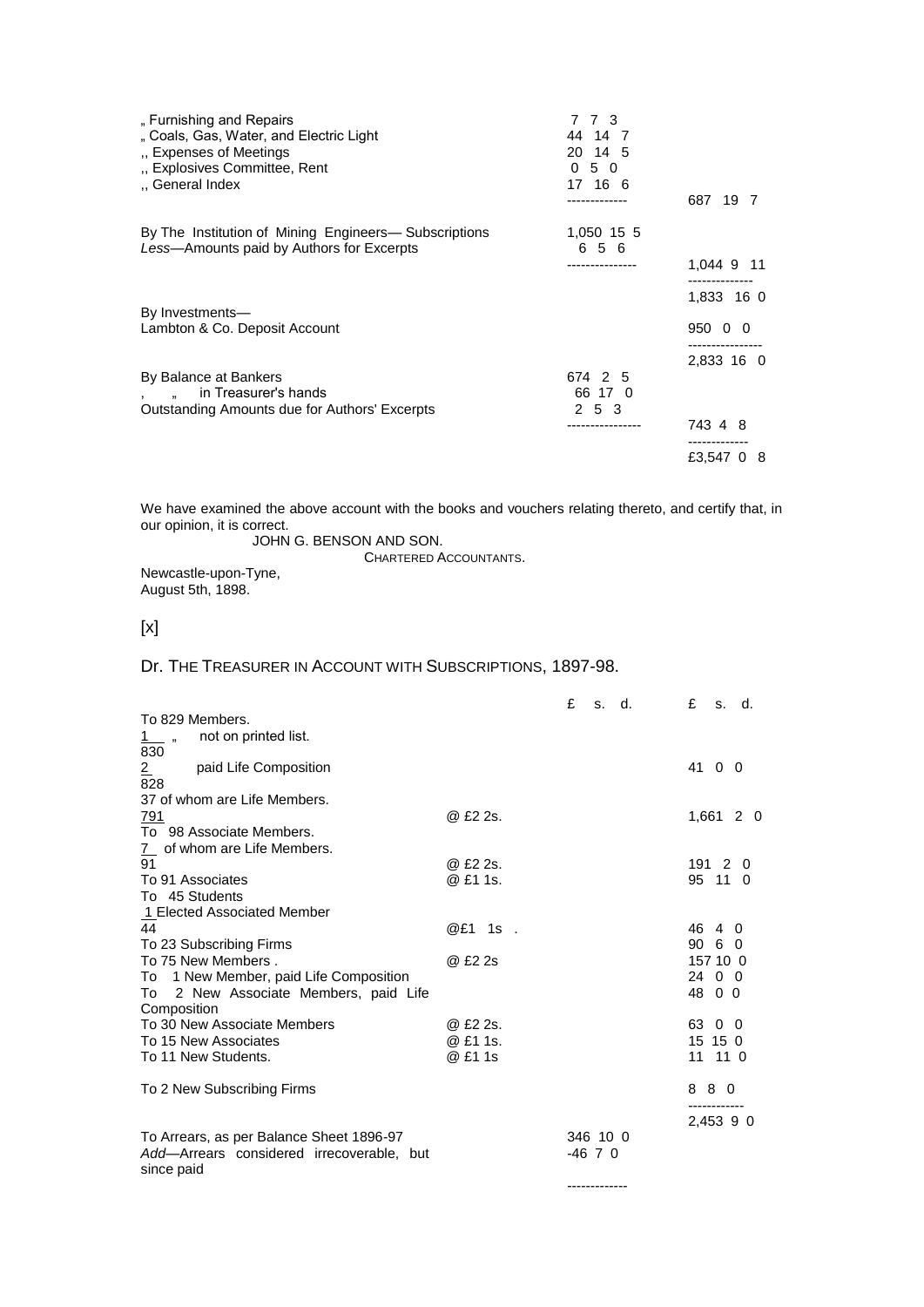| | | |
|---|---|---|
| „ Furnishing and Repairs | 7 7 3 | |
| „ Coals, Gas, Water, and Electric Light | 44 14 7 | |
| ,, Expenses of Meetings | 20 14 5 | |
| ,, Explosives Committee, Rent | 0 5 0 | |
| ,, General Index | 17 16 6 | |
| | ------------- | 687 19 7 |
| By The Institution of Mining Engineers— Subscriptions | 1,050 15 5 | |
| *Less*—Amounts paid by Authors for Excerpts | 6 5 6 | |
| | --------------- | 1,044 9 11 |
| | | -------------- |
| | | 1,833 16 0 |
| By Investments— | | |
| Lambton & Co. Deposit Account | | 950 0 0 |
| | | ---------------- |
| | | 2,833 16 0 |
| By Balance at Bankers | 674 2 5 | |
| ,  „  in Treasurer's hands | 66 17 0 | |
| Outstanding Amounts due for Authors' Excerpts | 2 5 3 | |
| | ---------------- | 743 4 8 |
| | | ------------- |
| | | £3,547 0 8 |

We have examined the above account with the books and vouchers relating thereto, and certify that, in our opinion, it is correct.

JOHN G. BENSON AND SON.

CHARTERED ACCOUNTANTS.

Newcastle-upon-Tyne,
August 5th, 1898.

[x]

## Dr. THE TREASURER IN ACCOUNT WITH SUBSCRIPTIONS, 1897-98.

| | | £ s. d. | £ s. d. |
|---|---|---|---|
| To 829 Members. | | | |
| 1 „ not on printed list. | | | |
| 830 | | | |
| 2 paid Life Composition | | | 41 0 0 |
| 828 | | | |
| 37 of whom are Life Members. | | | |
| 791 | @ £2 2s. | | 1,661 2 0 |
| To 98 Associate Members. | | | |
| 7 of whom are Life Members. | | | |
| 91 | @ £2 2s. | | 191 2 0 |
| To 91 Associates | @ £1 1s. | | 95 11 0 |
| To 45 Students | | | |
| 1 Elected Associated Member | | | |
| 44 | @£1 1s . | | 46 4 0 |
| To 23 Subscribing Firms | | | 90 6 0 |
| To 75 New Members . | @ £2 2s | | 157 10 0 |
| To 1 New Member, paid Life Composition | | | 24 0 0 |
| To 2 New Associate Members, paid Life Composition | | | 48 0 0 |
| To 30 New Associate Members | @ £2 2s. | | 63 0 0 |
| To 15 New Associates | @ £1 1s. | | 15 15 0 |
| To 11 New Students. | @ £1 1s | | 11 11 0 |
| To 2 New Subscribing Firms | | | 8 8 0 |
| | | | ------------ |
| | | | 2,453 9 0 |
| To Arrears, as per Balance Sheet 1896-97 | | 346 10 0 | |
| *Add*—Arrears considered irrecoverable, but since paid | | -46 7 0 | |
| | | ------------- | |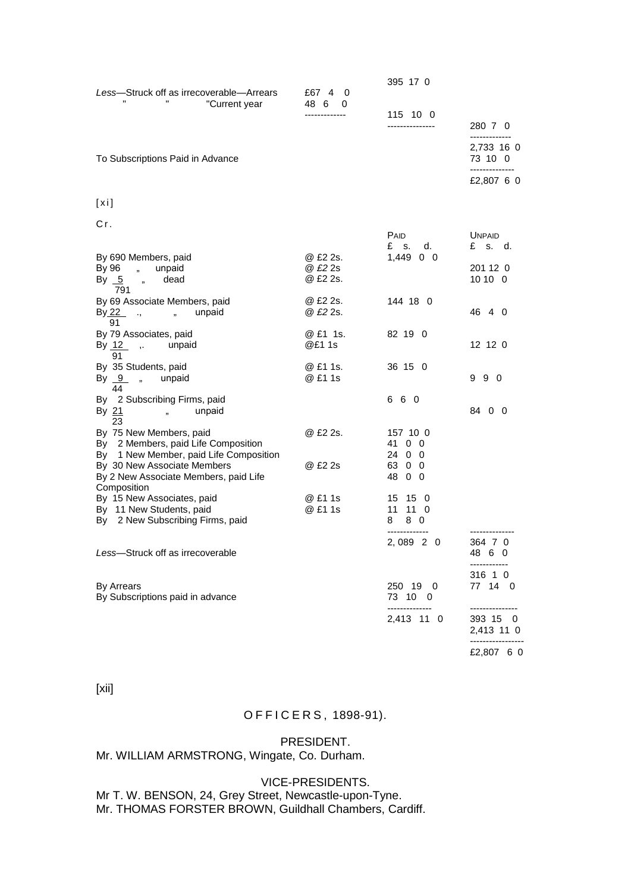| | | | |
|---|---|---|---|
| | | 395 17 0 | |
| *Less*—Struck off as irrecoverable—Arrears | £67 4 0 | | |
| " " "Current year | 48 6 0 | | |
| | ------------- | 115 10 0 | |
| | | --------------- | 280 7 0 |
| | | | ------------- |
| | | | 2,733 16 0 |
| To Subscriptions Paid in Advance | | | 73 10 0 |
| | | | -------------- |
| | | | £2,807 6 0 |

[xi]

Cr.

| | | PAID £ s. d. | UNPAID £ s. d. |
|---|---|---|---|
| By 690 Members, paid | @ £2 2s. | 1,449 0 0 | |
| By 96 „ unpaid | @ *£2* 2s | | 201 12 0 |
| By 5 „ dead | @ £2 2s. | | 10 10 0 |
| 791 | | | |
| By 69 Associate Members, paid | @ £2 2s. | 144 18 0 | |
| By 22 „ unpaid | @ *£2* 2s. | | 46 4 0 |
| 91 | | | |
| By 79 Associates, paid | @ £1 1s. | 82 19 0 | |
| By 12 „ unpaid | @£1 1s | | 12 12 0 |
| 91 | | | |
| By 35 Students, paid | @ £1 1s. | 36 15 0 | |
| By 9 „ unpaid | @ £1 1s | | 9 9 0 |
| 44 | | | |
| By 2 Subscribing Firms, paid | | 6 6 0 | |
| By 21 „ unpaid | | | 84 0 0 |
| 23 | | | |
| By 75 New Members, paid | @ £2 2s. | 157 10 0 | |
| By 2 Members, paid Life Composition | | 41 0 0 | |
| By 1 New Member, paid Life Composition | | 24 0 0 | |
| By 30 New Associate Members | @ £2 2s | 63 0 0 | |
| By 2 New Associate Members, paid Life Composition | | 48 0 0 | |
| By 15 New Associates, paid | @ £1 1s | 15 15 0 | |
| By 11 New Students, paid | @ £1 1s | 11 11 0 | |
| By 2 New Subscribing Firms, paid | | 8 8 0 | |
| | | ------------- | -------------- |
| | | 2, 089 2 0 | 364 7 0 |
| *Less*—Struck off as irrecoverable | | | 48 6 0 |
| | | | ------------ |
| | | | 316 1 0 |
| By Arrears | | 250 19 0 | 77 14 0 |
| By Subscriptions paid in advance | | 73 10 0 | |
| | | -------------- | --------------- |
| | | 2,413 11 0 | 393 15 0 |
| | | | 2,413 11 0 |
| | | | ----------------- |
| | | | £2,807 6 0 |

[xii]

## OFFICERS, 1898-91).

### PRESIDENT.

Mr. WILLIAM ARMSTRONG, Wingate, Co. Durham.

### VICE-PRESIDENTS.

Mr T. W. BENSON, 24, Grey Street, Newcastle-upon-Tyne.
Mr. THOMAS FORSTER BROWN, Guildhall Chambers, Cardiff.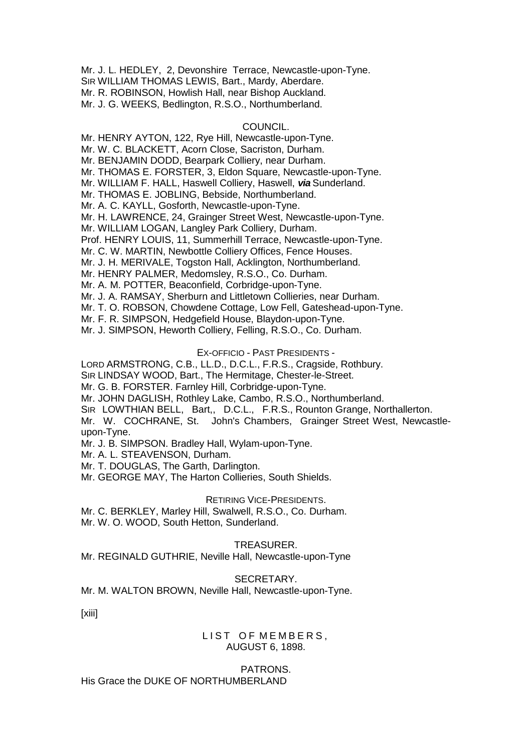Mr. J. L. HEDLEY, 2, Devonshire Terrace, Newcastle-upon-Tyne.
SIR WILLIAM THOMAS LEWIS, Bart., Mardy, Aberdare.
Mr. R. ROBINSON, Howlish Hall, near Bishop Auckland.
Mr. J. G. WEEKS, Bedlington, R.S.O., Northumberland.

COUNCIL.

Mr. HENRY AYTON, 122, Rye Hill, Newcastle-upon-Tyne.
Mr. W. C. BLACKETT, Acorn Close, Sacriston, Durham.
Mr. BENJAMIN DODD, Bearpark Colliery, near Durham.
Mr. THOMAS E. FORSTER, 3, Eldon Square, Newcastle-upon-Tyne.
Mr. WILLIAM F. HALL, Haswell Colliery, Haswell, ***via*** Sunderland.
Mr. THOMAS E. JOBLING, Bebside, Northumberland.
Mr. A. C. KAYLL, Gosforth, Newcastle-upon-Tyne.
Mr. H. LAWRENCE, 24, Grainger Street West, Newcastle-upon-Tyne.
Mr. WILLIAM LOGAN, Langley Park Colliery, Durham.
Prof. HENRY LOUIS, 11, Summerhill Terrace, Newcastle-upon-Tyne.
Mr. C. W. MARTIN, Newbottle Colliery Offices, Fence Houses.
Mr. J. H. MERIVALE, Togston Hall, Acklington, Northumberland.
Mr. HENRY PALMER, Medomsley, R.S.O., Co. Durham.
Mr. A. M. POTTER, Beaconfield, Corbridge-upon-Tyne.
Mr. J. A. RAMSAY, Sherburn and Littletown Collieries, near Durham.
Mr. T. O. ROBSON, Chowdene Cottage, Low Fell, Gateshead-upon-Tyne.
Mr. F. R. SIMPSON, Hedgefield House, Blaydon-upon-Tyne.
Mr. J. SIMPSON, Heworth Colliery, Felling, R.S.O., Co. Durham.

EX-OFFICIO - PAST PRESIDENTS -

LORD ARMSTRONG, C.B., LL.D., D.C.L., F.R.S., Cragside, Rothbury.
SIR LINDSAY WOOD, Bart., The Hermitage, Chester-le-Street.
Mr. G. B. FORSTER. Farnley Hill, Corbridge-upon-Tyne.
Mr. JOHN DAGLISH, Rothley Lake, Cambo, R.S.O., Northumberland.
SIR LOWTHIAN BELL, Bart,, D.C.L., F.R.S., Rounton Grange, Northallerton.
Mr. W. COCHRANE, St. John's Chambers, Grainger Street West, Newcastle-upon-Tyne.
Mr. J. B. SIMPSON. Bradley Hall, Wylam-upon-Tyne.
Mr. A. L. STEAVENSON, Durham.
Mr. T. DOUGLAS, The Garth, Darlington.
Mr. GEORGE MAY, The Harton Collieries, South Shields.

RETIRING VICE-PRESIDENTS.

Mr. C. BERKLEY, Marley Hill, Swalwell, R.S.O., Co. Durham.
Mr. W. O. WOOD, South Hetton, Sunderland.

TREASURER.

Mr. REGINALD GUTHRIE, Neville Hall, Newcastle-upon-Tyne

SECRETARY.

Mr. M. WALTON BROWN, Neville Hall, Newcastle-upon-Tyne.

[xiii]

## LIST OF MEMBERS, AUGUST 6, 1898.

PATRONS.

His Grace the DUKE OF NORTHUMBERLAND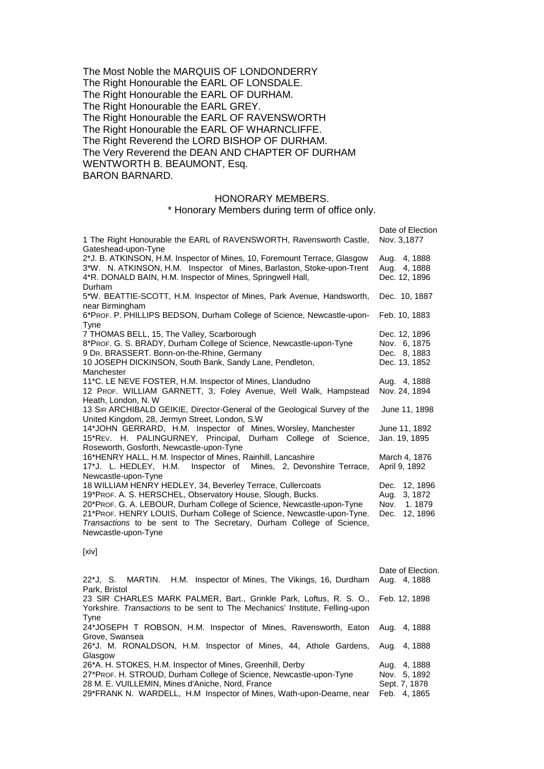The Most Noble the MARQUIS OF LONDONDERRY
The Right Honourable the EARL OF LONSDALE.
The Right Honourable the EARL OF DURHAM.
The Right Honourable the EARL GREY.
The Right Honourable the EARL OF RAVENSWORTH
The Right Honourable the EARL OF WHARNCLIFFE.
The Right Reverend the LORD BISHOP OF DURHAM.
The Very Reverend the DEAN AND CHAPTER OF DURHAM
WENTWORTH B. BEAUMONT, Esq.
BARON BARNARD.

## HONORARY MEMBERS.

\* Honorary Members during term of office only.

| | Date of Election |
|---|---|
| 1 The Right Honourable the EARL of RAVENSWORTH, Ravensworth Castle, Gateshead-upon-Tyne | Nov. 3,1877 |
| 2*J. B. ATKINSON, H.M. Inspector of Mines, 10, Foremount Terrace, Glasgow | Aug. 4, 1888 |
| 3*W. N. ATKINSON, H.M. Inspector of Mines, Barlaston, Stoke-upon-Trent | Aug. 4, 1888 |
| 4*R. DONALD BAIN, H.M. Inspector of Mines, Springwell Hall, Durham | Dec. 12, 1896 |
| 5*W. BEATTIE-SCOTT, H.M. Inspector of Mines, Park Avenue, Handsworth, near Birmingham | Dec. 10, 1887 |
| 6*PROF. P. PHILLIPS BEDSON, Durham College of Science, Newcastle-upon-Tyne | Feb. 10, 1883 |
| 7 THOMAS BELL, 15, The Valley, Scarborough | Dec. 12, 1896 |
| 8*PROF. G. S. BRADY, Durham College of Science, Newcastle-upon-Tyne | Nov. 6, 1875 |
| 9 DR. BRASSERT. Bonn-on-the-Rhine, Germany | Dec. 8, 1883 |
| 10 JOSEPH DICKINSON, South Bank, Sandy Lane, Pendleton, Manchester | Dec. 13, 1852 |
| 11*C. LE NEVE FOSTER, H.M. Inspector of Mines, Llandudno | Aug. 4, 1888 |
| 12 PROF. WILLIAM GARNETT, 3, Foley Avenue, Well Walk, Hampstead Heath, London, N. W | Nov. 24, 1894 |
| 13 SIR ARCHIBALD GEIKIE, Director-General of the Geological Survey of the United Kingdom, 28, Jermyn Street, London, S.W | June 11, 1898 |
| 14*JOHN GERRARD, H.M. Inspector of Mines, Worsley, Manchester | June 11, 1892 |
| 15*REV. H. PALINGURNEY, Principal, Durham College of Science, Roseworth, Gosforth, Newcastle-upon-Tyne | Jan. 19, 1895 |
| 16*HENRY HALL, H.M. Inspector of Mines, Rainhill, Lancashire | March 4, 1876 |
| 17*J. L. HEDLEY, H.M. Inspector of Mines, 2, Devonshire Terrace, Newcastle-upon-Tyne | April 9, 1892 |
| 18 WILLIAM HENRY HEDLEY, 34, Beverley Terrace, Cullercoats | Dec. 12, 1896 |
| 19*PROF. A. S. HERSCHEL, Observatory House, Slough, Bucks. | Aug. 3, 1872 |
| 20*PROF. G. A. LEBOUR, Durham College of Science, Newcastle-upon-Tyne | Nov. 1. 1879 |
| 21*PROF. HENRY LOUIS, Durham College of Science, Newcastle-upon-Tyne. *Transactions* to be sent to The Secretary, Durham College of Science, Newcastle-upon-Tyne | Dec. 12, 1896 |

[xiv]

| | Date of Election. |
|---|---|
| 22*J, S. MARTIN. H.M. Inspector of Mines, The Vikings, 16, Durdham Park, Bristol | Aug. 4, 1888 |
| 23 SIR CHARLES MARK PALMER, Bart., Grinkle Park, Loftus, R. S. O., Yorkshire. *Transactions* to be sent to The Mechanics' Institute, Felling-upon Tyne | Feb. 12, 1898 |
| 24*JOSEPH T ROBSON, H.M. Inspector of Mines, Ravensworth, Eaton Grove, Swansea | Aug. 4, 1888 |
| 26*J. M. RONALDSON, H.M. Inspector of Mines, 44, Athole Gardens, Glasgow | Aug. 4, 1888 |
| 26*A. H. STOKES, H.M. Inspector of Mines, Greenhill, Derby | Aug. 4, 1888 |
| 27*PROF. H. STROUD, Durham College of Science, Newcastle-upon-Tyne | Nov. 5, 1892 |
| 28 M. E. VUILLEMIN, Mines d'Aniche, Nord, France | Sept. 7, 1878 |
| 29*FRANK N. WARDELL, H.M Inspector of Mines, Wath-upon-Dearne, near | Feb. 4, 1865 |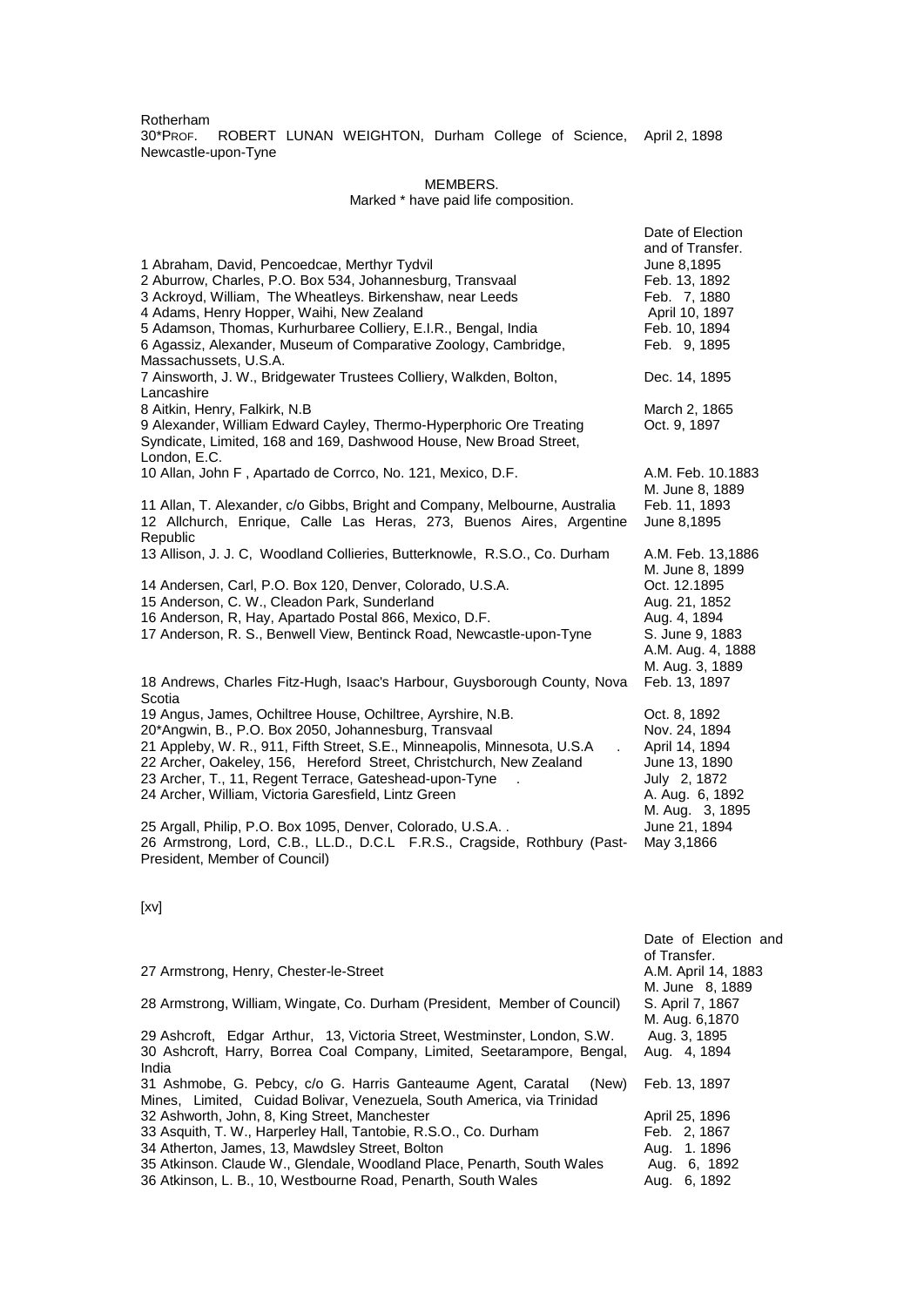Rotherham
30*PROF. ROBERT LUNAN WEIGHTON, Durham College of Science, Newcastle-upon-Tyne — April 2, 1898

## MEMBERS.

Marked * have paid life composition.

| | Date of Election and of Transfer. |
|---|---|
| 1 Abraham, David, Pencoedcae, Merthyr Tydvil | June 8,1895 |
| 2 Aburrow, Charles, P.O. Box 534, Johannesburg, Transvaal | Feb. 13, 1892 |
| 3 Ackroyd, William, The Wheatleys. Birkenshaw, near Leeds | Feb. 7, 1880 |
| 4 Adams, Henry Hopper, Waihi, New Zealand | April 10, 1897 |
| 5 Adamson, Thomas, Kurhurbaree Colliery, E.I.R., Bengal, India | Feb. 10, 1894 |
| 6 Agassiz, Alexander, Museum of Comparative Zoology, Cambridge, Massachussets, U.S.A. | Feb. 9, 1895 |
| 7 Ainsworth, J. W., Bridgewater Trustees Colliery, Walkden, Bolton, Lancashire | Dec. 14, 1895 |
| 8 Aitkin, Henry, Falkirk, N.B | March 2, 1865 |
| 9 Alexander, William Edward Cayley, Thermo-Hyperphoric Ore Treating Syndicate, Limited, 168 and 169, Dashwood House, New Broad Street, London, E.C. | Oct. 9, 1897 |
| 10 Allan, John F , Apartado de Corrco, No. 121, Mexico, D.F. | A.M. Feb. 10.1883<br>M. June 8, 1889 |
| 11 Allan, T. Alexander, c/o Gibbs, Bright and Company, Melbourne, Australia | Feb. 11, 1893 |
| 12 Allchurch, Enrique, Calle Las Heras, 273, Buenos Aires, Argentine Republic | June 8,1895 |
| 13 Allison, J. J. C, Woodland Collieries, Butterknowle, R.S.O., Co. Durham | A.M. Feb. 13,1886<br>M. June 8, 1899 |
| 14 Andersen, Carl, P.O. Box 120, Denver, Colorado, U.S.A. | Oct. 12.1895 |
| 15 Anderson, C. W., Cleadon Park, Sunderland | Aug. 21, 1852 |
| 16 Anderson, R, Hay, Apartado Postal 866, Mexico, D.F. | Aug. 4, 1894 |
| 17 Anderson, R. S., Benwell View, Bentinck Road, Newcastle-upon-Tyne | S. June 9, 1883<br>A.M. Aug. 4, 1888<br>M. Aug. 3, 1889 |
| 18 Andrews, Charles Fitz-Hugh, Isaac's Harbour, Guysborough County, Nova Scotia | Feb. 13, 1897 |
| 19 Angus, James, Ochiltree House, Ochiltree, Ayrshire, N.B. | Oct. 8, 1892 |
| 20*Angwin, B., P.O. Box 2050, Johannesburg, Transvaal | Nov. 24, 1894 |
| 21 Appleby, W. R., 911, Fifth Street, S.E., Minneapolis, Minnesota, U.S.A | April 14, 1894 |
| 22 Archer, Oakeley, 156, Hereford Street, Christchurch, New Zealand | June 13, 1890 |
| 23 Archer, T., 11, Regent Terrace, Gateshead-upon-Tyne | July 2, 1872 |
| 24 Archer, William, Victoria Garesfield, Lintz Green | A. Aug. 6, 1892<br>M. Aug. 3, 1895 |
| 25 Argall, Philip, P.O. Box 1095, Denver, Colorado, U.S.A. | June 21, 1894 |
| 26 Armstrong, Lord, C.B., LL.D., D.C.L F.R.S., Cragside, Rothbury (Past-President, Member of Council) | May 3,1866 |

[xv]

| | Date of Election and of Transfer. |
|---|---|
| 27 Armstrong, Henry, Chester-le-Street | A.M. April 14, 1883<br>M. June 8, 1889 |
| 28 Armstrong, William, Wingate, Co. Durham (President, Member of Council) | S. April 7, 1867<br>M. Aug. 6,1870 |
| 29 Ashcroft, Edgar Arthur, 13, Victoria Street, Westminster, London, S.W. | Aug. 3, 1895 |
| 30 Ashcroft, Harry, Borrea Coal Company, Limited, Seetarampore, Bengal, India | Aug. 4, 1894 |
| 31 Ashmobe, G. Pebcy, c/o G. Harris Ganteaume Agent, Caratal (New) Mines, Limited, Cuidad Bolivar, Venezuela, South America, via Trinidad | Feb. 13, 1897 |
| 32 Ashworth, John, 8, King Street, Manchester | April 25, 1896 |
| 33 Asquith, T. W., Harperley Hall, Tantobie, R.S.O., Co. Durham | Feb. 2, 1867 |
| 34 Atherton, James, 13, Mawdsley Street, Bolton | Aug. 1. 1896 |
| 35 Atkinson. Claude W., Glendale, Woodland Place, Penarth, South Wales | Aug. 6, 1892 |
| 36 Atkinson, L. B., 10, Westbourne Road, Penarth, South Wales | Aug. 6, 1892 |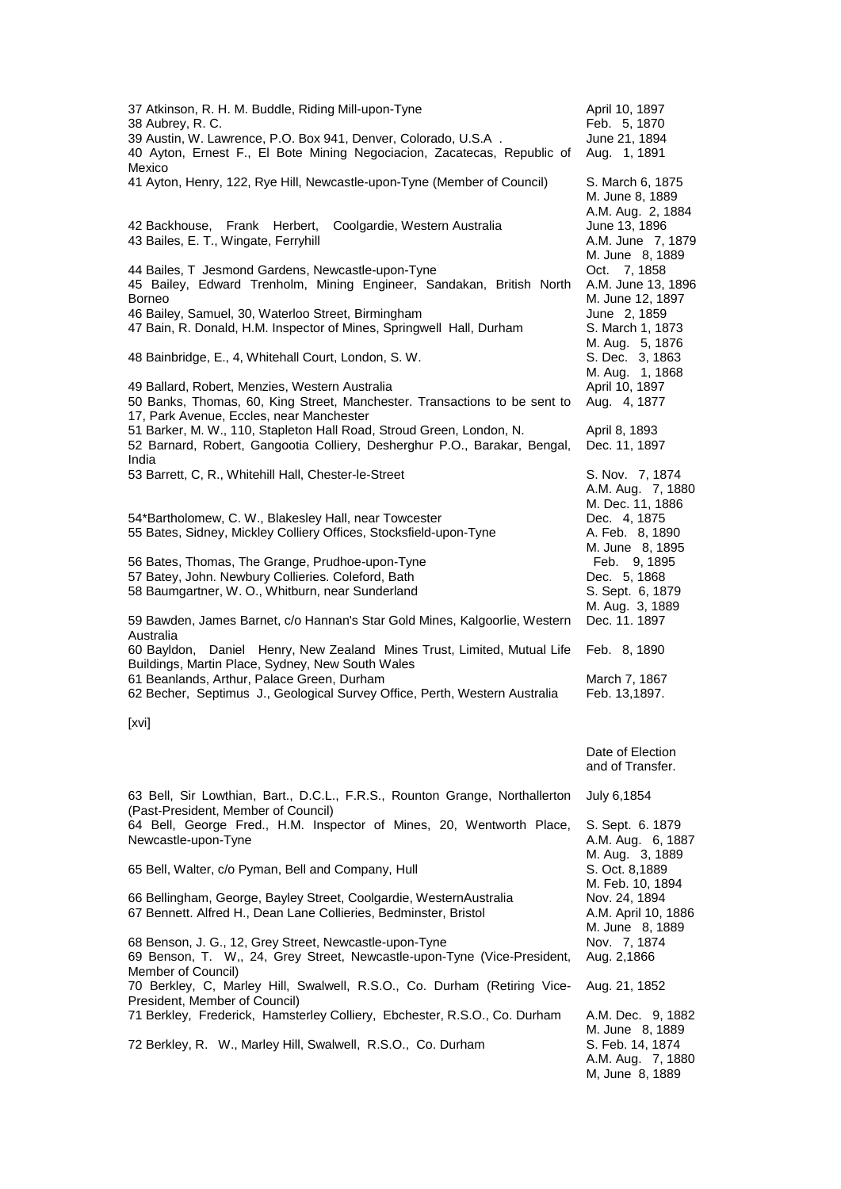| | |
|---|---|
| 37 Atkinson, R. H. M. Buddle, Riding Mill-upon-Tyne | April 10, 1897 |
| 38 Aubrey, R. C. | Feb. 5, 1870 |
| 39 Austin, W. Lawrence, P.O. Box 941, Denver, Colorado, U.S.A . | June 21, 1894 |
| 40 Ayton, Ernest F., El Bote Mining Negociacion, Zacatecas, Republic of Mexico | Aug. 1, 1891 |
| 41 Ayton, Henry, 122, Rye Hill, Newcastle-upon-Tyne (Member of Council) | S. March 6, 1875<br>M. June 8, 1889 |
| 42 Backhouse, Frank Herbert, Coolgardie, Western Australia | A.M. Aug. 2, 1884<br>June 13, 1896 |
| 43 Bailes, E. T., Wingate, Ferryhill | A.M. June 7, 1879<br>M. June 8, 1889 |
| 44 Bailes, T Jesmond Gardens, Newcastle-upon-Tyne | Oct. 7, 1858 |
| 45 Bailey, Edward Trenholm, Mining Engineer, Sandakan, British North Borneo | A.M. June 13, 1896<br>M. June 12, 1897 |
| 46 Bailey, Samuel, 30, Waterloo Street, Birmingham | June 2, 1859 |
| 47 Bain, R. Donald, H.M. Inspector of Mines, Springwell Hall, Durham | S. March 1, 1873<br>M. Aug. 5, 1876 |
| 48 Bainbridge, E., 4, Whitehall Court, London, S. W. | S. Dec. 3, 1863<br>M. Aug. 1, 1868 |
| 49 Ballard, Robert, Menzies, Western Australia | April 10, 1897 |
| 50 Banks, Thomas, 60, King Street, Manchester. Transactions to be sent to 17, Park Avenue, Eccles, near Manchester | Aug. 4, 1877 |
| 51 Barker, M. W., 110, Stapleton Hall Road, Stroud Green, London, N. | April 8, 1893 |
| 52 Barnard, Robert, Gangootia Colliery, Desherghur P.O., Barakar, Bengal, India | Dec. 11, 1897 |
| 53 Barrett, C, R., Whitehill Hall, Chester-le-Street | S. Nov. 7, 1874<br>A.M. Aug. 7, 1880<br>M. Dec. 11, 1886 |
| 54*Bartholomew, C. W., Blakesley Hall, near Towcester | Dec. 4, 1875 |
| 55 Bates, Sidney, Mickley Colliery Offices, Stocksfield-upon-Tyne | A. Feb. 8, 1890<br>M. June 8, 1895 |
| 56 Bates, Thomas, The Grange, Prudhoe-upon-Tyne | Feb. 9, 1895 |
| 57 Batey, John. Newbury Collieries. Coleford, Bath | Dec. 5, 1868 |
| 58 Baumgartner, W. O., Whitburn, near Sunderland | S. Sept. 6, 1879<br>M. Aug. 3, 1889 |
| 59 Bawden, James Barnet, c/o Hannan's Star Gold Mines, Kalgoorlie, Western Australia | Dec. 11. 1897 |
| 60 Bayldon, Daniel Henry, New Zealand Mines Trust, Limited, Mutual Life Buildings, Martin Place, Sydney, New South Wales | Feb. 8, 1890 |
| 61 Beanlands, Arthur, Palace Green, Durham | March 7, 1867 |
| 62 Becher, Septimus J., Geological Survey Office, Perth, Western Australia | Feb. 13,1897. |

[xvi]

| | Date of Election and of Transfer. |
|---|---|
| 63 Bell, Sir Lowthian, Bart., D.C.L., F.R.S., Rounton Grange, Northallerton (Past-President, Member of Council) | July 6,1854 |
| 64 Bell, George Fred., H.M. Inspector of Mines, 20, Wentworth Place, Newcastle-upon-Tyne | S. Sept. 6. 1879<br>A.M. Aug. 6, 1887<br>M. Aug. 3, 1889 |
| 65 Bell, Walter, c/o Pyman, Bell and Company, Hull | S. Oct. 8,1889<br>M. Feb. 10, 1894 |
| 66 Bellingham, George, Bayley Street, Coolgardie, WesternAustralia | Nov. 24, 1894 |
| 67 Bennett. Alfred H., Dean Lane Collieries, Bedminster, Bristol | A.M. April 10, 1886<br>M. June 8, 1889 |
| 68 Benson, J. G., 12, Grey Street, Newcastle-upon-Tyne | Nov. 7, 1874 |
| 69 Benson, T. W,, 24, Grey Street, Newcastle-upon-Tyne (Vice-President, Member of Council) | Aug. 2,1866 |
| 70 Berkley, C, Marley Hill, Swalwell, R.S.O., Co. Durham (Retiring Vice-President, Member of Council) | Aug. 21, 1852 |
| 71 Berkley, Frederick, Hamsterley Colliery, Ebchester, R.S.O., Co. Durham | A.M. Dec. 9, 1882<br>M. June 8, 1889 |
| 72 Berkley, R. W., Marley Hill, Swalwell, R.S.O., Co. Durham | S. Feb. 14, 1874<br>A.M. Aug. 7, 1880<br>M, June 8, 1889 |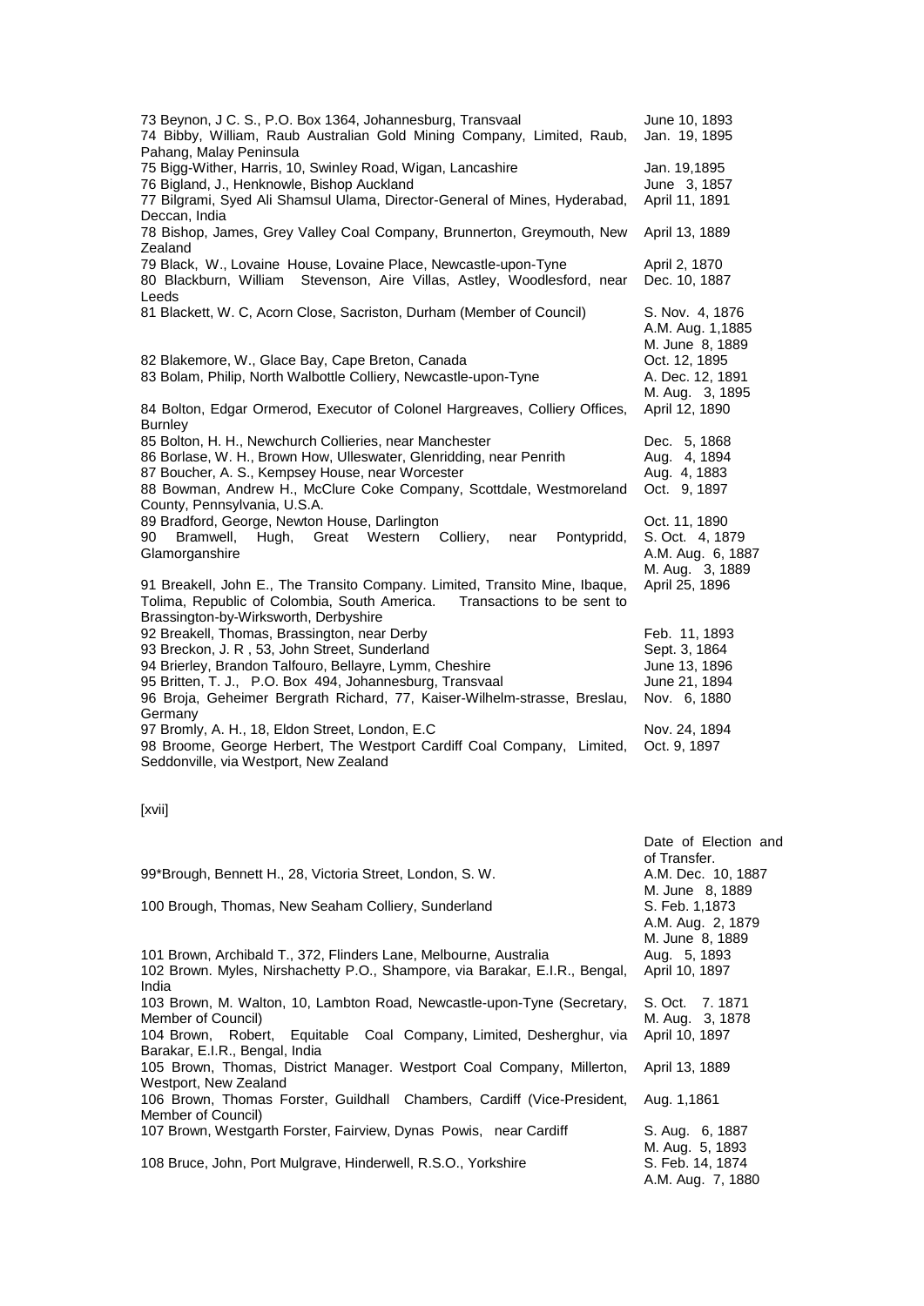| | |
|---|---|
| 73 Beynon, J C. S., P.O. Box 1364, Johannesburg, Transvaal | June 10, 1893 |
| 74 Bibby, William, Raub Australian Gold Mining Company, Limited, Raub, Pahang, Malay Peninsula | Jan. 19, 1895 |
| 75 Bigg-Wither, Harris, 10, Swinley Road, Wigan, Lancashire | Jan. 19,1895 |
| 76 Bigland, J., Henknowle, Bishop Auckland | June 3, 1857 |
| 77 Bilgrami, Syed Ali Shamsul Ulama, Director-General of Mines, Hyderabad, Deccan, India | April 11, 1891 |
| 78 Bishop, James, Grey Valley Coal Company, Brunnerton, Greymouth, New Zealand | April 13, 1889 |
| 79 Black, W., Lovaine House, Lovaine Place, Newcastle-upon-Tyne | April 2, 1870 |
| 80 Blackburn, William Stevenson, Aire Villas, Astley, Woodlesford, near Leeds | Dec. 10, 1887 |
| 81 Blackett, W. C, Acorn Close, Sacriston, Durham (Member of Council) | S. Nov. 4, 1876<br>A.M. Aug. 1,1885<br>M. June 8, 1889 |
| 82 Blakemore, W., Glace Bay, Cape Breton, Canada | Oct. 12, 1895 |
| 83 Bolam, Philip, North Walbottle Colliery, Newcastle-upon-Tyne | A. Dec. 12, 1891<br>M. Aug. 3, 1895 |
| 84 Bolton, Edgar Ormerod, Executor of Colonel Hargreaves, Colliery Offices, Burnley | April 12, 1890 |
| 85 Bolton, H. H., Newchurch Collieries, near Manchester | Dec. 5, 1868 |
| 86 Borlase, W. H., Brown How, Ulleswater, Glenridding, near Penrith | Aug. 4, 1894 |
| 87 Boucher, A. S., Kempsey House, near Worcester | Aug. 4, 1883 |
| 88 Bowman, Andrew H., McClure Coke Company, Scottdale, Westmoreland County, Pennsylvania, U.S.A. | Oct. 9, 1897 |
| 89 Bradford, George, Newton House, Darlington | Oct. 11, 1890 |
| 90 Bramwell, Hugh, Great Western Colliery, near Pontypridd, Glamorganshire | S. Oct. 4, 1879<br>A.M. Aug. 6, 1887<br>M. Aug. 3, 1889 |
| 91 Breakell, John E., The Transito Company. Limited, Transito Mine, Ibaque, Tolima, Republic of Colombia, South America. Transactions to be sent to Brassington-by-Wirksworth, Derbyshire | April 25, 1896 |
| 92 Breakell, Thomas, Brassington, near Derby | Feb. 11, 1893 |
| 93 Breckon, J. R , 53, John Street, Sunderland | Sept. 3, 1864 |
| 94 Brierley, Brandon Talfouro, Bellayre, Lymm, Cheshire | June 13, 1896 |
| 95 Britten, T. J., P.O. Box 494, Johannesburg, Transvaal | June 21, 1894 |
| 96 Broja, Geheimer Bergrath Richard, 77, Kaiser-Wilhelm-strasse, Breslau, Germany | Nov. 6, 1880 |
| 97 Bromly, A. H., 18, Eldon Street, London, E.C | Nov. 24, 1894 |
| 98 Broome, George Herbert, The Westport Cardiff Coal Company, Limited, Seddonville, via Westport, New Zealand | Oct. 9, 1897 |

[xvii]

| | Date of Election and of Transfer. |
|---|---|
| 99*Brough, Bennett H., 28, Victoria Street, London, S. W. | A.M. Dec. 10, 1887<br>M. June 8, 1889 |
| 100 Brough, Thomas, New Seaham Colliery, Sunderland | S. Feb. 1,1873<br>A.M. Aug. 2, 1879<br>M. June 8, 1889 |
| 101 Brown, Archibald T., 372, Flinders Lane, Melbourne, Australia | Aug. 5, 1893 |
| 102 Brown. Myles, Nirshachetty P.O., Shampore, via Barakar, E.I.R., Bengal, India | April 10, 1897 |
| 103 Brown, M. Walton, 10, Lambton Road, Newcastle-upon-Tyne (Secretary, Member of Council) | S. Oct. 7. 1871<br>M. Aug. 3, 1878 |
| 104 Brown, Robert, Equitable Coal Company, Limited, Desherghur, via Barakar, E.I.R., Bengal, India | April 10, 1897 |
| 105 Brown, Thomas, District Manager. Westport Coal Company, Millerton, Westport, New Zealand | April 13, 1889 |
| 106 Brown, Thomas Forster, Guildhall Chambers, Cardiff (Vice-President, Member of Council) | Aug. 1,1861 |
| 107 Brown, Westgarth Forster, Fairview, Dynas Powis, near Cardiff | S. Aug. 6, 1887<br>M. Aug. 5, 1893 |
| 108 Bruce, John, Port Mulgrave, Hinderwell, R.S.O., Yorkshire | S. Feb. 14, 1874<br>A.M. Aug. 7, 1880 |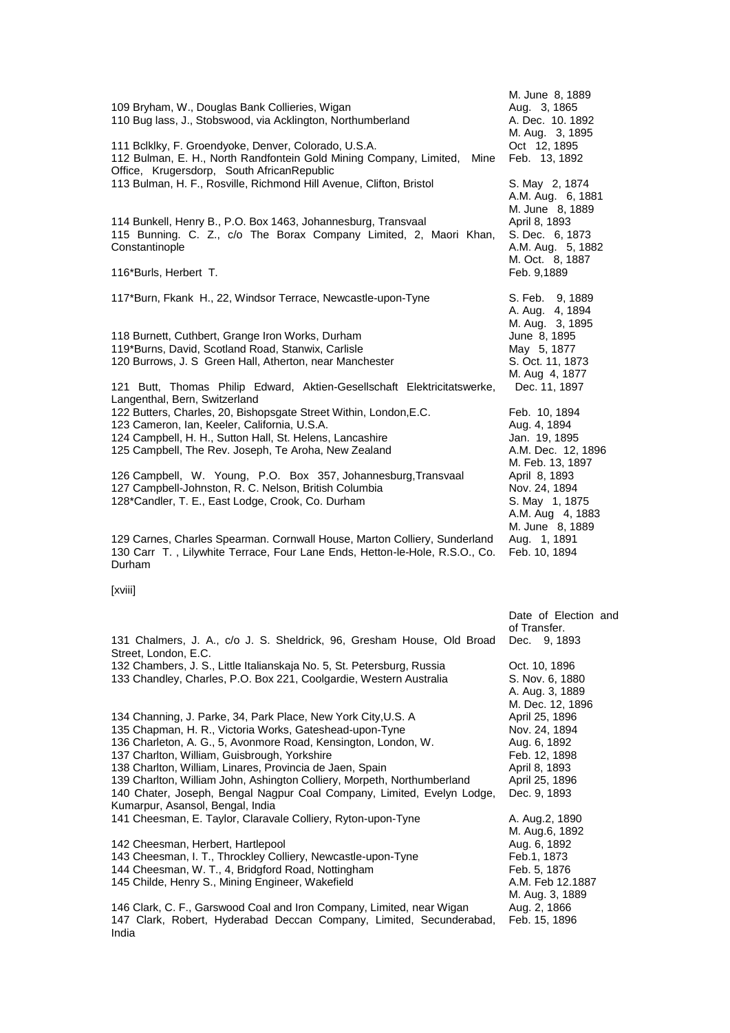| | |
|---|---|
| | M. June 8, 1889 |
| 109 Bryham, W., Douglas Bank Collieries, Wigan | Aug. 3, 1865 |
| 110 Bug lass, J., Stobswood, via Acklington, Northumberland | A. Dec. 10. 1892<br>M. Aug. 3, 1895 |
| 111 Bclklky, F. Groendyoke, Denver, Colorado, U.S.A. | Oct 12, 1895 |
| 112 Bulman, E. H., North Randfontein Gold Mining Company, Limited, Mine Office, Krugersdorp, South AfricanRepublic | Feb. 13, 1892 |
| 113 Bulman, H. F., Rosville, Richmond Hill Avenue, Clifton, Bristol | S. May 2, 1874<br>A.M. Aug. 6, 1881<br>M. June 8, 1889 |
| 114 Bunkell, Henry B., P.O. Box 1463, Johannesburg, Transvaal | April 8, 1893 |
| 115 Bunning. C. Z., c/o The Borax Company Limited, 2, Maori Khan, Constantinople | S. Dec. 6, 1873<br>A.M. Aug. 5, 1882<br>M. Oct. 8, 1887 |
| 116*Burls, Herbert T. | Feb. 9,1889 |
| 117*Burn, Fkank H., 22, Windsor Terrace, Newcastle-upon-Tyne | S. Feb. 9, 1889<br>A. Aug. 4, 1894<br>M. Aug. 3, 1895 |
| 118 Burnett, Cuthbert, Grange Iron Works, Durham | June 8, 1895 |
| 119*Burns, David, Scotland Road, Stanwix, Carlisle | May 5, 1877 |
| 120 Burrows, J. S Green Hall, Atherton, near Manchester | S. Oct. 11, 1873<br>M. Aug 4, 1877 |
| 121 Butt, Thomas Philip Edward, Aktien-Gesellschaft Elektricitatswerke, Langenthal, Bern, Switzerland | Dec. 11, 1897 |
| 122 Butters, Charles, 20, Bishopsgate Street Within, London,E.C. | Feb. 10, 1894 |
| 123 Cameron, Ian, Keeler, California, U.S.A. | Aug. 4, 1894 |
| 124 Campbell, H. H., Sutton Hall, St. Helens, Lancashire | Jan. 19, 1895 |
| 125 Campbell, The Rev. Joseph, Te Aroha, New Zealand | A.M. Dec. 12, 1896<br>M. Feb. 13, 1897 |
| 126 Campbell, W. Young, P.O. Box 357, Johannesburg,Transvaal | April 8, 1893 |
| 127 Campbell-Johnston, R. C. Nelson, British Columbia | Nov. 24, 1894 |
| 128*Candler, T. E., East Lodge, Crook, Co. Durham | S. May 1, 1875<br>A.M. Aug 4, 1883<br>M. June 8, 1889 |
| 129 Carnes, Charles Spearman. Cornwall House, Marton Colliery, Sunderland | Aug. 1, 1891 |
| 130 Carr T. , Lilywhite Terrace, Four Lane Ends, Hetton-le-Hole, R.S.O., Co. Durham | Feb. 10, 1894 |

[xviii]

| | Date of Election and of Transfer. |
|---|---|
| 131 Chalmers, J. A., c/o J. S. Sheldrick, 96, Gresham House, Old Broad Street, London, E.C. | Dec. 9, 1893 |
| 132 Chambers, J. S., Little Italianskaja No. 5, St. Petersburg, Russia | Oct. 10, 1896 |
| 133 Chandley, Charles, P.O. Box 221, Coolgardie, Western Australia | S. Nov. 6, 1880<br>A. Aug. 3, 1889<br>M. Dec. 12, 1896 |
| 134 Channing, J. Parke, 34, Park Place, New York City,U.S. A | April 25, 1896 |
| 135 Chapman, H. R., Victoria Works, Gateshead-upon-Tyne | Nov. 24, 1894 |
| 136 Charleton, A. G., 5, Avonmore Road, Kensington, London, W. | Aug. 6, 1892 |
| 137 Charlton, William, Guisbrough, Yorkshire | Feb. 12, 1898 |
| 138 Charlton, William, Linares, Provincia de Jaen, Spain | April 8, 1893 |
| 139 Charlton, William John, Ashington Colliery, Morpeth, Northumberland | April 25, 1896 |
| 140 Chater, Joseph, Bengal Nagpur Coal Company, Limited, Evelyn Lodge, Kumarpur, Asansol, Bengal, India | Dec. 9, 1893 |
| 141 Cheesman, E. Taylor, Claravale Colliery, Ryton-upon-Tyne | A. Aug.2, 1890<br>M. Aug.6, 1892 |
| 142 Cheesman, Herbert, Hartlepool | Aug. 6, 1892 |
| 143 Cheesman, I. T., Throckley Colliery, Newcastle-upon-Tyne | Feb.1, 1873 |
| 144 Cheesman, W. T., 4, Bridgford Road, Nottingham | Feb. 5, 1876 |
| 145 Childe, Henry S., Mining Engineer, Wakefield | A.M. Feb 12.1887<br>M. Aug. 3, 1889 |
| 146 Clark, C. F., Garswood Coal and Iron Company, Limited, near Wigan | Aug. 2, 1866 |
| 147 Clark, Robert, Hyderabad Deccan Company, Limited, Secunderabad, India | Feb. 15, 1896 |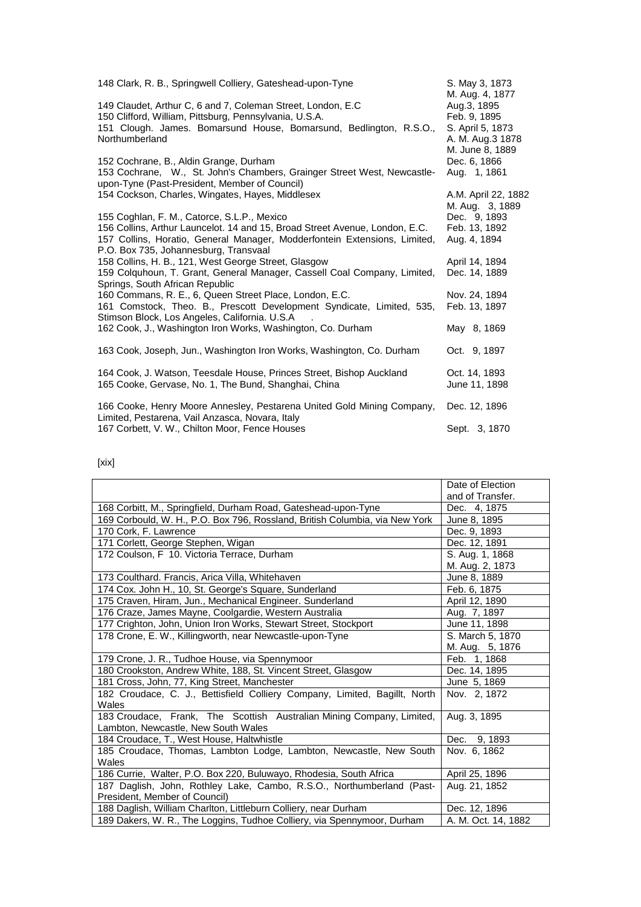| | |
|---|---|
| 148 Clark, R. B., Springwell Colliery, Gateshead-upon-Tyne | S. May 3, 1873<br>M. Aug. 4, 1877 |
| 149 Claudet, Arthur C, 6 and 7, Coleman Street, London, E.C | Aug.3, 1895 |
| 150 Clifford, William, Pittsburg, Pennsylvania, U.S.A. | Feb. 9, 1895 |
| 151 Clough. James. Bomarsund House, Bomarsund, Bedlington, R.S.O., Northumberland | S. April 5, 1873<br>A. M. Aug.3 1878<br>M. June 8, 1889 |
| 152 Cochrane, B., Aldin Grange, Durham | Dec. 6, 1866 |
| 153 Cochrane, W., St. John's Chambers, Grainger Street West, Newcastle-upon-Tyne (Past-President, Member of Council) | Aug. 1, 1861 |
| 154 Cockson, Charles, Wingates, Hayes, Middlesex | A.M. April 22, 1882<br>M. Aug. 3, 1889 |
| 155 Coghlan, F. M., Catorce, S.L.P., Mexico | Dec. 9, 1893 |
| 156 Collins, Arthur Launcelot. 14 and 15, Broad Street Avenue, London, E.C. | Feb. 13, 1892 |
| 157 Collins, Horatio, General Manager, Modderfontein Extensions, Limited, P.O. Box 735, Johannesburg, Transvaal | Aug. 4, 1894 |
| 158 Collins, H. B., 121, West George Street, Glasgow | April 14, 1894 |
| 159 Colquhoun, T. Grant, General Manager, Cassell Coal Company, Limited, Springs, South African Republic | Dec. 14, 1889 |
| 160 Commans, R. E., 6, Queen Street Place, London, E.C. | Nov. 24, 1894 |
| 161 Comstock, Theo. B., Prescott Development Syndicate, Limited, 535, Stimson Block, Los Angeles, California. U.S.A | Feb. 13, 1897 |
| 162 Cook, J., Washington Iron Works, Washington, Co. Durham | May 8, 1869 |
| 163 Cook, Joseph, Jun., Washington Iron Works, Washington, Co. Durham | Oct. 9, 1897 |
| 164 Cook, J. Watson, Teesdale House, Princes Street, Bishop Auckland | Oct. 14, 1893 |
| 165 Cooke, Gervase, No. 1, The Bund, Shanghai, China | June 11, 1898 |
| 166 Cooke, Henry Moore Annesley, Pestarena United Gold Mining Company, Limited, Pestarena, Vail Anzasca, Novara, Italy | Dec. 12, 1896 |
| 167 Corbett, V. W., Chilton Moor, Fence Houses | Sept. 3, 1870 |

[xix]

| | Date of Election and of Transfer. |
|---|---|
| 168 Corbitt, M., Springfield, Durham Road, Gateshead-upon-Tyne | Dec. 4, 1875 |
| 169 Corbould, W. H., P.O. Box 796, Rossland, British Columbia, via New York | June 8, 1895 |
| 170 Cork, F. Lawrence | Dec. 9, 1893 |
| 171 Corlett, George Stephen, Wigan | Dec. 12, 1891 |
| 172 Coulson, F 10. Victoria Terrace, Durham | S. Aug. 1, 1868<br>M. Aug. 2, 1873 |
| 173 Coulthard. Francis, Arica Villa, Whitehaven | June 8, 1889 |
| 174 Cox. John H., 10, St. George's Square, Sunderland | Feb. 6, 1875 |
| 175 Craven, Hiram, Jun., Mechanical Engineer. Sunderland | April 12, 1890 |
| 176 Craze, James Mayne, Coolgardie, Western Australia | Aug. 7, 1897 |
| 177 Crighton, John, Union Iron Works, Stewart Street, Stockport | June 11, 1898 |
| 178 Crone, E. W., Killingworth, near Newcastle-upon-Tyne | S. March 5, 1870<br>M. Aug. 5, 1876 |
| 179 Crone, J. R., Tudhoe House, via Spennymoor | Feb. 1, 1868 |
| 180 Crookston, Andrew White, 188, St. Vincent Street, Glasgow | Dec. 14, 1895 |
| 181 Cross, John, 77, King Street, Manchester | June 5, 1869 |
| 182 Croudace, C. J., Bettisfield Colliery Company, Limited, Bagillt, North Wales | Nov. 2, 1872 |
| 183 Croudace, Frank, The Scottish Australian Mining Company, Limited, Lambton, Newcastle, New South Wales | Aug. 3, 1895 |
| 184 Croudace, T., West House, Haltwhistle | Dec. 9, 1893 |
| 185 Croudace, Thomas, Lambton Lodge, Lambton, Newcastle, New South Wales | Nov. 6, 1862 |
| 186 Currie, Walter, P.O. Box 220, Buluwayo, Rhodesia, South Africa | April 25, 1896 |
| 187 Daglish, John, Rothley Lake, Cambo, R.S.O., Northumberland (Past-President, Member of Council) | Aug. 21, 1852 |
| 188 Daglish, William Charlton, Littleburn Colliery, near Durham | Dec. 12, 1896 |
| 189 Dakers, W. R., The Loggins, Tudhoe Colliery, via Spennymoor, Durham | A. M. Oct. 14, 1882 |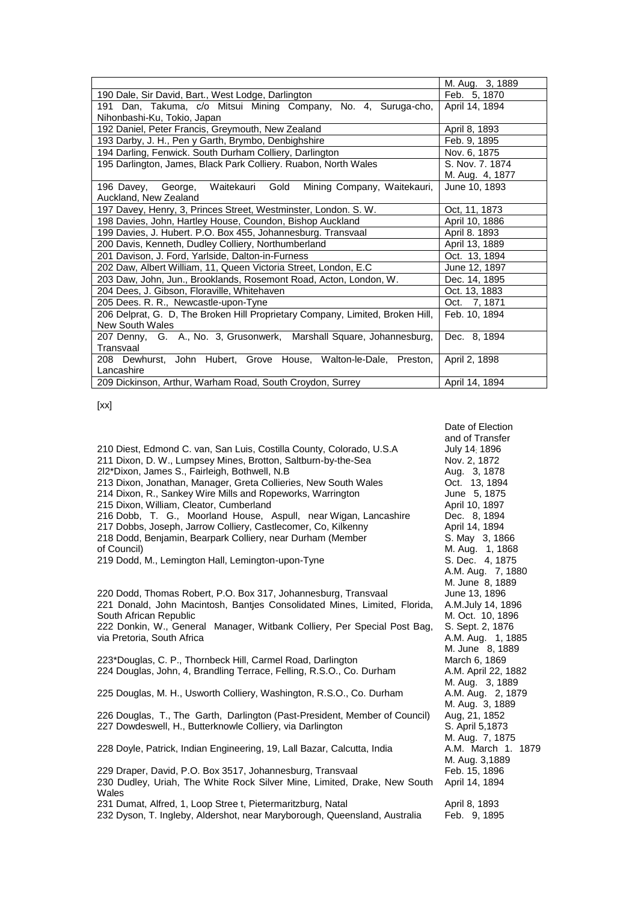| | M. Aug. 3, 1889 |
|---|---|
| 190 Dale, Sir David, Bart., West Lodge, Darlington | Feb. 5, 1870 |
| 191 Dan, Takuma, c/o Mitsui Mining Company, No. 4, Suruga-cho, Nihonbashi-Ku, Tokio, Japan | April 14, 1894 |
| 192 Daniel, Peter Francis, Greymouth, New Zealand | April 8, 1893 |
| 193 Darby, J. H., Pen y Garth, Brymbo, Denbighshire | Feb. 9, 1895 |
| 194 Darling, Fenwick. South Durham Colliery, Darlington | Nov. 6, 1875 |
| 195 Darlington, James, Black Park Colliery. Ruabon, North Wales | S. Nov. 7. 1874<br>M. Aug. 4, 1877 |
| 196 Davey, George, Waitekauri Gold Mining Company, Waitekauri, Auckland, New Zealand | June 10, 1893 |
| 197 Davey, Henry, 3, Princes Street, Westminster, London. S. W. | Oct, 11, 1873 |
| 198 Davies, John, Hartley House, Coundon, Bishop Auckland | April 10, 1886 |
| 199 Davies, J. Hubert. P.O. Box 455, Johannesburg. Transvaal | April 8. 1893 |
| 200 Davis, Kenneth, Dudley Colliery, Northumberland | April 13, 1889 |
| 201 Davison, J. Ford, Yarlside, Dalton-in-Furness | Oct. 13, 1894 |
| 202 Daw, Albert William, 11, Queen Victoria Street, London, E.C | June 12, 1897 |
| 203 Daw, John, Jun., Brooklands, Rosemont Road, Acton, London, W. | Dec. 14, 1895 |
| 204 Dees, J. Gibson, Floraville, Whitehaven | Oct. 13, 1883 |
| 205 Dees. R. R., Newcastle-upon-Tyne | Oct. 7, 1871 |
| 206 Delprat, G. D, The Broken Hill Proprietary Company, Limited, Broken Hill, New South Wales | Feb. 10, 1894 |
| 207 Denny, G. A., No. 3, Grusonwerk, Marshall Square, Johannesburg, Transvaal | Dec. 8, 1894 |
| 208 Dewhurst, John Hubert, Grove House, Walton-le-Dale, Preston, Lancashire | April 2, 1898 |
| 209 Dickinson, Arthur, Warham Road, South Croydon, Surrey | April 14, 1894 |

[xx]

| | Date of Election and of Transfer |
|---|---|
| 210 Diest, Edmond C. van, San Luis, Costilla County, Colorado, U.S.A | July 14, 1896 |
| 211 Dixon, D. W., Lumpsey Mines, Brotton, Saltburn-by-the-Sea | Nov. 2, 1872 |
| 2l2*Dixon, James S., Fairleigh, Bothwell, N.B | Aug. 3, 1878 |
| 213 Dixon, Jonathan, Manager, Greta Collieries, New South Wales | Oct. 13, 1894 |
| 214 Dixon, R., Sankey Wire Mills and Ropeworks, Warrington | June 5, 1875 |
| 215 Dixon, William, Cleator, Cumberland | April 10, 1897 |
| 216 Dobb, T. G., Moorland House, Aspull, near Wigan, Lancashire | Dec. 8, 1894 |
| 217 Dobbs, Joseph, Jarrow Colliery, Castlecomer, Co, Kilkenny | April 14, 1894 |
| 218 Dodd, Benjamin, Bearpark Colliery, near Durham (Member of Council) | S. May 3, 1866<br>M. Aug. 1, 1868 |
| 219 Dodd, M., Lemington Hall, Lemington-upon-Tyne | S. Dec. 4, 1875<br>A.M. Aug. 7, 1880<br>M. June 8, 1889 |
| 220 Dodd, Thomas Robert, P.O. Box 317, Johannesburg, Transvaal | June 13, 1896 |
| 221 Donald, John Macintosh, Bantjes Consolidated Mines, Limited, Florida, South African Republic | A.M.July 14, 1896<br>M. Oct. 10, 1896 |
| 222 Donkin, W., General Manager, Witbank Colliery, Per Special Post Bag, via Pretoria, South Africa | S. Sept. 2, 1876<br>A.M. Aug. 1, 1885<br>M. June 8, 1889 |
| 223*Douglas, C. P., Thornbeck Hill, Carmel Road, Darlington | March 6, 1869 |
| 224 Douglas, John, 4, Brandling Terrace, Felling, R.S.O., Co. Durham | A.M. April 22, 1882<br>M. Aug. 3, 1889 |
| 225 Douglas, M. H., Usworth Colliery, Washington, R.S.O., Co. Durham | A.M. Aug. 2, 1879<br>M. Aug. 3, 1889 |
| 226 Douglas, T., The Garth, Darlington (Past-President, Member of Council) | Aug, 21, 1852 |
| 227 Dowdeswell, H., Butterknowle Colliery, via Darlington | S. April 5,1873<br>M. Aug. 7, 1875 |
| 228 Doyle, Patrick, Indian Engineering, 19, Lall Bazar, Calcutta, India | A.M. March 1. 1879<br>M. Aug. 3,1889 |
| 229 Draper, David, P.O. Box 3517, Johannesburg, Transvaal | Feb. 15, 1896 |
| 230 Dudley, Uriah, The White Rock Silver Mine, Limited, Drake, New South Wales | April 14, 1894 |
| 231 Dumat, Alfred, 1, Loop Stree t, Pietermaritzburg, Natal | April 8, 1893 |
| 232 Dyson, T. Ingleby, Aldershot, near Maryborough, Queensland, Australia | Feb. 9, 1895 |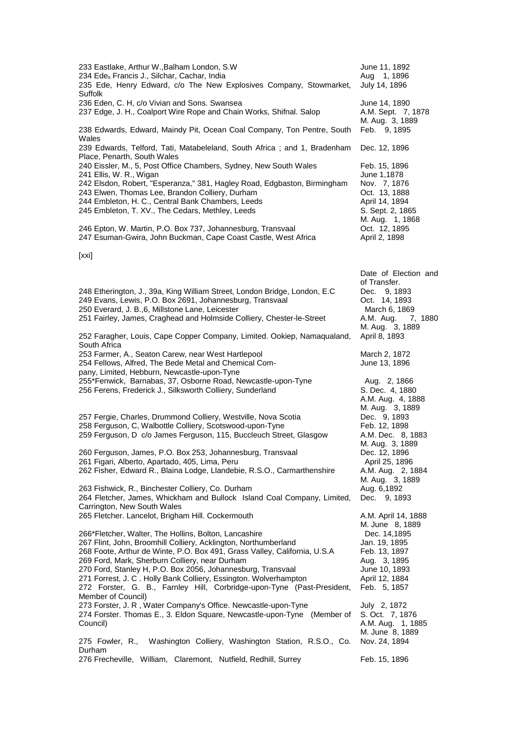| | |
|---|---|
| 233 Eastlake, Arthur W.,Balham London, S.W | June 11, 1892 |
| 234 Edes Francis J., Silchar, Cachar, India | Aug 1, 1896 |
| 235 Ede, Henry Edward, c/o The New Explosives Company, Stowmarket, Suffolk | July 14, 1896 |
| 236 Eden, C. H, c/o Vivian and Sons. Swansea | June 14, 1890 |
| 237 Edge, J. H., Coalport Wire Rope and Chain Works, Shifnal. Salop | A.M. Sept. 7, 1878<br>M. Aug. 3, 1889 |
| 238 Edwards, Edward, Maindy Pit, Ocean Coal Company, Ton Pentre, South Wales | Feb. 9, 1895 |
| 239 Edwards, Telford, Tati, Matabeleland, South Africa ; and 1, Bradenham Place, Penarth, South Wales | Dec. 12, 1896 |
| 240 Eissler, M., 5, Post Office Chambers, Sydney, New South Wales | Feb. 15, 1896 |
| 241 Ellis, W. R., Wigan | June 1,1878 |
| 242 Elsdon, Robert, "Esperanza," 381, Hagley Road, Edgbaston, Birmingham | Nov. 7, 1876 |
| 243 Elwen, Thomas Lee, Brandon Colliery, Durham | Oct. 13, 1888 |
| 244 Embleton, H. C., Central Bank Chambers, Leeds | April 14, 1894 |
| 245 Embleton, T. XV., The Cedars, Methley, Leeds | S. Sept. 2, 1865<br>M. Aug. 1, 1868 |
| 246 Epton, W. Martin, P.O. Box 737, Johannesburg, Transvaal | Oct. 12, 1895 |
| 247 Esuman-Gwira, John Buckman, Cape Coast Castle, West Africa | April 2, 1898 |

[xxi]

| | Date of Election and of Transfer. |
|---|---|
| 248 Etherington, J., 39a, King William Street, London Bridge, London, E.C | Dec. 9, 1893 |
| 249 Evans, Lewis, P.O. Box 2691, Johannesburg, Transvaal | Oct. 14, 1893 |
| 250 Everard, J. B.,6, Millstone Lane, Leicester | March 6, 1869 |
| 251 Fairley, James, Craghead and Holmside Colliery, Chester-le-Street | A.M. Aug. 7, 1880<br>M. Aug. 3, 1889 |
| 252 Faragher, Louis, Cape Copper Company, Limited. Ookiep, Namaqualand, South Africa | April 8, 1893 |
| 253 Farmer, A., Seaton Carew, near West Hartlepool | March 2, 1872 |
| 254 Fellows, Alfred, The Bede Metal and Chemical Company, Limited, Hebburn, Newcastle-upon-Tyne | June 13, 1896 |
| 255*Fenwick, Barnabas, 37, Osborne Road, Newcastle-upon-Tyne | Aug. 2, 1866 |
| 256 Ferens, Frederick J., Silksworth Colliery, Sunderland | S. Dec. 4, 1880<br>A.M. Aug. 4, 1888<br>M. Aug. 3, 1889 |
| 257 Fergie, Charles, Drummond Colliery, Westville, Nova Scotia | Dec. 9, 1893 |
| 258 Ferguson, C, Walbottle Colliery, Scotswood-upon-Tyne | Feb. 12, 1898 |
| 259 Ferguson, D c/o James Ferguson, 115, Buccleuch Street, Glasgow | A.M. Dec. 8, 1883<br>M. Aug. 3, 1889 |
| 260 Ferguson, James, P.O. Box 253, Johannesburg, Transvaal | Dec. 12, 1896 |
| 261 Figari, Alberto, Apartado, 405, Lima, Peru | April 25, 1896 |
| 262 Fisher, Edward R., Blaina Lodge, Llandebie, R.S.O., Carmarthenshire | A.M. Aug. 2, 1884<br>M. Aug. 3, 1889 |
| 263 Fishwick, R., Binchester Colliery, Co. Durham | Aug. 6,1892 |
| 264 Fletcher, James, Whickham and Bullock Island Coal Company, Limited, Carrington, New South Wales | Dec. 9, 1893 |
| 265 Fletcher. Lancelot, Brigham Hill. Cockermouth | A.M. April 14, 1888<br>M. June 8, 1889 |
| 266*Fletcher, Walter, The Hollins, Bolton, Lancashire | Dec. 14,1895 |
| 267 Flint, John, Broomhill Colliery, Acklington, Northumberland | Jan. 19, 1895 |
| 268 Foote, Arthur de Winte, P.O. Box 491, Grass Valley, California, U.S.A | Feb. 13, 1897 |
| 269 Ford, Mark, Sherburn Colliery, near Durham | Aug. 3, 1895 |
| 270 Ford, Stanley H, P.O. Box 2056, Johannesburg, Transvaal | June 10, 1893 |
| 271 Forrest, J. C . Holly Bank Colliery, Essington. Wolverhampton | April 12, 1884 |
| 272 Forster, G. B., Farnley Hill, Corbridge-upon-Tyne (Past-President, Member of Council) | Feb. 5, 1857 |
| 273 Forster, J. R , Water Company's Office. Newcastle-upon-Tyne | July 2, 1872 |
| 274 Forster. Thomas E., 3. Eldon Square, Newcastle-upon-Tyne (Member of Council) | S. Oct. 7, 1876<br>A.M. Aug. 1, 1885<br>M. June 8, 1889 |
| 275 Fowler, R., Washington Colliery, Washington Station, R.S.O., Co. Durham | Nov. 24, 1894 |
| 276 Frecheville, William, Claremont, Nutfield, Redhill, Surrey | Feb. 15, 1896 |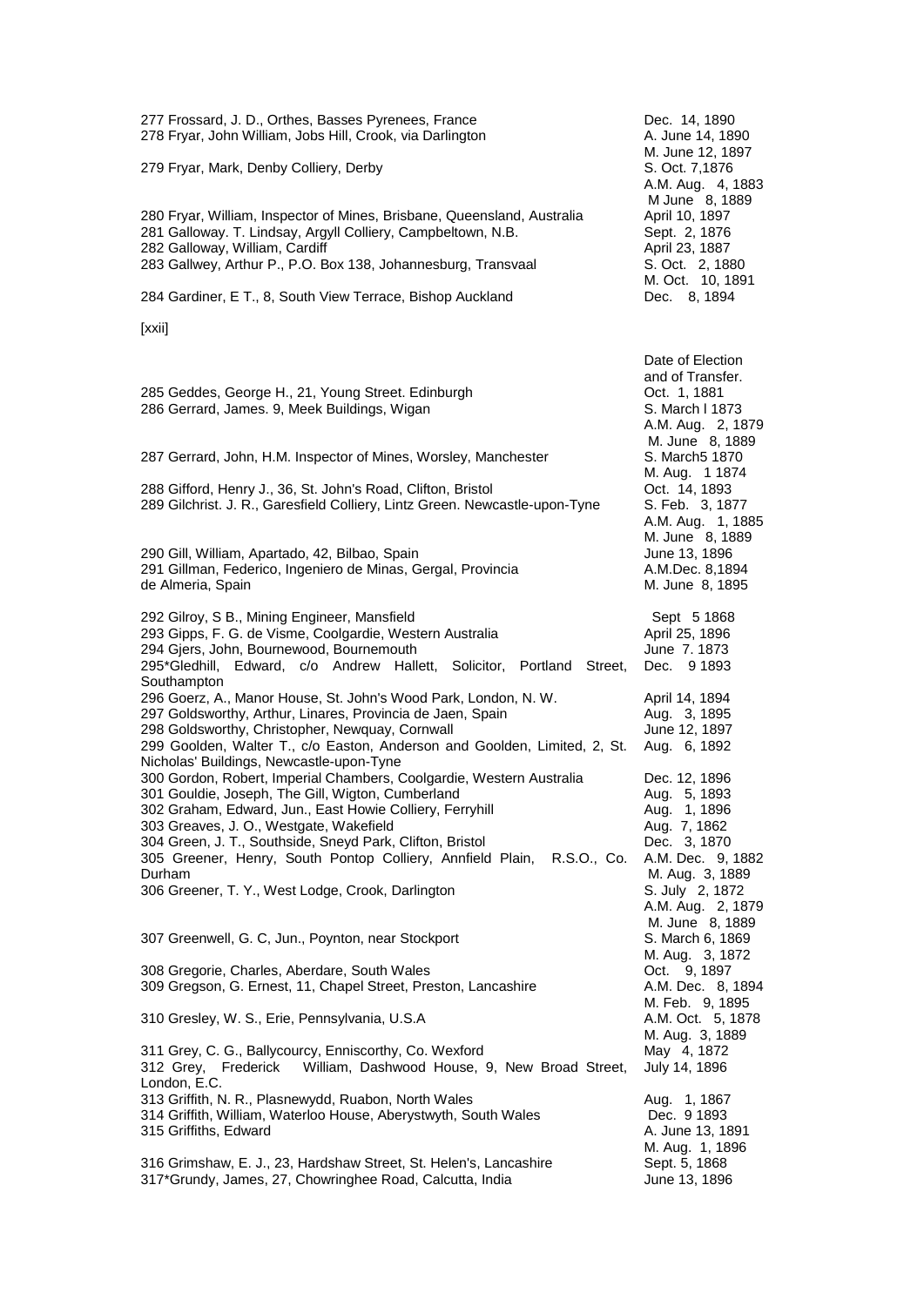| | |
|---|---|
| 277 Frossard, J. D., Orthes, Basses Pyrenees, France | Dec. 14, 1890 |
| 278 Fryar, John William, Jobs Hill, Crook, via Darlington | A. June 14, 1890<br>M. June 12, 1897 |
| 279 Fryar, Mark, Denby Colliery, Derby | S. Oct. 7,1876<br>A.M. Aug. 4, 1883<br>M June 8, 1889 |
| 280 Fryar, William, Inspector of Mines, Brisbane, Queensland, Australia | April 10, 1897 |
| 281 Galloway. T. Lindsay, Argyll Colliery, Campbeltown, N.B. | Sept. 2, 1876 |
| 282 Galloway, William, Cardiff | April 23, 1887 |
| 283 Gallwey, Arthur P., P.O. Box 138, Johannesburg, Transvaal | S. Oct. 2, 1880<br>M. Oct. 10, 1891 |
| 284 Gardiner, E T., 8, South View Terrace, Bishop Auckland | Dec. 8, 1894 |

[xxii]

| | Date of Election and of Transfer. |
|---|---|
| 285 Geddes, George H., 21, Young Street. Edinburgh | Oct. 1, 1881 |
| 286 Gerrard, James. 9, Meek Buildings, Wigan | S. March l 1873<br>A.M. Aug. 2, 1879<br>M. June 8, 1889 |
| 287 Gerrard, John, H.M. Inspector of Mines, Worsley, Manchester | S. March5 1870<br>M. Aug. 1 1874 |
| 288 Gifford, Henry J., 36, St. John's Road, Clifton, Bristol | Oct. 14, 1893 |
| 289 Gilchrist. J. R., Garesfield Colliery, Lintz Green. Newcastle-upon-Tyne | S. Feb. 3, 1877<br>A.M. Aug. 1, 1885<br>M. June 8, 1889 |
| 290 Gill, William, Apartado, 42, Bilbao, Spain | June 13, 1896 |
| 291 Gillman, Federico, Ingeniero de Minas, Gergal, Provincia de Almeria, Spain | A.M.Dec. 8,1894<br>M. June 8, 1895 |
| 292 Gilroy, S B., Mining Engineer, Mansfield | Sept 5 1868 |
| 293 Gipps, F. G. de Visme, Coolgardie, Western Australia | April 25, 1896 |
| 294 Gjers, John, Bournewood, Bournemouth | June 7. 1873 |
| 295*Gledhill, Edward, c/o Andrew Hallett, Solicitor, Portland Street, Southampton | Dec. 9 1893 |
| 296 Goerz, A., Manor House, St. John's Wood Park, London, N. W. | April 14, 1894 |
| 297 Goldsworthy, Arthur, Linares, Provincia de Jaen, Spain | Aug. 3, 1895 |
| 298 Goldsworthy, Christopher, Newquay, Cornwall | June 12, 1897 |
| 299 Goolden, Walter T., c/o Easton, Anderson and Goolden, Limited, 2, St. Nicholas' Buildings, Newcastle-upon-Tyne | Aug. 6, 1892 |
| 300 Gordon, Robert, Imperial Chambers, Coolgardie, Western Australia | Dec. 12, 1896 |
| 301 Gouldie, Joseph, The Gill, Wigton, Cumberland | Aug. 5, 1893 |
| 302 Graham, Edward, Jun., East Howie Colliery, Ferryhill | Aug. 1, 1896 |
| 303 Greaves, J. O., Westgate, Wakefield | Aug. 7, 1862 |
| 304 Green, J. T., Southside, Sneyd Park, Clifton, Bristol | Dec. 3, 1870 |
| 305 Greener, Henry, South Pontop Colliery, Annfield Plain, R.S.O., Co. Durham | A.M. Dec. 9, 1882<br>M. Aug. 3, 1889 |
| 306 Greener, T. Y., West Lodge, Crook, Darlington | S. July 2, 1872<br>A.M. Aug. 2, 1879<br>M. June 8, 1889 |
| 307 Greenwell, G. C, Jun., Poynton, near Stockport | S. March 6, 1869<br>M. Aug. 3, 1872 |
| 308 Gregorie, Charles, Aberdare, South Wales | Oct. 9, 1897 |
| 309 Gregson, G. Ernest, 11, Chapel Street, Preston, Lancashire | A.M. Dec. 8, 1894<br>M. Feb. 9, 1895 |
| 310 Gresley, W. S., Erie, Pennsylvania, U.S.A | A.M. Oct. 5, 1878<br>M. Aug. 3, 1889 |
| 311 Grey, C. G., Ballycourcy, Enniscorthy, Co. Wexford | May 4, 1872 |
| 312 Grey, Frederick William, Dashwood House, 9, New Broad Street, London, E.C. | July 14, 1896 |
| 313 Griffith, N. R., Plasnewydd, Ruabon, North Wales | Aug. 1, 1867 |
| 314 Griffith, William, Waterloo House, Aberystwyth, South Wales | Dec. 9 1893 |
| 315 Griffiths, Edward | A. June 13, 1891<br>M. Aug. 1, 1896 |
| 316 Grimshaw, E. J., 23, Hardshaw Street, St. Helen's, Lancashire | Sept. 5, 1868 |
| 317*Grundy, James, 27, Chowringhee Road, Calcutta, India | June 13, 1896 |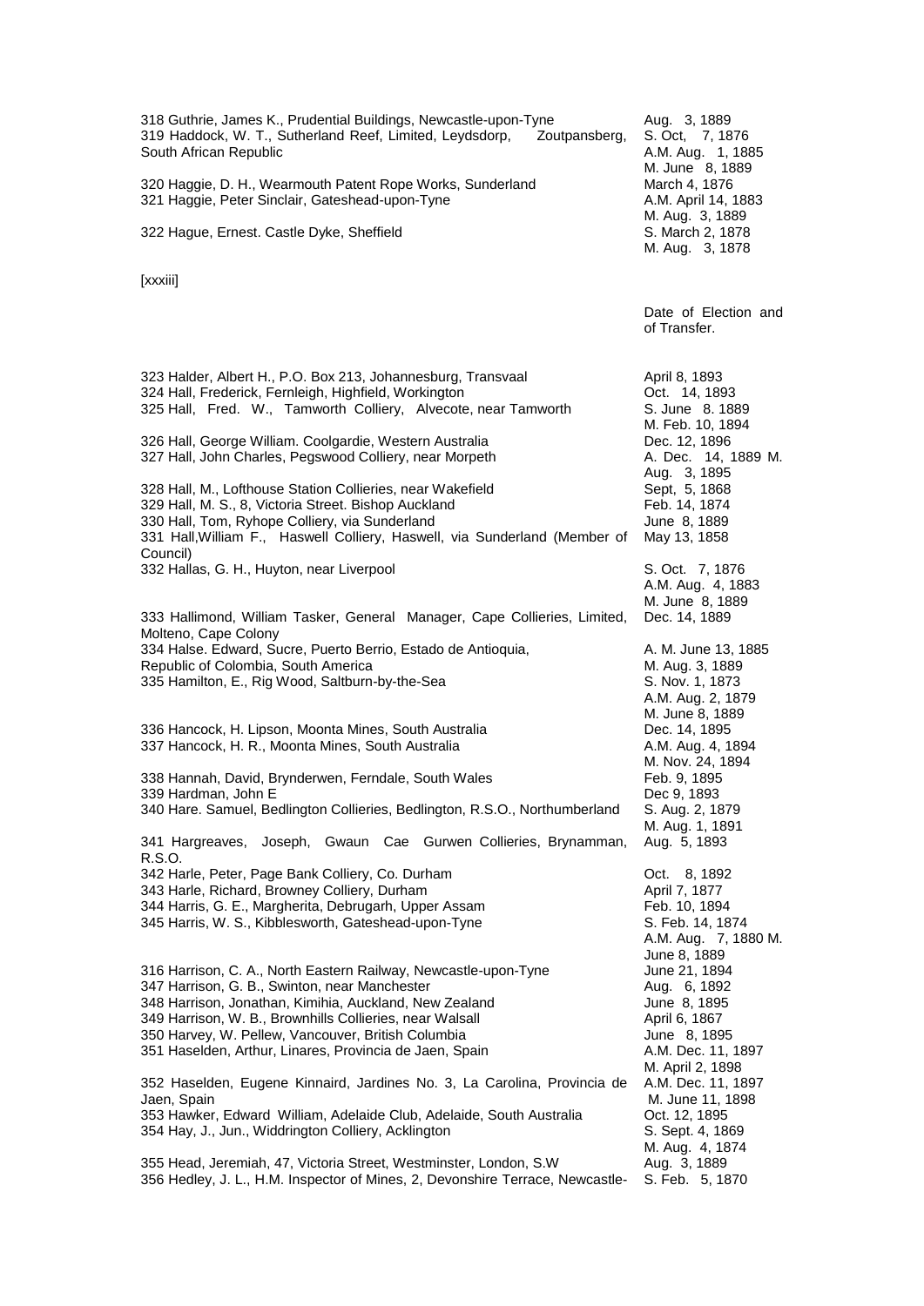| | |
|---|---|
| 318 Guthrie, James K., Prudential Buildings, Newcastle-upon-Tyne | Aug. 3, 1889 |
| 319 Haddock, W. T., Sutherland Reef, Limited, Leydsdorp, Zoutpansberg, South African Republic | S. Oct, 7, 1876<br>A.M. Aug. 1, 1885<br>M. June 8, 1889 |
| 320 Haggie, D. H., Wearmouth Patent Rope Works, Sunderland | March 4, 1876 |
| 321 Haggie, Peter Sinclair, Gateshead-upon-Tyne | A.M. April 14, 1883<br>M. Aug. 3, 1889 |
| 322 Hague, Ernest. Castle Dyke, Sheffield | S. March 2, 1878<br>M. Aug. 3, 1878 |

[xxxiii]

| | Date of Election and of Transfer. |
|---|---|
| 323 Halder, Albert H., P.O. Box 213, Johannesburg, Transvaal | April 8, 1893 |
| 324 Hall, Frederick, Fernleigh, Highfield, Workington | Oct. 14, 1893 |
| 325 Hall, Fred. W., Tamworth Colliery, Alvecote, near Tamworth | S. June 8. 1889<br>M. Feb. 10, 1894 |
| 326 Hall, George William. Coolgardie, Western Australia | Dec. 12, 1896 |
| 327 Hall, John Charles, Pegswood Colliery, near Morpeth | A. Dec. 14, 1889 M. Aug. 3, 1895 |
| 328 Hall, M., Lofthouse Station Collieries, near Wakefield | Sept, 5, 1868 |
| 329 Hall, M. S., 8, Victoria Street. Bishop Auckland | Feb. 14, 1874 |
| 330 Hall, Tom, Ryhope Colliery, via Sunderland | June 8, 1889 |
| 331 Hall,William F., Haswell Colliery, Haswell, via Sunderland (Member of Council) | May 13, 1858 |
| 332 Hallas, G. H., Huyton, near Liverpool | S. Oct. 7, 1876<br>A.M. Aug. 4, 1883<br>M. June 8, 1889 |
| 333 Hallimond, William Tasker, General Manager, Cape Collieries, Limited, Molteno, Cape Colony | Dec. 14, 1889 |
| 334 Halse. Edward, Sucre, Puerto Berrio, Estado de Antioquia, Republic of Colombia, South America | A. M. June 13, 1885<br>M. Aug. 3, 1889 |
| 335 Hamilton, E., Rig Wood, Saltburn-by-the-Sea | S. Nov. 1, 1873<br>A.M. Aug. 2, 1879<br>M. June 8, 1889 |
| 336 Hancock, H. Lipson, Moonta Mines, South Australia | Dec. 14, 1895 |
| 337 Hancock, H. R., Moonta Mines, South Australia | A.M. Aug. 4, 1894<br>M. Nov. 24, 1894 |
| 338 Hannah, David, Brynderwen, Ferndale, South Wales | Feb. 9, 1895 |
| 339 Hardman, John E | Dec 9, 1893 |
| 340 Hare. Samuel, Bedlington Collieries, Bedlington, R.S.O., Northumberland | S. Aug. 2, 1879<br>M. Aug. 1, 1891 |
| 341 Hargreaves, Joseph, Gwaun Cae Gurwen Collieries, Brynamman, R.S.O. | Aug. 5, 1893 |
| 342 Harle, Peter, Page Bank Colliery, Co. Durham | Oct. 8, 1892 |
| 343 Harle, Richard, Browney Colliery, Durham | April 7, 1877 |
| 344 Harris, G. E., Margherita, Debrugarh, Upper Assam | Feb. 10, 1894 |
| 345 Harris, W. S., Kibblesworth, Gateshead-upon-Tyne | S. Feb. 14, 1874<br>A.M. Aug. 7, 1880 M. June 8, 1889 |
| 316 Harrison, C. A., North Eastern Railway, Newcastle-upon-Tyne | June 21, 1894 |
| 347 Harrison, G. B., Swinton, near Manchester | Aug. 6, 1892 |
| 348 Harrison, Jonathan, Kimihia, Auckland, New Zealand | June 8, 1895 |
| 349 Harrison, W. B., Brownhills Collieries, near Walsall | April 6, 1867 |
| 350 Harvey, W. Pellew, Vancouver, British Columbia | June 8, 1895 |
| 351 Haselden, Arthur, Linares, Provincia de Jaen, Spain | A.M. Dec. 11, 1897<br>M. April 2, 1898 |
| 352 Haselden, Eugene Kinnaird, Jardines No. 3, La Carolina, Provincia de Jaen, Spain | A.M. Dec. 11, 1897<br>M. June 11, 1898 |
| 353 Hawker, Edward William, Adelaide Club, Adelaide, South Australia | Oct. 12, 1895 |
| 354 Hay, J., Jun., Widdrington Colliery, Acklington | S. Sept. 4, 1869<br>M. Aug. 4, 1874 |
| 355 Head, Jeremiah, 47, Victoria Street, Westminster, London, S.W | Aug. 3, 1889 |
| 356 Hedley, J. L., H.M. Inspector of Mines, 2, Devonshire Terrace, Newcastle- | S. Feb. 5, 1870 |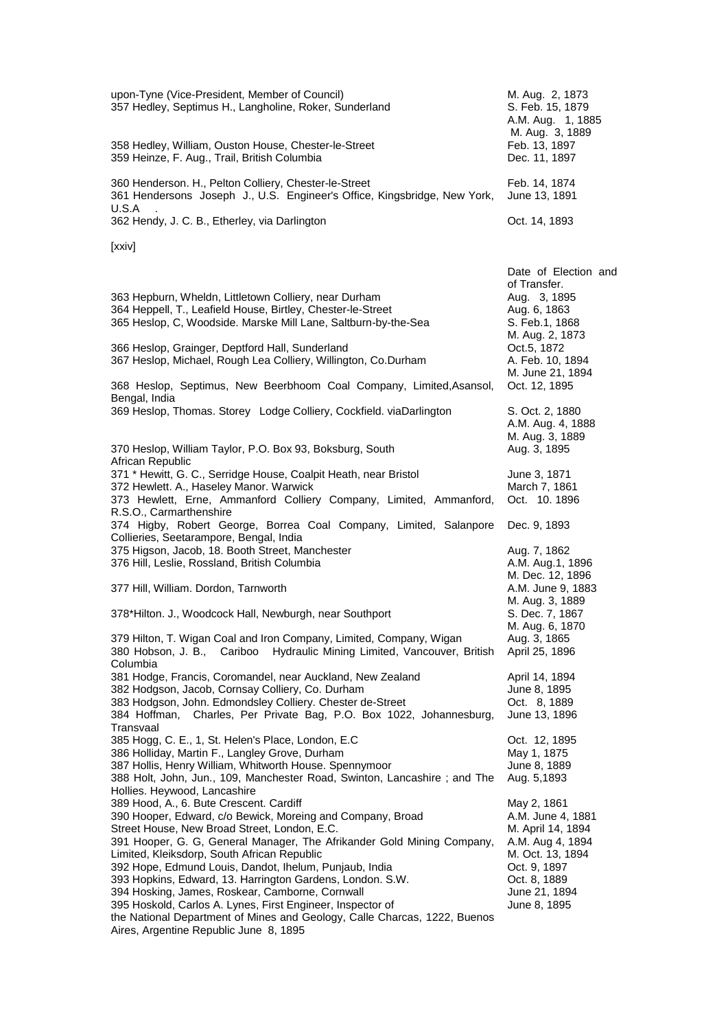| | |
|---|---|
| upon-Tyne (Vice-President, Member of Council) | M. Aug. 2, 1873 |
| 357 Hedley, Septimus H., Langholine, Roker, Sunderland | S. Feb. 15, 1879<br>A.M. Aug. 1, 1885<br>M. Aug. 3, 1889 |
| 358 Hedley, William, Ouston House, Chester-le-Street | Feb. 13, 1897 |
| 359 Heinze, F. Aug., Trail, British Columbia | Dec. 11, 1897 |
| 360 Henderson. H., Pelton Colliery, Chester-le-Street | Feb. 14, 1874 |
| 361 Hendersons Joseph J., U.S. Engineer's Office, Kingsbridge, New York, U.S.A . | June 13, 1891 |
| 362 Hendy, J. C. B., Etherley, via Darlington | Oct. 14, 1893 |

[xxiv]

| | Date of Election and of Transfer. |
|---|---|
| 363 Hepburn, Wheldn, Littletown Colliery, near Durham | Aug. 3, 1895 |
| 364 Heppell, T., Leafield House, Birtley, Chester-le-Street | Aug. 6, 1863 |
| 365 Heslop, C, Woodside. Marske Mill Lane, Saltburn-by-the-Sea | S. Feb.1, 1868<br>M. Aug. 2, 1873 |
| 366 Heslop, Grainger, Deptford Hall, Sunderland | Oct.5, 1872 |
| 367 Heslop, Michael, Rough Lea Colliery, Willington, Co.Durham | A. Feb. 10, 1894<br>M. June 21, 1894 |
| 368 Heslop, Septimus, New Beerbhoom Coal Company, Limited,Asansol, Bengal, India | Oct. 12, 1895 |
| 369 Heslop, Thomas. Storey Lodge Colliery, Cockfield. viaDarlington | S. Oct. 2, 1880<br>A.M. Aug. 4, 1888<br>M. Aug. 3, 1889 |
| 370 Heslop, William Taylor, P.O. Box 93, Boksburg, South African Republic | Aug. 3, 1895 |
| 371 * Hewitt, G. C., Serridge House, Coalpit Heath, near Bristol | June 3, 1871 |
| 372 Hewlett. A., Haseley Manor. Warwick | March 7, 1861 |
| 373 Hewlett, Erne, Ammanford Colliery Company, Limited, Ammanford, R.S.O., Carmarthenshire | Oct. 10. 1896 |
| 374 Higby, Robert George, Borrea Coal Company, Limited, Salanpore Collieries, Seetarampore, Bengal, India | Dec. 9, 1893 |
| 375 Higson, Jacob, 18. Booth Street, Manchester | Aug. 7, 1862 |
| 376 Hill, Leslie, Rossland, British Columbia | A.M. Aug.1, 1896<br>M. Dec. 12, 1896 |
| 377 Hill, William. Dordon, Tarnworth | A.M. June 9, 1883<br>M. Aug. 3, 1889 |
| 378*Hilton. J., Woodcock Hall, Newburgh, near Southport | S. Dec. 7, 1867<br>M. Aug. 6, 1870 |
| 379 Hilton, T. Wigan Coal and Iron Company, Limited, Company, Wigan | Aug. 3, 1865 |
| 380 Hobson, J. B., Cariboo Hydraulic Mining Limited, Vancouver, British Columbia | April 25, 1896 |
| 381 Hodge, Francis, Coromandel, near Auckland, New Zealand | April 14, 1894 |
| 382 Hodgson, Jacob, Cornsay Colliery, Co. Durham | June 8, 1895 |
| 383 Hodgson, John. Edmondsley Colliery. Chester de-Street | Oct. 8, 1889 |
| 384 Hoffman, Charles, Per Private Bag, P.O. Box 1022, Johannesburg, Transvaal | June 13, 1896 |
| 385 Hogg, C. E., 1, St. Helen's Place, London, E.C | Oct. 12, 1895 |
| 386 Holliday, Martin F., Langley Grove, Durham | May 1, 1875 |
| 387 Hollis, Henry William, Whitworth House. Spennymoor | June 8, 1889 |
| 388 Holt, John, Jun., 109, Manchester Road, Swinton, Lancashire ; and The Hollies. Heywood, Lancashire | Aug. 5,1893 |
| 389 Hood, A., 6. Bute Crescent. Cardiff | May 2, 1861 |
| 390 Hooper, Edward, c/o Bewick, Moreing and Company, Broad Street House, New Broad Street, London, E.C. | A.M. June 4, 1881<br>M. April 14, 1894 |
| 391 Hooper, G. G, General Manager, The Afrikander Gold Mining Company, Limited, Kleiksdorp, South African Republic | A.M. Aug 4, 1894<br>M. Oct. 13, 1894 |
| 392 Hope, Edmund Louis, Dandot, Ihelum, Punjaub, India | Oct. 9, 1897 |
| 393 Hopkins, Edward, 13. Harrington Gardens, London. S.W. | Oct. 8, 1889 |
| 394 Hosking, James, Roskear, Camborne, Cornwall | June 21, 1894 |
| 395 Hoskold, Carlos A. Lynes, First Engineer, Inspector of the National Department of Mines and Geology, Calle Charcas, 1222, Buenos Aires, Argentine Republic June 8, 1895 | June 8, 1895 |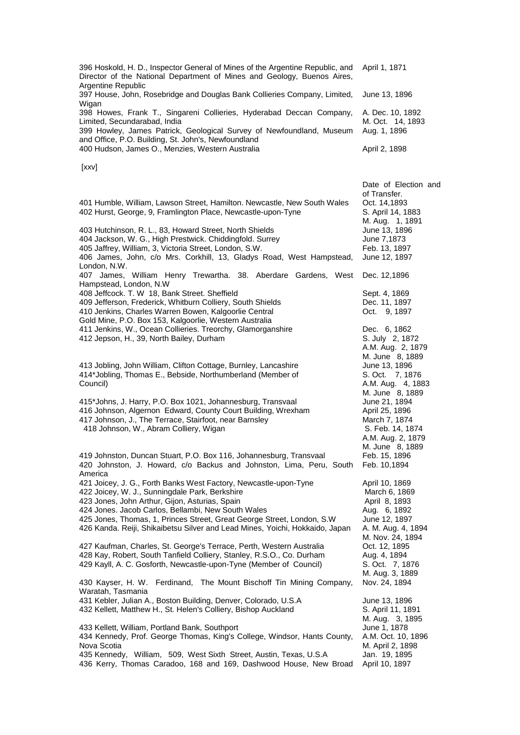| | |
|---|---|
| 396 Hoskold, H. D., Inspector General of Mines of the Argentine Republic, and Director of the National Department of Mines and Geology, Buenos Aires, Argentine Republic | April 1, 1871 |
| 397 House, John, Rosebridge and Douglas Bank Collieries Company, Limited, Wigan | June 13, 1896 |
| 398 Howes, Frank T., Singareni Collieries, Hyderabad Deccan Company, Limited, Secundarabad, India | A. Dec. 10, 1892<br>M. Oct. 14, 1893 |
| 399 Howley, James Patrick, Geological Survey of Newfoundland, Museum and Office, P.O. Building, St. John's, Newfoundland | Aug. 1, 1896 |
| 400 Hudson, James O., Menzies, Western Australia | April 2, 1898 |

[xxv]

| | Date of Election and of Transfer. |
|---|---|
| 401 Humble, William, Lawson Street, Hamilton. Newcastle, New South Wales | Oct. 14,1893 |
| 402 Hurst, George, 9, Framlington Place, Newcastle-upon-Tyne | S. April 14, 1883<br>M. Aug. 1, 1891 |
| 403 Hutchinson, R. L., 83, Howard Street, North Shields | June 13, 1896 |
| 404 Jackson, W. G., High Prestwick. Chiddingfold. Surrey | June 7,1873 |
| 405 Jaffrey, William, 3, Victoria Street, London, S.W. | Feb. 13, 1897 |
| 406 James, John, c/o Mrs. Corkhill, 13, Gladys Road, West Hampstead, London, N.W. | June 12, 1897 |
| 407 James, William Henry Trewartha. 38. Aberdare Gardens, West Hampstead, London, N.W | Dec. 12,1896 |
| 408 Jeffcock. T. W 18, Bank Street. Sheffield | Sept. 4, 1869 |
| 409 Jefferson, Frederick, Whitburn Colliery, South Shields | Dec. 11, 1897 |
| 410 Jenkins, Charles Warren Bowen, Kalgoorlie Central Gold Mine, P.O. Box 153, Kalgoorlie, Western Australia | Oct. 9, 1897 |
| 411 Jenkins, W., Ocean Collieries. Treorchy, Glamorganshire | Dec. 6, 1862 |
| 412 Jepson, H., 39, North Bailey, Durham | S. July 2, 1872<br>A.M. Aug. 2, 1879<br>M. June 8, 1889 |
| 413 Jobling, John William, Clifton Cottage, Burnley, Lancashire | June 13, 1896 |
| 414*Jobling, Thomas E., Bebside, Northumberland (Member of Council) | S. Oct. 7, 1876<br>A.M. Aug. 4, 1883<br>M. June 8, 1889 |
| 415*Johns, J. Harry, P.O. Box 1021, Johannesburg, Transvaal | June 21, 1894 |
| 416 Johnson, Algernon Edward, County Court Building, Wrexham | April 25, 1896 |
| 417 Johnson, J., The Terrace, Stairfoot, near Barnsley | March 7, 1874 |
| 418 Johnson, W., Abram Colliery, Wigan | S. Feb. 14, 1874<br>A.M. Aug. 2, 1879<br>M. June 8, 1889 |
| 419 Johnston, Duncan Stuart, P.O. Box 116, Johannesburg, Transvaal | Feb. 15, 1896 |
| 420 Johnston, J. Howard, c/o Backus and Johnston, Lima, Peru, South America | Feb. 10,1894 |
| 421 Joicey, J. G., Forth Banks West Factory, Newcastle-upon-Tyne | April 10, 1869 |
| 422 Joicey, W. J., Sunningdale Park, Berkshire | March 6, 1869 |
| 423 Jones, John Arthur, Gijon, Asturias, Spain | April 8, 1893 |
| 424 Jones. Jacob Carlos, Bellambi, New South Wales | Aug. 6, 1892 |
| 425 Jones, Thomas, 1, Princes Street, Great George Street, London, S.W | June 12, 1897 |
| 426 Kanda. Reiji, Shikaibetsu Silver and Lead Mines, Yoichi, Hokkaido, Japan | A. M. Aug. 4, 1894<br>M. Nov. 24, 1894 |
| 427 Kaufman, Charles, St. George's Terrace, Perth, Western Australia | Oct. 12, 1895 |
| 428 Kay, Robert, South Tanfield Colliery, Stanley, R.S.O., Co. Durham | Aug. 4, 1894 |
| 429 Kayll, A. C. Gosforth, Newcastle-upon-Tyne (Member of Council) | S. Oct. 7, 1876<br>M. Aug. 3, 1889 |
| 430 Kayser, H. W. Ferdinand, The Mount Bischoff Tin Mining Company, Waratah, Tasmania | Nov. 24, 1894 |
| 431 Kebler, Julian A., Boston Building, Denver, Colorado, U.S.A | June 13, 1896 |
| 432 Kellett, Matthew H., St. Helen's Colliery, Bishop Auckland | S. April 11, 1891<br>M. Aug. 3, 1895 |
| 433 Kellett, William, Portland Bank, Southport | June 1, 1878 |
| 434 Kennedy, Prof. George Thomas, King's College, Windsor, Hants County, Nova Scotia | A.M. Oct. 10, 1896<br>M. April 2, 1898 |
| 435 Kennedy, William, 509, West Sixth Street, Austin, Texas, U.S.A | Jan. 19, 1895 |
| 436 Kerry, Thomas Caradoo, 168 and 169, Dashwood House, New Broad | April 10, 1897 |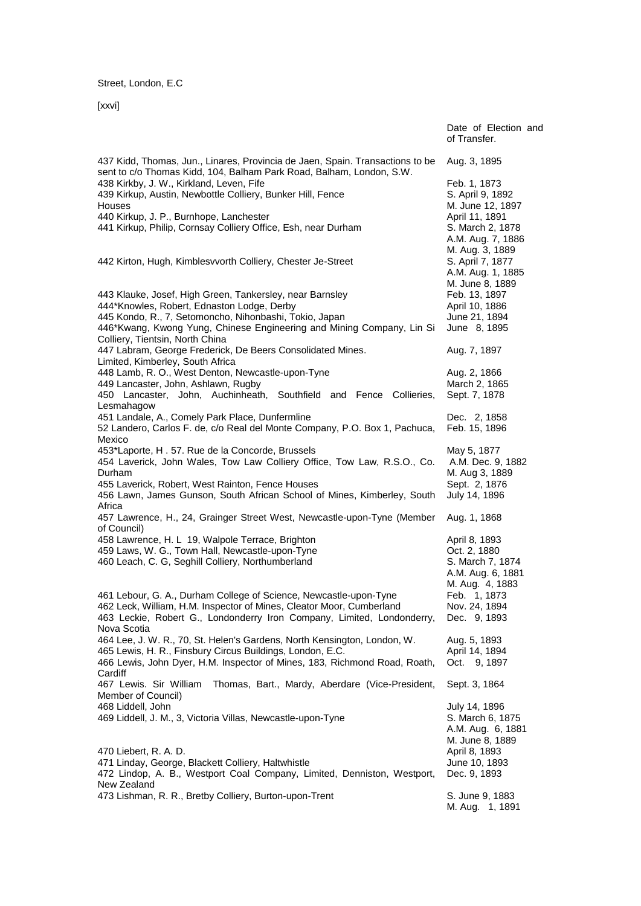Street, London, E.C

[xxvi]

| | Date of Election and of Transfer. |
|---|---|
| 437 Kidd, Thomas, Jun., Linares, Provincia de Jaen, Spain. Transactions to be sent to c/o Thomas Kidd, 104, Balham Park Road, Balham, London, S.W. | Aug. 3, 1895 |
| 438 Kirkby, J. W., Kirkland, Leven, Fife | Feb. 1, 1873 |
| 439 Kirkup, Austin, Newbottle Colliery, Bunker Hill, Fence Houses | S. April 9, 1892<br>M. June 12, 1897 |
| 440 Kirkup, J. P., Burnhope, Lanchester | April 11, 1891 |
| 441 Kirkup, Philip, Cornsay Colliery Office, Esh, near Durham | S. March 2, 1878<br>A.M. Aug. 7, 1886<br>M. Aug. 3, 1889 |
| 442 Kirton, Hugh, Kimblesvvorth Colliery, Chester Je-Street | S. April 7, 1877<br>A.M. Aug. 1, 1885<br>M. June 8, 1889 |
| 443 Klauke, Josef, High Green, Tankersley, near Barnsley | Feb. 13, 1897 |
| 444*Knowles, Robert, Ednaston Lodge, Derby | April 10, 1886 |
| 445 Kondo, R., 7, Setomoncho, Nihonbashi, Tokio, Japan | June 21, 1894 |
| 446*Kwang, Kwong Yung, Chinese Engineering and Mining Company, Lin Si Colliery, Tientsin, North China | June 8, 1895 |
| 447 Labram, George Frederick, De Beers Consolidated Mines. Limited, Kimberley, South Africa | Aug. 7, 1897 |
| 448 Lamb, R. O., West Denton, Newcastle-upon-Tyne | Aug. 2, 1866 |
| 449 Lancaster, John, Ashlawn, Rugby | March 2, 1865 |
| 450 Lancaster, John, Auchinheath, Southfield and Fence Collieries, Lesmahagow | Sept. 7, 1878 |
| 451 Landale, A., Comely Park Place, Dunfermline | Dec. 2, 1858 |
| 52 Landero, Carlos F. de, c/o Real del Monte Company, P.O. Box 1, Pachuca, Mexico | Feb. 15, 1896 |
| 453*Laporte, H . 57. Rue de la Concorde, Brussels | May 5, 1877 |
| 454 Laverick, John Wales, Tow Law Colliery Office, Tow Law, R.S.O., Co. Durham | A.M. Dec. 9, 1882<br>M. Aug 3, 1889 |
| 455 Laverick, Robert, West Rainton, Fence Houses | Sept. 2, 1876 |
| 456 Lawn, James Gunson, South African School of Mines, Kimberley, South Africa | July 14, 1896 |
| 457 Lawrence, H., 24, Grainger Street West, Newcastle-upon-Tyne (Member of Council) | Aug. 1, 1868 |
| 458 Lawrence, H. L 19, Walpole Terrace, Brighton | April 8, 1893 |
| 459 Laws, W. G., Town Hall, Newcastle-upon-Tyne | Oct. 2, 1880 |
| 460 Leach, C. G, Seghill Colliery, Northumberland | S. March 7, 1874<br>A.M. Aug. 6, 1881<br>M. Aug. 4, 1883 |
| 461 Lebour, G. A., Durham College of Science, Newcastle-upon-Tyne | Feb. 1, 1873 |
| 462 Leck, William, H.M. Inspector of Mines, Cleator Moor, Cumberland | Nov. 24, 1894 |
| 463 Leckie, Robert G., Londonderry Iron Company, Limited, Londonderry, Nova Scotia | Dec. 9, 1893 |
| 464 Lee, J. W. R., 70, St. Helen's Gardens, North Kensington, London, W. | Aug. 5, 1893 |
| 465 Lewis, H. R., Finsbury Circus Buildings, London, E.C. | April 14, 1894 |
| 466 Lewis, John Dyer, H.M. Inspector of Mines, 183, Richmond Road, Roath, Cardiff | Oct. 9, 1897 |
| 467 Lewis. Sir William Thomas, Bart., Mardy, Aberdare (Vice-President, Member of Council) | Sept. 3, 1864 |
| 468 Liddell, John | July 14, 1896 |
| 469 Liddell, J. M., 3, Victoria Villas, Newcastle-upon-Tyne | S. March 6, 1875<br>A.M. Aug. 6, 1881<br>M. June 8, 1889 |
| 470 Liebert, R. A. D. | April 8, 1893 |
| 471 Linday, George, Blackett Colliery, Haltwhistle | June 10, 1893 |
| 472 Lindop, A. B., Westport Coal Company, Limited, Denniston, Westport, New Zealand | Dec. 9, 1893 |
| 473 Lishman, R. R., Bretby Colliery, Burton-upon-Trent | S. June 9, 1883<br>M. Aug. 1, 1891 |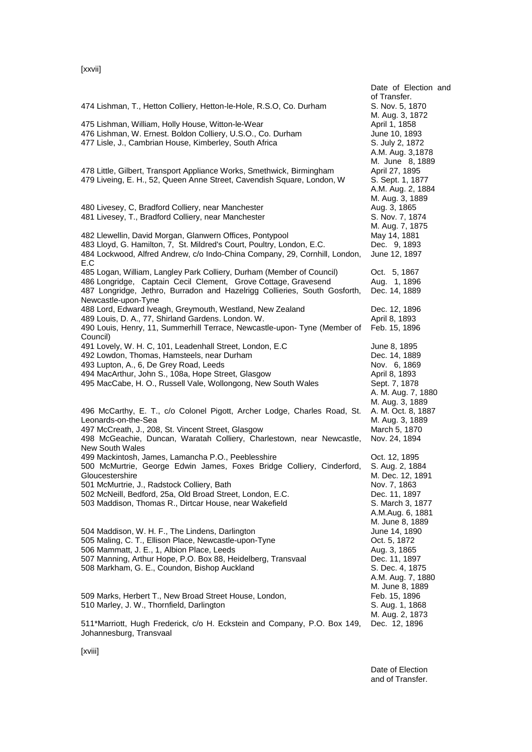| | Date of Election and of Transfer. |
|---|---|
| 474 Lishman, T., Hetton Colliery, Hetton-le-Hole, R.S.O, Co. Durham | S. Nov. 5, 1870<br>M. Aug. 3, 1872 |
| 475 Lishman, William, Holly House, Witton-le-Wear | April 1, 1858 |
| 476 Lishman, W. Ernest. Boldon Colliery, U.S.O., Co. Durham | June 10, 1893 |
| 477 Lisle, J., Cambrian House, Kimberley, South Africa | S. July 2, 1872<br>A.M. Aug. 3,1878<br>M. June 8, 1889 |
| 478 Little, Gilbert, Transport Appliance Works, Smethwick, Birmingham | April 27, 1895 |
| 479 Liveing, E. H., 52, Queen Anne Street, Cavendish Square, London, W | S. Sept. 1, 1877<br>A.M. Aug. 2, 1884<br>M. Aug. 3, 1889 |
| 480 Livesey, C, Bradford Colliery, near Manchester | Aug. 3, 1865 |
| 481 Livesey, T., Bradford Colliery, near Manchester | S. Nov. 7, 1874<br>M. Aug. 7, 1875 |
| 482 Llewellin, David Morgan, Glanwern Offices, Pontypool | May 14, 1881 |
| 483 Lloyd, G. Hamilton, 7, St. Mildred's Court, Poultry, London, E.C. | Dec. 9, 1893 |
| 484 Lockwood, Alfred Andrew, c/o Indo-China Company, 29, Cornhill, London, E.C | June 12, 1897 |
| 485 Logan, William, Langley Park Colliery, Durham (Member of Council) | Oct. 5, 1867 |
| 486 Longridge, Captain Cecil Clement, Grove Cottage, Gravesend | Aug. 1, 1896 |
| 487 Longridge, Jethro, Burradon and Hazelrigg Collieries, South Gosforth, Newcastle-upon-Tyne | Dec. 14, 1889 |
| 488 Lord, Edward Iveagh, Greymouth, Westland, New Zealand | Dec. 12, 1896 |
| 489 Louis, D. A., 77, Shirland Gardens. London. W. | April 8, 1893 |
| 490 Louis, Henry, 11, Summerhill Terrace, Newcastle-upon- Tyne (Member of Council) | Feb. 15, 1896 |
| 491 Lovely, W. H. C, 101, Leadenhall Street, London, E.C | June 8, 1895 |
| 492 Lowdon, Thomas, Hamsteels, near Durham | Dec. 14, 1889 |
| 493 Lupton, A., 6, De Grey Road, Leeds | Nov. 6, 1869 |
| 494 MacArthur, John S., 108a, Hope Street, Glasgow | April 8, 1893 |
| 495 MacCabe, H. O., Russell Vale, Wollongong, New South Wales | Sept. 7, 1878<br>A. M. Aug. 7, 1880<br>M. Aug. 3, 1889 |
| 496 McCarthy, E. T., c/o Colonel Pigott, Archer Lodge, Charles Road, St. Leonards-on-the-Sea | A. M. Oct. 8, 1887<br>M. Aug. 3, 1889 |
| 497 McCreath, J., 208, St. Vincent Street, Glasgow | March 5, 1870 |
| 498 McGeachie, Duncan, Waratah Colliery, Charlestown, near Newcastle, New South Wales | Nov. 24, 1894 |
| 499 Mackintosh, James, Lamancha P.O., Peeblesshire | Oct. 12, 1895 |
| 500 McMurtrie, George Edwin James, Foxes Bridge Colliery, Cinderford, Gloucestershire | S. Aug. 2, 1884<br>M. Dec. 12, 1891 |
| 501 McMurtrie, J., Radstock Colliery, Bath | Nov. 7, 1863 |
| 502 McNeill, Bedford, 25a, Old Broad Street, London, E.C. | Dec. 11, 1897 |
| 503 Maddison, Thomas R., Dirtcar House, near Wakefield | S. March 3, 1877<br>A.M.Aug. 6, 1881<br>M. June 8, 1889 |
| 504 Maddison, W. H. F., The Lindens, Darlington | June 14, 1890 |
| 505 Maling, C. T., Ellison Place, Newcastle-upon-Tyne | Oct. 5, 1872 |
| 506 Mammatt, J. E., 1, Albion Place, Leeds | Aug. 3, 1865 |
| 507 Manning, Arthur Hope, P.O. Box 88, Heidelberg, Transvaal | Dec. 11, 1897 |
| 508 Markham, G. E., Coundon, Bishop Auckland | S. Dec. 4, 1875<br>A.M. Aug. 7, 1880<br>M. June 8, 1889 |
| 509 Marks, Herbert T., New Broad Street House, London, | Feb. 15, 1896 |
| 510 Marley, J. W., Thornfield, Darlington | S. Aug. 1, 1868<br>M. Aug. 2, 1873 |
| 511*Marriott, Hugh Frederick, c/o H. Eckstein and Company, P.O. Box 149, Johannesburg, Transvaal | Dec. 12, 1896 |

[xviii]

Date of Election and of Transfer.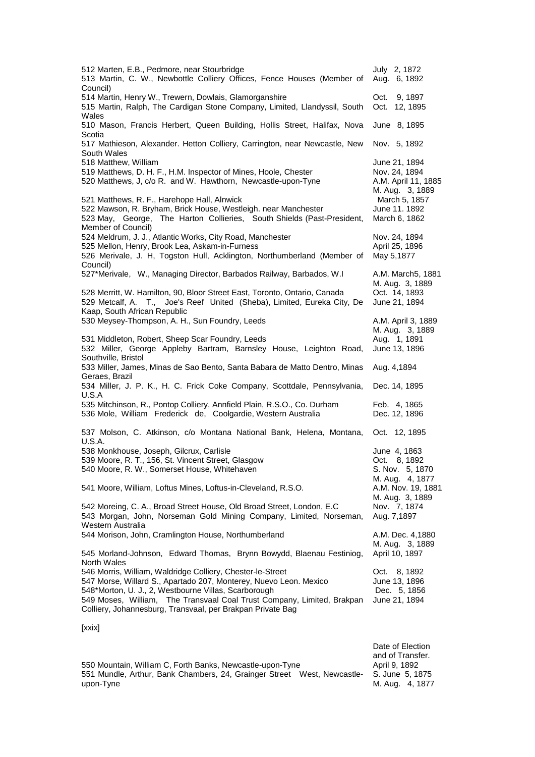| | |
|---|---|
| 512 Marten, E.B., Pedmore, near Stourbridge | July 2, 1872 |
| 513 Martin, C. W., Newbottle Colliery Offices, Fence Houses (Member of Council) | Aug. 6, 1892 |
| 514 Martin, Henry W., Trewern, Dowlais, Glamorganshire | Oct. 9, 1897 |
| 515 Martin, Ralph, The Cardigan Stone Company, Limited, Llandyssil, South Wales | Oct. 12, 1895 |
| 510 Mason, Francis Herbert, Queen Building, Hollis Street, Halifax, Nova Scotia | June 8, 1895 |
| 517 Mathieson, Alexander. Hetton Colliery, Carrington, near Newcastle, New South Wales | Nov. 5, 1892 |
| 518 Matthew, William | June 21, 1894 |
| 519 Matthews, D. H. F., H.M. Inspector of Mines, Hoole, Chester | Nov. 24, 1894 |
| 520 Matthews, J, c/o R. and W. Hawthorn, Newcastle-upon-Tyne | A.M. April 11, 1885<br>M. Aug. 3, 1889 |
| 521 Matthews, R. F., Harehope Hall, Alnwick | March 5, 1857 |
| 522 Mawson, R. Bryham, Brick House, Westleigh. near Manchester | June 11. 1892 |
| 523 May, George, The Harton Collieries, South Shields (Past-President, Member of Council) | March 6, 1862 |
| 524 Meldrum, J. J., Atlantic Works, City Road, Manchester | Nov. 24, 1894 |
| 525 Mellon, Henry, Brook Lea, Askam-in-Furness | April 25, 1896 |
| 526 Merivale, J. H, Togston Hull, Acklington, Northumberland (Member of Council) | May 5,1877 |
| 527*Merivale, W., Managing Director, Barbados Railway, Barbados, W.I | A.M. March5, 1881<br>M. Aug. 3, 1889 |
| 528 Merritt, W. Hamilton, 90, Bloor Street East, Toronto, Ontario, Canada | Oct. 14, 1893 |
| 529 Metcalf, A. T., Joe's Reef United (Sheba), Limited, Eureka City, De Kaap, South African Republic | June 21, 1894 |
| 530 Meysey-Thompson, A. H., Sun Foundry, Leeds | A.M. April 3, 1889<br>M. Aug. 3, 1889 |
| 531 Middleton, Robert, Sheep Scar Foundry, Leeds | Aug. 1, 1891 |
| 532 Miller, George Appleby Bartram, Barnsley House, Leighton Road, Southville, Bristol | June 13, 1896 |
| 533 Miller, James, Minas de Sao Bento, Santa Babara de Matto Dentro, Minas Geraes, Brazil | Aug. 4,1894 |
| 534 Miller, J. P. K., H. C. Frick Coke Company, Scottdale, Pennsylvania, U.S.A | Dec. 14, 1895 |
| 535 Mitchinson, R., Pontop Colliery, Annfield Plain, R.S.O., Co. Durham | Feb. 4, 1865 |
| 536 Mole, William Frederick de, Coolgardie, Western Australia | Dec. 12, 1896 |
| 537 Molson, C. Atkinson, c/o Montana National Bank, Helena, Montana, U.S.A. | Oct. 12, 1895 |
| 538 Monkhouse, Joseph, Gilcrux, Carlisle | June 4, 1863 |
| 539 Moore, R. T., 156, St. Vincent Street, Glasgow | Oct. 8, 1892 |
| 540 Moore, R. W., Somerset House, Whitehaven | S. Nov. 5, 1870<br>M. Aug. 4, 1877 |
| 541 Moore, William, Loftus Mines, Loftus-in-Cleveland, R.S.O. | A.M. Nov. 19, 1881<br>M. Aug. 3, 1889 |
| 542 Moreing, C. A., Broad Street House, Old Broad Street, London, E.C | Nov. 7, 1874 |
| 543 Morgan, John, Norseman Gold Mining Company, Limited, Norseman, Western Australia | Aug. 7,1897 |
| 544 Morison, John, Cramlington House, Northumberland | A.M. Dec. 4,1880<br>M. Aug. 3, 1889 |
| 545 Morland-Johnson, Edward Thomas, Brynn Bowydd, Blaenau Festiniog, North Wales | April 10, 1897 |
| 546 Morris, William, Waldridge Colliery, Chester-le-Street | Oct. 8, 1892 |
| 547 Morse, Willard S., Apartado 207, Monterey, Nuevo Leon. Mexico | June 13, 1896 |
| 548*Morton, U. J., 2, Westbourne Villas, Scarborough | Dec. 5, 1856 |
| 549 Moses, William, The Transvaal Coal Trust Company, Limited, Brakpan Colliery, Johannesburg, Transvaal, per Brakpan Private Bag | June 21, 1894 |

[xxix]

| | Date of Election and of Transfer. |
|---|---|
| 550 Mountain, William C, Forth Banks, Newcastle-upon-Tyne | April 9, 1892 |
| 551 Mundle, Arthur, Bank Chambers, 24, Grainger Street West, Newcastle-upon-Tyne | S. June 5, 1875<br>M. Aug. 4, 1877 |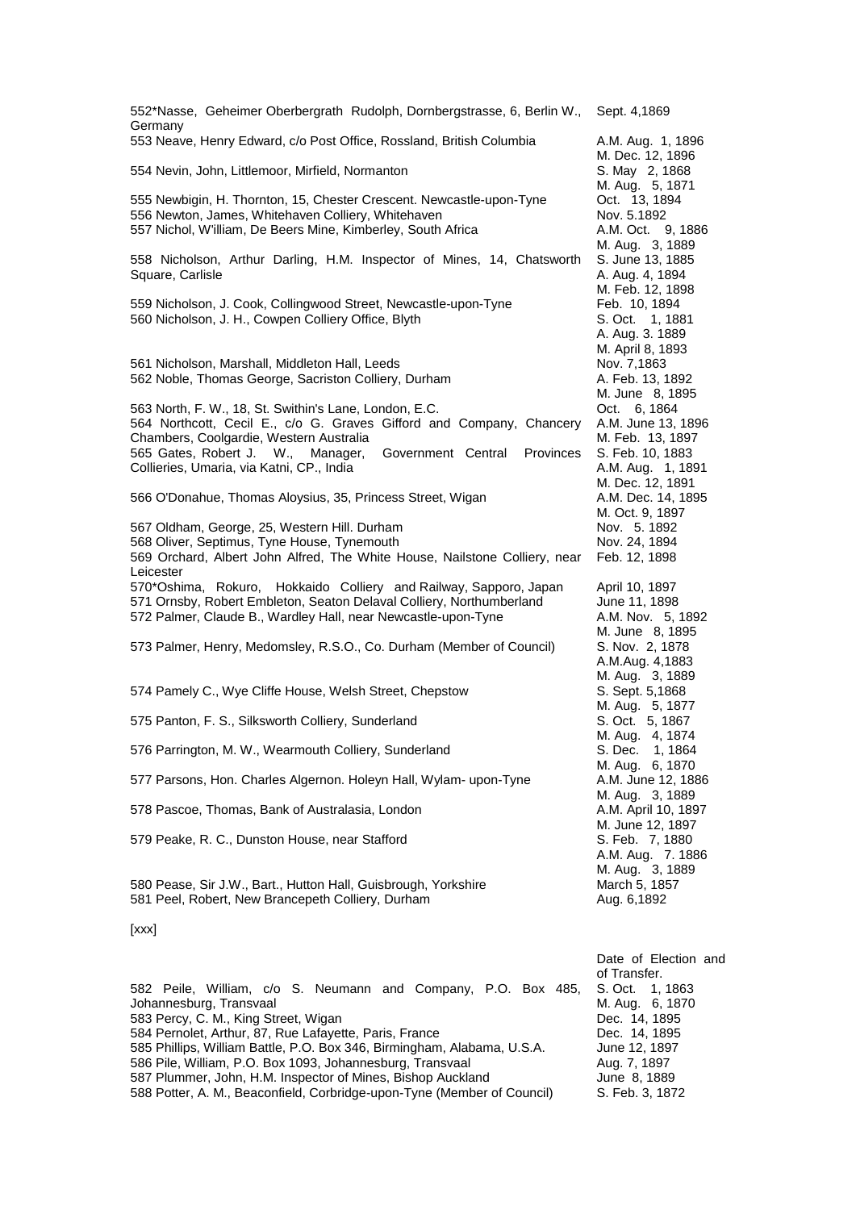| | |
|---|---|
| 552*Nasse, Geheimer Oberbergrath Rudolph, Dornbergstrasse, 6, Berlin W., Germany | Sept. 4,1869 |
| 553 Neave, Henry Edward, c/o Post Office, Rossland, British Columbia | A.M. Aug. 1, 1896<br>M. Dec. 12, 1896 |
| 554 Nevin, John, Littlemoor, Mirfield, Normanton | S. May 2, 1868<br>M. Aug. 5, 1871 |
| 555 Newbigin, H. Thornton, 15, Chester Crescent. Newcastle-upon-Tyne | Oct. 13, 1894 |
| 556 Newton, James, Whitehaven Colliery, Whitehaven | Nov. 5.1892 |
| 557 Nichol, W'illiam, De Beers Mine, Kimberley, South Africa | A.M. Oct. 9, 1886<br>M. Aug. 3, 1889 |
| 558 Nicholson, Arthur Darling, H.M. Inspector of Mines, 14, Chatsworth Square, Carlisle | S. June 13, 1885<br>A. Aug. 4, 1894<br>M. Feb. 12, 1898 |
| 559 Nicholson, J. Cook, Collingwood Street, Newcastle-upon-Tyne | Feb. 10, 1894 |
| 560 Nicholson, J. H., Cowpen Colliery Office, Blyth | S. Oct. 1, 1881<br>A. Aug. 3. 1889<br>M. April 8, 1893 |
| 561 Nicholson, Marshall, Middleton Hall, Leeds | Nov. 7,1863 |
| 562 Noble, Thomas George, Sacriston Colliery, Durham | A. Feb. 13, 1892<br>M. June 8, 1895 |
| 563 North, F. W., 18, St. Swithin's Lane, London, E.C. | Oct. 6, 1864 |
| 564 Northcott, Cecil E., c/o G. Graves Gifford and Company, Chancery Chambers, Coolgardie, Western Australia | A.M. June 13, 1896<br>M. Feb. 13, 1897 |
| 565 Gates, Robert J. W., Manager, Government Central Provinces Collieries, Umaria, via Katni, CP., India | S. Feb. 10, 1883<br>A.M. Aug. 1, 1891<br>M. Dec. 12, 1891 |
| 566 O'Donahue, Thomas Aloysius, 35, Princess Street, Wigan | A.M. Dec. 14, 1895<br>M. Oct. 9, 1897 |
| 567 Oldham, George, 25, Western Hill. Durham | Nov. 5. 1892 |
| 568 Oliver, Septimus, Tyne House, Tynemouth | Nov. 24, 1894 |
| 569 Orchard, Albert John Alfred, The White House, Nailstone Colliery, near Leicester | Feb. 12, 1898 |
| 570*Oshima, Rokuro, Hokkaido Colliery and Railway, Sapporo, Japan | April 10, 1897 |
| 571 Ornsby, Robert Embleton, Seaton Delaval Colliery, Northumberland | June 11, 1898 |
| 572 Palmer, Claude B., Wardley Hall, near Newcastle-upon-Tyne | A.M. Nov. 5, 1892<br>M. June 8, 1895 |
| 573 Palmer, Henry, Medomsley, R.S.O., Co. Durham (Member of Council) | S. Nov. 2, 1878<br>A.M.Aug. 4,1883<br>M. Aug. 3, 1889 |
| 574 Pamely C., Wye Cliffe House, Welsh Street, Chepstow | S. Sept. 5,1868<br>M. Aug. 5, 1877 |
| 575 Panton, F. S., Silksworth Colliery, Sunderland | S. Oct. 5, 1867<br>M. Aug. 4, 1874 |
| 576 Parrington, M. W., Wearmouth Colliery, Sunderland | S. Dec. 1, 1864<br>M. Aug. 6, 1870 |
| 577 Parsons, Hon. Charles Algernon. Holeyn Hall, Wylam- upon-Tyne | A.M. June 12, 1886<br>M. Aug. 3, 1889 |
| 578 Pascoe, Thomas, Bank of Australasia, London | A.M. April 10, 1897<br>M. June 12, 1897 |
| 579 Peake, R. C., Dunston House, near Stafford | S. Feb. 7, 1880<br>A.M. Aug. 7. 1886<br>M. Aug. 3, 1889 |
| 580 Pease, Sir J.W., Bart., Hutton Hall, Guisbrough, Yorkshire | March 5, 1857 |
| 581 Peel, Robert, New Brancepeth Colliery, Durham | Aug. 6,1892 |

[xxx]

| | Date of Election and of Transfer. |
|---|---|
| 582 Peile, William, c/o S. Neumann and Company, P.O. Box 485, Johannesburg, Transvaal | S. Oct. 1, 1863<br>M. Aug. 6, 1870 |
| 583 Percy, C. M., King Street, Wigan | Dec. 14, 1895 |
| 584 Pernolet, Arthur, 87, Rue Lafayette, Paris, France | Dec. 14, 1895 |
| 585 Phillips, William Battle, P.O. Box 346, Birmingham, Alabama, U.S.A. | June 12, 1897 |
| 586 Pile, William, P.O. Box 1093, Johannesburg, Transvaal | Aug. 7, 1897 |
| 587 Plummer, John, H.M. Inspector of Mines, Bishop Auckland | June 8, 1889 |
| 588 Potter, A. M., Beaconfield, Corbridge-upon-Tyne (Member of Council) | S. Feb. 3, 1872 |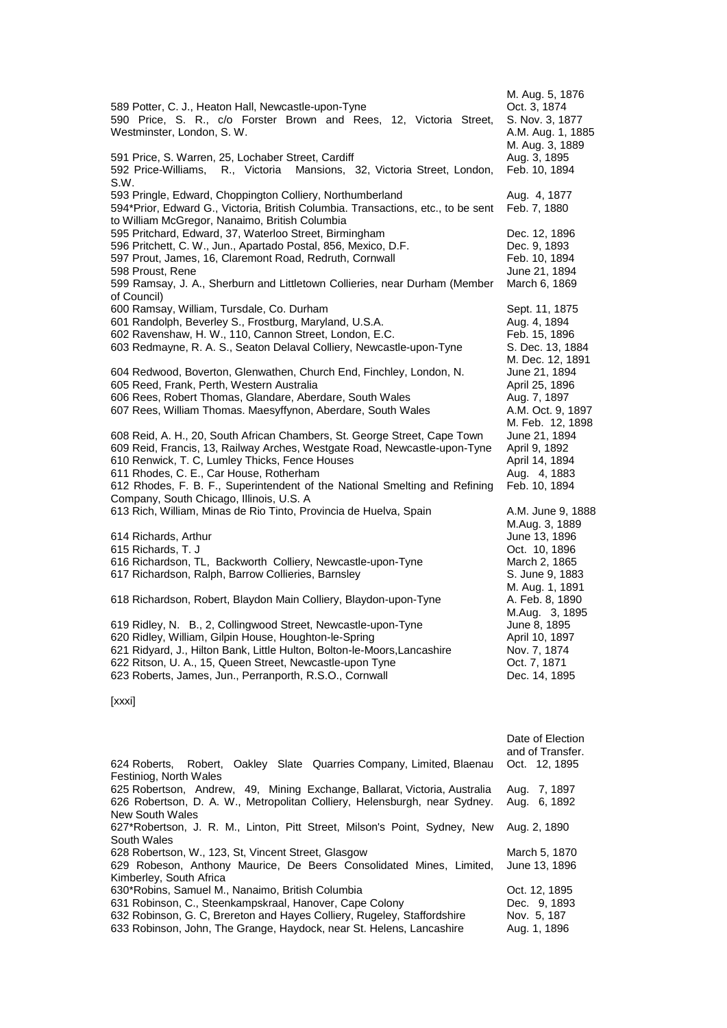| | |
|---|---|
| 589 Potter, C. J., Heaton Hall, Newcastle-upon-Tyne | M. Aug. 5, 1876<br>Oct. 3, 1874 |
| 590 Price, S. R., c/o Forster Brown and Rees, 12, Victoria Street, Westminster, London, S. W. | S. Nov. 3, 1877<br>A.M. Aug. 1, 1885<br>M. Aug. 3, 1889 |
| 591 Price, S. Warren, 25, Lochaber Street, Cardiff | Aug. 3, 1895 |
| 592 Price-Williams, R., Victoria Mansions, 32, Victoria Street, London, S.W. | Feb. 10, 1894 |
| 593 Pringle, Edward, Choppington Colliery, Northumberland | Aug. 4, 1877 |
| 594*Prior, Edward G., Victoria, British Columbia. Transactions, etc., to be sent to William McGregor, Nanaimo, British Columbia | Feb. 7, 1880 |
| 595 Pritchard, Edward, 37, Waterloo Street, Birmingham | Dec. 12, 1896 |
| 596 Pritchett, C. W., Jun., Apartado Postal, 856, Mexico, D.F. | Dec. 9, 1893 |
| 597 Prout, James, 16, Claremont Road, Redruth, Cornwall | Feb. 10, 1894 |
| 598 Proust, Rene | June 21, 1894 |
| 599 Ramsay, J. A., Sherburn and Littletown Collieries, near Durham (Member of Council) | March 6, 1869 |
| 600 Ramsay, William, Tursdale, Co. Durham | Sept. 11, 1875 |
| 601 Randolph, Beverley S., Frostburg, Maryland, U.S.A. | Aug. 4, 1894 |
| 602 Ravenshaw, H. W., 110, Cannon Street, London, E.C. | Feb. 15, 1896 |
| 603 Redmayne, R. A. S., Seaton Delaval Colliery, Newcastle-upon-Tyne | S. Dec. 13, 1884<br>M. Dec. 12, 1891 |
| 604 Redwood, Boverton, Glenwathen, Church End, Finchley, London, N. | June 21, 1894 |
| 605 Reed, Frank, Perth, Western Australia | April 25, 1896 |
| 606 Rees, Robert Thomas, Glandare, Aberdare, South Wales | Aug. 7, 1897 |
| 607 Rees, William Thomas. Maesyffynon, Aberdare, South Wales | A.M. Oct. 9, 1897<br>M. Feb. 12, 1898 |
| 608 Reid, A. H., 20, South African Chambers, St. George Street, Cape Town | June 21, 1894 |
| 609 Reid, Francis, 13, Railway Arches, Westgate Road, Newcastle-upon-Tyne | April 9, 1892 |
| 610 Renwick, T. C, Lumley Thicks, Fence Houses | April 14, 1894 |
| 611 Rhodes, C. E., Car House, Rotherham | Aug. 4, 1883 |
| 612 Rhodes, F. B. F., Superintendent of the National Smelting and Refining Company, South Chicago, Illinois, U.S. A | Feb. 10, 1894 |
| 613 Rich, William, Minas de Rio Tinto, Provincia de Huelva, Spain | A.M. June 9, 1888<br>M.Aug. 3, 1889 |
| 614 Richards, Arthur | June 13, 1896 |
| 615 Richards, T. J | Oct. 10, 1896 |
| 616 Richardson, TL, Backworth Colliery, Newcastle-upon-Tyne | March 2, 1865 |
| 617 Richardson, Ralph, Barrow Collieries, Barnsley | S. June 9, 1883<br>M. Aug. 1, 1891 |
| 618 Richardson, Robert, Blaydon Main Colliery, Blaydon-upon-Tyne | A. Feb. 8, 1890<br>M.Aug. 3, 1895 |
| 619 Ridley, N. B., 2, Collingwood Street, Newcastle-upon-Tyne | June 8, 1895 |
| 620 Ridley, William, Gilpin House, Houghton-le-Spring | April 10, 1897 |
| 621 Ridyard, J., Hilton Bank, Little Hulton, Bolton-le-Moors,Lancashire | Nov. 7, 1874 |
| 622 Ritson, U. A., 15, Queen Street, Newcastle-upon Tyne | Oct. 7, 1871 |
| 623 Roberts, James, Jun., Perranporth, R.S.O., Cornwall | Dec. 14, 1895 |

[xxxi]

| | Date of Election and of Transfer. |
|---|---|
| 624 Roberts, Robert, Oakley Slate Quarries Company, Limited, Blaenau Festiniog, North Wales | Oct. 12, 1895 |
| 625 Robertson, Andrew, 49, Mining Exchange, Ballarat, Victoria, Australia | Aug. 7, 1897 |
| 626 Robertson, D. A. W., Metropolitan Colliery, Helensburgh, near Sydney. New South Wales | Aug. 6, 1892 |
| 627*Robertson, J. R. M., Linton, Pitt Street, Milson's Point, Sydney, New South Wales | Aug. 2, 1890 |
| 628 Robertson, W., 123, St, Vincent Street, Glasgow | March 5, 1870 |
| 629 Robeson, Anthony Maurice, De Beers Consolidated Mines, Limited, Kimberley, South Africa | June 13, 1896 |
| 630*Robins, Samuel M., Nanaimo, British Columbia | Oct. 12, 1895 |
| 631 Robinson, C., Steenkampskraal, Hanover, Cape Colony | Dec. 9, 1893 |
| 632 Robinson, G. C, Brereton and Hayes Colliery, Rugeley, Staffordshire | Nov. 5, 187 |
| 633 Robinson, John, The Grange, Haydock, near St. Helens, Lancashire | Aug. 1, 1896 |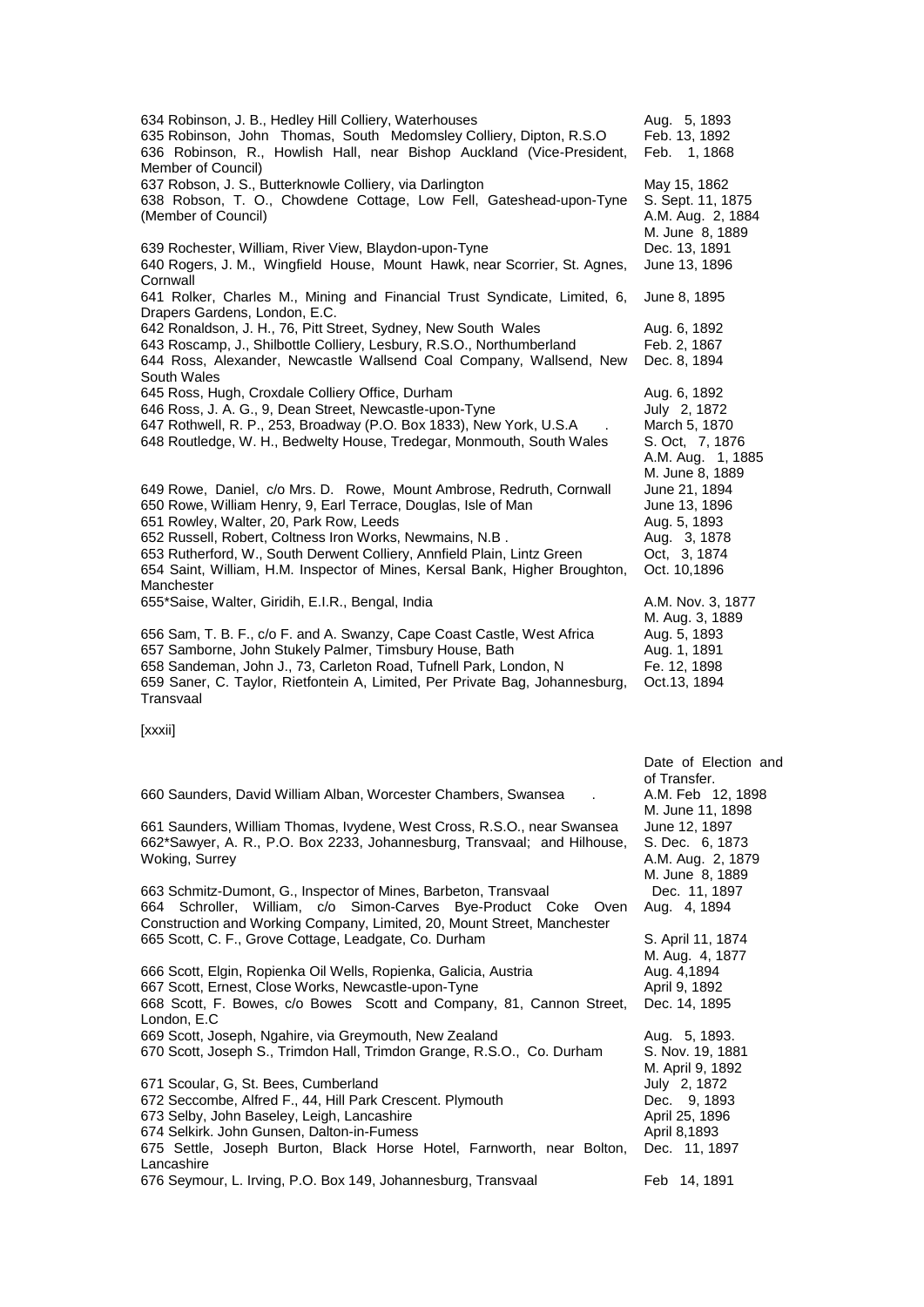| | |
|---|---|
| 634 Robinson, J. B., Hedley Hill Colliery, Waterhouses | Aug. 5, 1893 |
| 635 Robinson, John Thomas, South Medomsley Colliery, Dipton, R.S.O | Feb. 13, 1892 |
| 636 Robinson, R., Howlish Hall, near Bishop Auckland (Vice-President, Member of Council) | Feb. 1, 1868 |
| 637 Robson, J. S., Butterknowle Colliery, via Darlington | May 15, 1862 |
| 638 Robson, T. O., Chowdene Cottage, Low Fell, Gateshead-upon-Tyne (Member of Council) | S. Sept. 11, 1875<br>A.M. Aug. 2, 1884<br>M. June 8, 1889 |
| 639 Rochester, William, River View, Blaydon-upon-Tyne | Dec. 13, 1891 |
| 640 Rogers, J. M., Wingfield House, Mount Hawk, near Scorrier, St. Agnes, Cornwall | June 13, 1896 |
| 641 Rolker, Charles M., Mining and Financial Trust Syndicate, Limited, 6, Drapers Gardens, London, E.C. | June 8, 1895 |
| 642 Ronaldson, J. H., 76, Pitt Street, Sydney, New South Wales | Aug. 6, 1892 |
| 643 Roscamp, J., Shilbottle Colliery, Lesbury, R.S.O., Northumberland | Feb. 2, 1867 |
| 644 Ross, Alexander, Newcastle Wallsend Coal Company, Wallsend, New South Wales | Dec. 8, 1894 |
| 645 Ross, Hugh, Croxdale Colliery Office, Durham | Aug. 6, 1892 |
| 646 Ross, J. A. G., 9, Dean Street, Newcastle-upon-Tyne | July 2, 1872 |
| 647 Rothwell, R. P., 253, Broadway (P.O. Box 1833), New York, U.S.A | March 5, 1870 |
| 648 Routledge, W. H., Bedwelty House, Tredegar, Monmouth, South Wales | S. Oct, 7, 1876<br>A.M. Aug. 1, 1885<br>M. June 8, 1889 |
| 649 Rowe, Daniel, c/o Mrs. D. Rowe, Mount Ambrose, Redruth, Cornwall | June 21, 1894 |
| 650 Rowe, William Henry, 9, Earl Terrace, Douglas, Isle of Man | June 13, 1896 |
| 651 Rowley, Walter, 20, Park Row, Leeds | Aug. 5, 1893 |
| 652 Russell, Robert, Coltness Iron Works, Newmains, N.B . | Aug. 3, 1878 |
| 653 Rutherford, W., South Derwent Colliery, Annfield Plain, Lintz Green | Oct, 3, 1874 |
| 654 Saint, William, H.M. Inspector of Mines, Kersal Bank, Higher Broughton, Manchester | Oct. 10,1896 |
| 655*Saise, Walter, Giridih, E.I.R., Bengal, India | A.M. Nov. 3, 1877<br>M. Aug. 3, 1889 |
| 656 Sam, T. B. F., c/o F. and A. Swanzy, Cape Coast Castle, West Africa | Aug. 5, 1893 |
| 657 Samborne, John Stukely Palmer, Timsbury House, Bath | Aug. 1, 1891 |
| 658 Sandeman, John J., 73, Carleton Road, Tufnell Park, London, N | Fe. 12, 1898 |
| 659 Saner, C. Taylor, Rietfontein A, Limited, Per Private Bag, Johannesburg, Transvaal | Oct.13, 1894 |

[xxxii]

| | Date of Election and of Transfer. |
|---|---|
| 660 Saunders, David William Alban, Worcester Chambers, Swansea | A.M. Feb 12, 1898<br>M. June 11, 1898 |
| 661 Saunders, William Thomas, Ivydene, West Cross, R.S.O., near Swansea | June 12, 1897 |
| 662*Sawyer, A. R., P.O. Box 2233, Johannesburg, Transvaal; and Hilhouse, Woking, Surrey | S. Dec. 6, 1873<br>A.M. Aug. 2, 1879<br>M. June 8, 1889 |
| 663 Schmitz-Dumont, G., Inspector of Mines, Barbeton, Transvaal | Dec. 11, 1897 |
| 664 Schroller, William, c/o Simon-Carves Bye-Product Coke Oven Construction and Working Company, Limited, 20, Mount Street, Manchester | Aug. 4, 1894 |
| 665 Scott, C. F., Grove Cottage, Leadgate, Co. Durham | S. April 11, 1874<br>M. Aug. 4, 1877 |
| 666 Scott, Elgin, Ropienka Oil Wells, Ropienka, Galicia, Austria | Aug. 4,1894 |
| 667 Scott, Ernest, Close Works, Newcastle-upon-Tyne | April 9, 1892 |
| 668 Scott, F. Bowes, c/o Bowes Scott and Company, 81, Cannon Street, London, E.C | Dec. 14, 1895 |
| 669 Scott, Joseph, Ngahire, via Greymouth, New Zealand | Aug. 5, 1893. |
| 670 Scott, Joseph S., Trimdon Hall, Trimdon Grange, R.S.O., Co. Durham | S. Nov. 19, 1881<br>M. April 9, 1892 |
| 671 Scoular, G, St. Bees, Cumberland | July 2, 1872 |
| 672 Seccombe, Alfred F., 44, Hill Park Crescent. Plymouth | Dec. 9, 1893 |
| 673 Selby, John Baseley, Leigh, Lancashire | April 25, 1896 |
| 674 Selkirk. John Gunsen, Dalton-in-Fumess | April 8,1893 |
| 675 Settle, Joseph Burton, Black Horse Hotel, Farnworth, near Bolton, Lancashire | Dec. 11, 1897 |
| 676 Seymour, L. Irving, P.O. Box 149, Johannesburg, Transvaal | Feb 14, 1891 |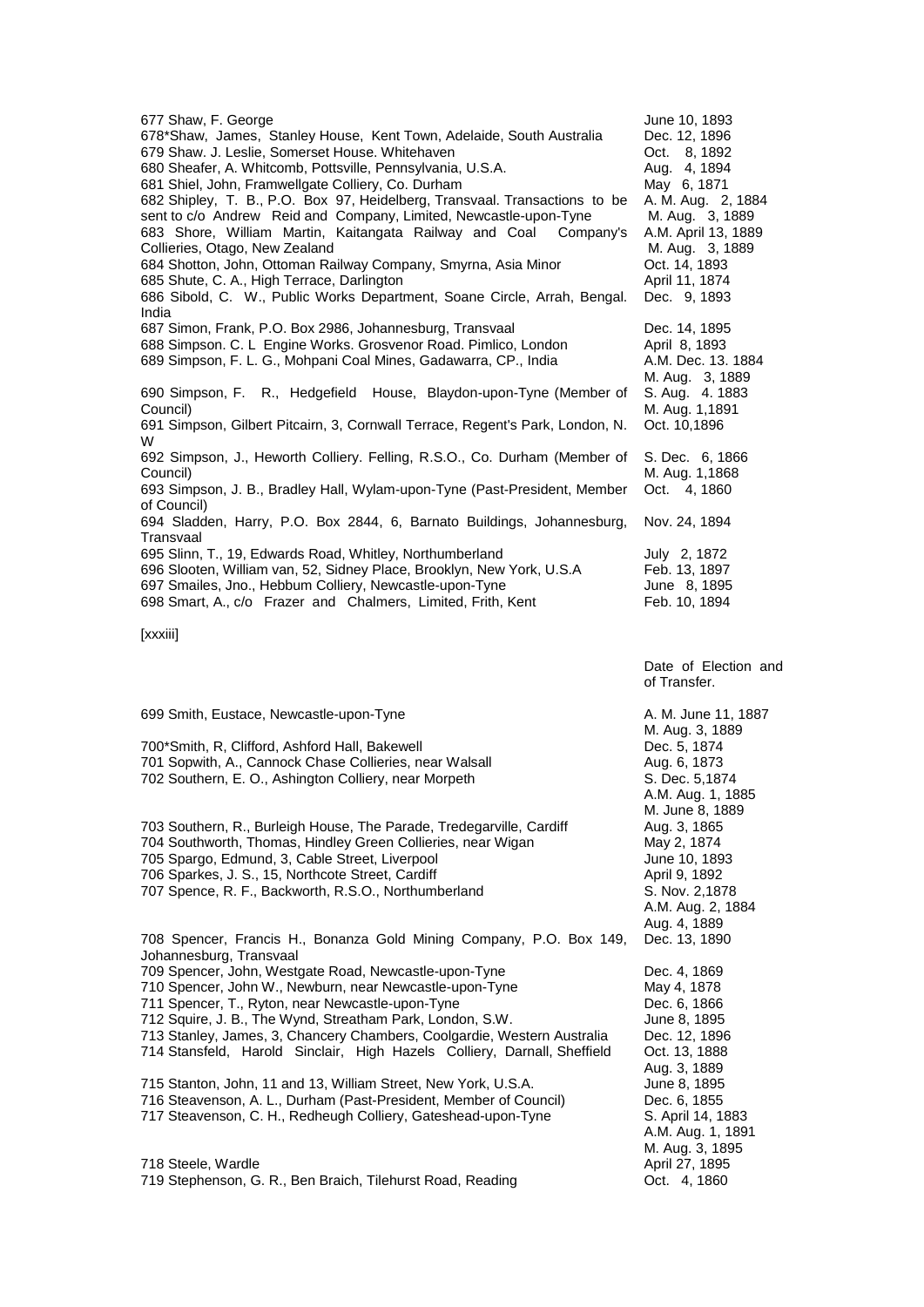| | |
|---|---|
| 677 Shaw, F. George | June 10, 1893 |
| 678*Shaw, James, Stanley House, Kent Town, Adelaide, South Australia | Dec. 12, 1896 |
| 679 Shaw. J. Leslie, Somerset House. Whitehaven | Oct. 8, 1892 |
| 680 Sheafer, A. Whitcomb, Pottsville, Pennsylvania, U.S.A. | Aug. 4, 1894 |
| 681 Shiel, John, Framwellgate Colliery, Co. Durham | May 6, 1871 |
| 682 Shipley, T. B., P.O. Box 97, Heidelberg, Transvaal. Transactions to be sent to c/o Andrew Reid and Company, Limited, Newcastle-upon-Tyne | A. M. Aug. 2, 1884<br>M. Aug. 3, 1889 |
| 683 Shore, William Martin, Kaitangata Railway and Coal Company's Collieries, Otago, New Zealand | A.M. April 13, 1889<br>M. Aug. 3, 1889 |
| 684 Shotton, John, Ottoman Railway Company, Smyrna, Asia Minor | Oct. 14, 1893 |
| 685 Shute, C. A., High Terrace, Darlington | April 11, 1874 |
| 686 Sibold, C. W., Public Works Department, Soane Circle, Arrah, Bengal. India | Dec. 9, 1893 |
| 687 Simon, Frank, P.O. Box 2986, Johannesburg, Transvaal | Dec. 14, 1895 |
| 688 Simpson. C. L Engine Works. Grosvenor Road. Pimlico, London | April 8, 1893 |
| 689 Simpson, F. L. G., Mohpani Coal Mines, Gadawarra, CP., India | A.M. Dec. 13. 1884<br>M. Aug. 3, 1889 |
| 690 Simpson, F. R., Hedgefield House, Blaydon-upon-Tyne (Member of Council) | S. Aug. 4. 1883<br>M. Aug. 1,1891 |
| 691 Simpson, Gilbert Pitcairn, 3, Cornwall Terrace, Regent's Park, London, N. W | Oct. 10,1896 |
| 692 Simpson, J., Heworth Colliery. Felling, R.S.O., Co. Durham (Member of Council) | S. Dec. 6, 1866<br>M. Aug. 1,1868 |
| 693 Simpson, J. B., Bradley Hall, Wylam-upon-Tyne (Past-President, Member of Council) | Oct. 4, 1860 |
| 694 Sladden, Harry, P.O. Box 2844, 6, Barnato Buildings, Johannesburg, Transvaal | Nov. 24, 1894 |
| 695 Slinn, T., 19, Edwards Road, Whitley, Northumberland | July 2, 1872 |
| 696 Slooten, William van, 52, Sidney Place, Brooklyn, New York, U.S.A | Feb. 13, 1897 |
| 697 Smailes, Jno., Hebbum Colliery, Newcastle-upon-Tyne | June 8, 1895 |
| 698 Smart, A., c/o Frazer and Chalmers, Limited, Frith, Kent | Feb. 10, 1894 |

[xxxiii]

| | Date of Election and of Transfer. |
|---|---|
| 699 Smith, Eustace, Newcastle-upon-Tyne | A. M. June 11, 1887<br>M. Aug. 3, 1889 |
| 700*Smith, R, Clifford, Ashford Hall, Bakewell | Dec. 5, 1874 |
| 701 Sopwith, A., Cannock Chase Collieries, near Walsall | Aug. 6, 1873 |
| 702 Southern, E. O., Ashington Colliery, near Morpeth | S. Dec. 5,1874<br>A.M. Aug. 1, 1885<br>M. June 8, 1889 |
| 703 Southern, R., Burleigh House, The Parade, Tredegarville, Cardiff | Aug. 3, 1865 |
| 704 Southworth, Thomas, Hindley Green Collieries, near Wigan | May 2, 1874 |
| 705 Spargo, Edmund, 3, Cable Street, Liverpool | June 10, 1893 |
| 706 Sparkes, J. S., 15, Northcote Street, Cardiff | April 9, 1892 |
| 707 Spence, R. F., Backworth, R.S.O., Northumberland | S. Nov. 2,1878<br>A.M. Aug. 2, 1884<br>Aug. 4, 1889 |
| 708 Spencer, Francis H., Bonanza Gold Mining Company, P.O. Box 149, Johannesburg, Transvaal | Dec. 13, 1890 |
| 709 Spencer, John, Westgate Road, Newcastle-upon-Tyne | Dec. 4, 1869 |
| 710 Spencer, John W., Newburn, near Newcastle-upon-Tyne | May 4, 1878 |
| 711 Spencer, T., Ryton, near Newcastle-upon-Tyne | Dec. 6, 1866 |
| 712 Squire, J. B., The Wynd, Streatham Park, London, S.W. | June 8, 1895 |
| 713 Stanley, James, 3, Chancery Chambers, Coolgardie, Western Australia | Dec. 12, 1896 |
| 714 Stansfeld, Harold Sinclair, High Hazels Colliery, Darnall, Sheffield | Oct. 13, 1888<br>Aug. 3, 1889 |
| 715 Stanton, John, 11 and 13, William Street, New York, U.S.A. | June 8, 1895 |
| 716 Steavenson, A. L., Durham (Past-President, Member of Council) | Dec. 6, 1855 |
| 717 Steavenson, C. H., Redheugh Colliery, Gateshead-upon-Tyne | S. April 14, 1883<br>A.M. Aug. 1, 1891<br>M. Aug. 3, 1895 |
| 718 Steele, Wardle | April 27, 1895 |
| 719 Stephenson, G. R., Ben Braich, Tilehurst Road, Reading | Oct. 4, 1860 |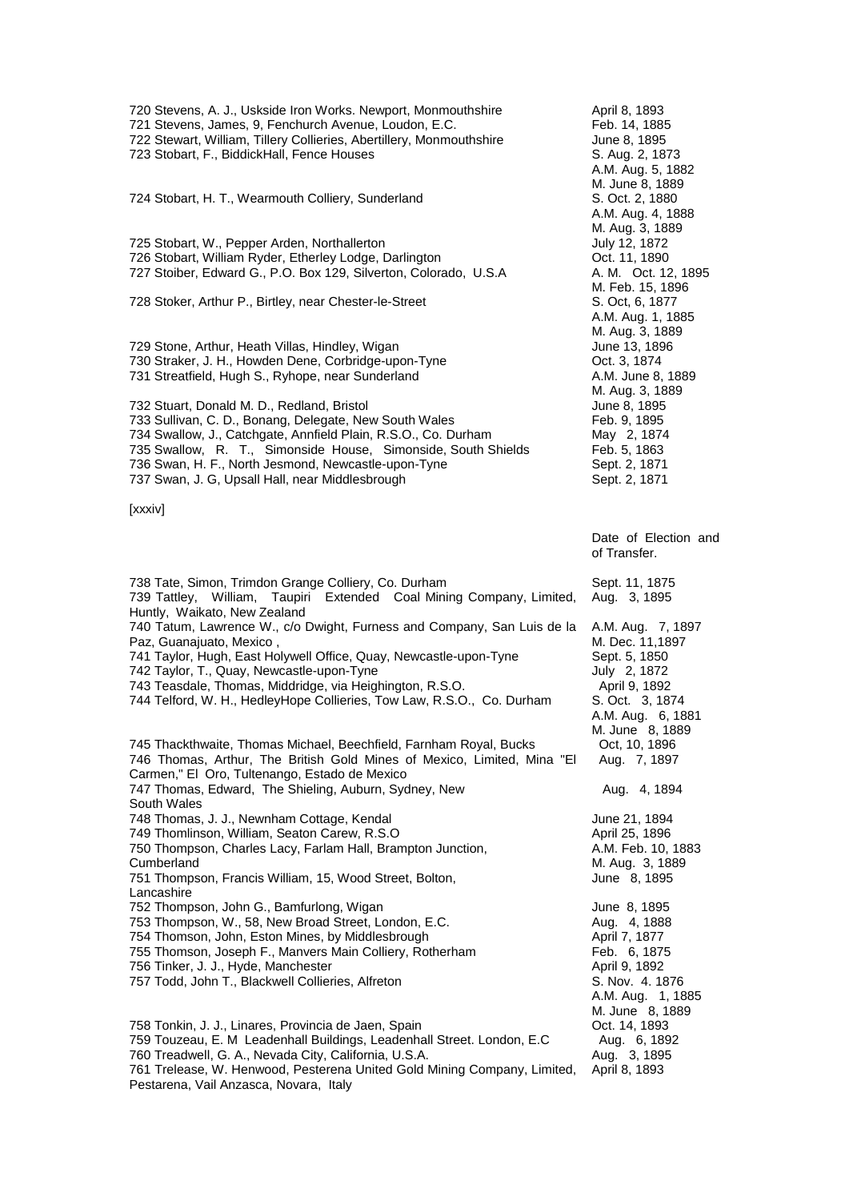| | |
|---|---|
| 720 Stevens, A. J., Uskside Iron Works. Newport, Monmouthshire | April 8, 1893 |
| 721 Stevens, James, 9, Fenchurch Avenue, Loudon, E.C. | Feb. 14, 1885 |
| 722 Stewart, William, Tillery Collieries, Abertillery, Monmouthshire | June 8, 1895 |
| 723 Stobart, F., BiddickHall, Fence Houses | S. Aug. 2, 1873<br>A.M. Aug. 5, 1882<br>M. June 8, 1889 |
| 724 Stobart, H. T., Wearmouth Colliery, Sunderland | S. Oct. 2, 1880<br>A.M. Aug. 4, 1888<br>M. Aug. 3, 1889 |
| 725 Stobart, W., Pepper Arden, Northallerton | July 12, 1872 |
| 726 Stobart, William Ryder, Etherley Lodge, Darlington | Oct. 11, 1890 |
| 727 Stoiber, Edward G., P.O. Box 129, Silverton, Colorado, U.S.A | A. M. Oct. 12, 1895<br>M. Feb. 15, 1896 |
| 728 Stoker, Arthur P., Birtley, near Chester-le-Street | S. Oct, 6, 1877<br>A.M. Aug. 1, 1885<br>M. Aug. 3, 1889 |
| 729 Stone, Arthur, Heath Villas, Hindley, Wigan | June 13, 1896 |
| 730 Straker, J. H., Howden Dene, Corbridge-upon-Tyne | Oct. 3, 1874 |
| 731 Streatfield, Hugh S., Ryhope, near Sunderland | A.M. June 8, 1889<br>M. Aug. 3, 1889 |
| 732 Stuart, Donald M. D., Redland, Bristol | June 8, 1895 |
| 733 Sullivan, C. D., Bonang, Delegate, New South Wales | Feb. 9, 1895 |
| 734 Swallow, J., Catchgate, Annfield Plain, R.S.O., Co. Durham | May 2, 1874 |
| 735 Swallow, R. T., Simonside House, Simonside, South Shields | Feb. 5, 1863 |
| 736 Swan, H. F., North Jesmond, Newcastle-upon-Tyne | Sept. 2, 1871 |
| 737 Swan, J. G, Upsall Hall, near Middlesbrough | Sept. 2, 1871 |

[xxxiv]

| | Date of Election and of Transfer. |
|---|---|
| 738 Tate, Simon, Trimdon Grange Colliery, Co. Durham | Sept. 11, 1875 |
| 739 Tattley, William, Taupiri Extended Coal Mining Company, Limited, Huntly, Waikato, New Zealand | Aug. 3, 1895 |
| 740 Tatum, Lawrence W., c/o Dwight, Furness and Company, San Luis de la Paz, Guanajuato, Mexico , | A.M. Aug. 7, 1897<br>M. Dec. 11,1897 |
| 741 Taylor, Hugh, East Holywell Office, Quay, Newcastle-upon-Tyne | Sept. 5, 1850 |
| 742 Taylor, T., Quay, Newcastle-upon-Tyne | July 2, 1872 |
| 743 Teasdale, Thomas, Middridge, via Heighington, R.S.O. | April 9, 1892 |
| 744 Telford, W. H., HedleyHope Collieries, Tow Law, R.S.O., Co. Durham | S. Oct. 3, 1874<br>A.M. Aug. 6, 1881<br>M. June 8, 1889 |
| 745 Thackthwaite, Thomas Michael, Beechfield, Farnham Royal, Bucks | Oct, 10, 1896 |
| 746 Thomas, Arthur, The British Gold Mines of Mexico, Limited, Mina "El Carmen," El Oro, Tultenango, Estado de Mexico | Aug. 7, 1897 |
| 747 Thomas, Edward, The Shieling, Auburn, Sydney, New South Wales | Aug. 4, 1894 |
| 748 Thomas, J. J., Newnham Cottage, Kendal | June 21, 1894 |
| 749 Thomlinson, William, Seaton Carew, R.S.O | April 25, 1896 |
| 750 Thompson, Charles Lacy, Farlam Hall, Brampton Junction, Cumberland | A.M. Feb. 10, 1883<br>M. Aug. 3, 1889 |
| 751 Thompson, Francis William, 15, Wood Street, Bolton, Lancashire | June 8, 1895 |
| 752 Thompson, John G., Bamfurlong, Wigan | June 8, 1895 |
| 753 Thompson, W., 58, New Broad Street, London, E.C. | Aug. 4, 1888 |
| 754 Thomson, John, Eston Mines, by Middlesbrough | April 7, 1877 |
| 755 Thomson, Joseph F., Manvers Main Colliery, Rotherham | Feb. 6, 1875 |
| 756 Tinker, J. J., Hyde, Manchester | April 9, 1892 |
| 757 Todd, John T., Blackwell Collieries, Alfreton | S. Nov. 4. 1876<br>A.M. Aug. 1, 1885<br>M. June 8, 1889 |
| 758 Tonkin, J. J., Linares, Provincia de Jaen, Spain | Oct. 14, 1893 |
| 759 Touzeau, E. M Leadenhall Buildings, Leadenhall Street. London, E.C | Aug. 6, 1892 |
| 760 Treadwell, G. A., Nevada City, California, U.S.A. | Aug. 3, 1895 |
| 761 Trelease, W. Henwood, Pesterena United Gold Mining Company, Limited, Pestarena, Vail Anzasca, Novara, Italy | April 8, 1893 |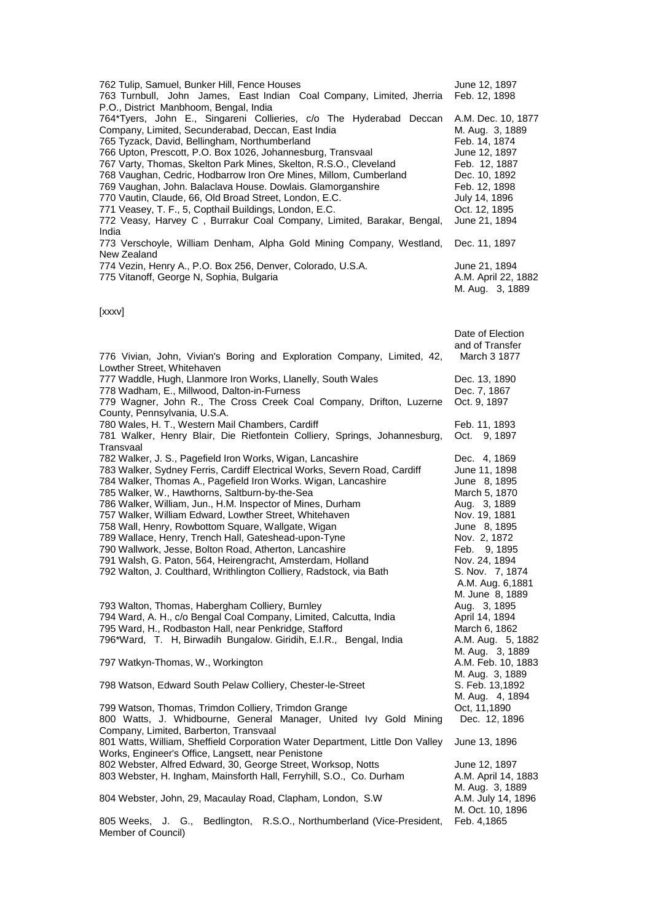| | |
|---|---|
| 762 Tulip, Samuel, Bunker Hill, Fence Houses | June 12, 1897 |
| 763 Turnbull, John James, East Indian Coal Company, Limited, Jherria P.O., District Manbhoom, Bengal, India | Feb. 12, 1898 |
| 764*Tyers, John E., Singareni Collieries, c/o The Hyderabad Deccan Company, Limited, Secunderabad, Deccan, East India | A.M. Dec. 10, 1877<br>M. Aug. 3, 1889 |
| 765 Tyzack, David, Bellingham, Northumberland | Feb. 14, 1874 |
| 766 Upton, Prescott, P.O. Box 1026, Johannesburg, Transvaal | June 12, 1897 |
| 767 Varty, Thomas, Skelton Park Mines, Skelton, R.S.O., Cleveland | Feb. 12, 1887 |
| 768 Vaughan, Cedric, Hodbarrow Iron Ore Mines, Millom, Cumberland | Dec. 10, 1892 |
| 769 Vaughan, John. Balaclava House. Dowlais. Glamorganshire | Feb. 12, 1898 |
| 770 Vautin, Claude, 66, Old Broad Street, London, E.C. | July 14, 1896 |
| 771 Veasey, T. F., 5, Copthail Buildings, London, E.C. | Oct. 12, 1895 |
| 772 Veasy, Harvey C , Burrakur Coal Company, Limited, Barakar, Bengal, India | June 21, 1894 |
| 773 Verschoyle, William Denham, Alpha Gold Mining Company, Westland, New Zealand | Dec. 11, 1897 |
| 774 Vezin, Henry A., P.O. Box 256, Denver, Colorado, U.S.A. | June 21, 1894 |
| 775 Vitanoff, George N, Sophia, Bulgaria | A.M. April 22, 1882<br>M. Aug. 3, 1889 |

[xxxv]

| | Date of Election and of Transfer |
|---|---|
| 776 Vivian, John, Vivian's Boring and Exploration Company, Limited, 42, Lowther Street, Whitehaven | March 3 1877 |
| 777 Waddle, Hugh, Llanmore Iron Works, Llanelly, South Wales | Dec. 13, 1890 |
| 778 Wadham, E., Millwood, Dalton-in-Furness | Dec. 7, 1867 |
| 779 Wagner, John R., The Cross Creek Coal Company, Drifton, Luzerne County, Pennsylvania, U.S.A. | Oct. 9, 1897 |
| 780 Wales, H. T., Western Mail Chambers, Cardiff | Feb. 11, 1893 |
| 781 Walker, Henry Blair, Die Rietfontein Colliery, Springs, Johannesburg, Transvaal | Oct. 9, 1897 |
| 782 Walker, J. S., Pagefield Iron Works, Wigan, Lancashire | Dec. 4, 1869 |
| 783 Walker, Sydney Ferris, Cardiff Electrical Works, Severn Road, Cardiff | June 11, 1898 |
| 784 Walker, Thomas A., Pagefield Iron Works. Wigan, Lancashire | June 8, 1895 |
| 785 Walker, W., Hawthorns, Saltburn-by-the-Sea | March 5, 1870 |
| 786 Walker, William, Jun., H.M. Inspector of Mines, Durham | Aug. 3, 1889 |
| 757 Walker, William Edward, Lowther Street, Whitehaven | Nov. 19, 1881 |
| 758 Wall, Henry, Rowbottom Square, Wallgate, Wigan | June 8, 1895 |
| 789 Wallace, Henry, Trench Hall, Gateshead-upon-Tyne | Nov. 2, 1872 |
| 790 Wallwork, Jesse, Bolton Road, Atherton, Lancashire | Feb. 9, 1895 |
| 791 Walsh, G. Paton, 564, Heirengracht, Amsterdam, Holland | Nov. 24, 1894 |
| 792 Walton, J. Coulthard, Writhlington Colliery, Radstock, via Bath | S. Nov. 7, 1874<br>A.M. Aug. 6,1881<br>M. June 8, 1889 |
| 793 Walton, Thomas, Habergham Colliery, Burnley | Aug. 3, 1895 |
| 794 Ward, A. H., c/o Bengal Coal Company, Limited, Calcutta, India | April 14, 1894 |
| 795 Ward, H., Rodbaston Hall, near Penkridge, Stafford | March 6, 1862 |
| 796*Ward, T. H, Birwadih Bungalow. Giridih, E.I.R., Bengal, India | A.M. Aug. 5, 1882<br>M. Aug. 3, 1889 |
| 797 Watkyn-Thomas, W., Workington | A.M. Feb. 10, 1883<br>M. Aug. 3, 1889 |
| 798 Watson, Edward South Pelaw Colliery, Chester-le-Street | S. Feb. 13,1892<br>M. Aug. 4, 1894 |
| 799 Watson, Thomas, Trimdon Colliery, Trimdon Grange | Oct, 11,1890 |
| 800 Watts, J. Whidbourne, General Manager, United Ivy Gold Mining Company, Limited, Barberton, Transvaal | Dec. 12, 1896 |
| 801 Watts, William, Sheffield Corporation Water Department, Little Don Valley Works, Engineer's Office, Langsett, near Penistone | June 13, 1896 |
| 802 Webster, Alfred Edward, 30, George Street, Worksop, Notts | June 12, 1897 |
| 803 Webster, H. Ingham, Mainsforth Hall, Ferryhill, S.O., Co. Durham | A.M. April 14, 1883<br>M. Aug. 3, 1889 |
| 804 Webster, John, 29, Macaulay Road, Clapham, London, S.W | A.M. July 14, 1896<br>M. Oct. 10, 1896 |
| 805 Weeks, J. G., Bedlington, R.S.O., Northumberland (Vice-President, Member of Council) | Feb. 4,1865 |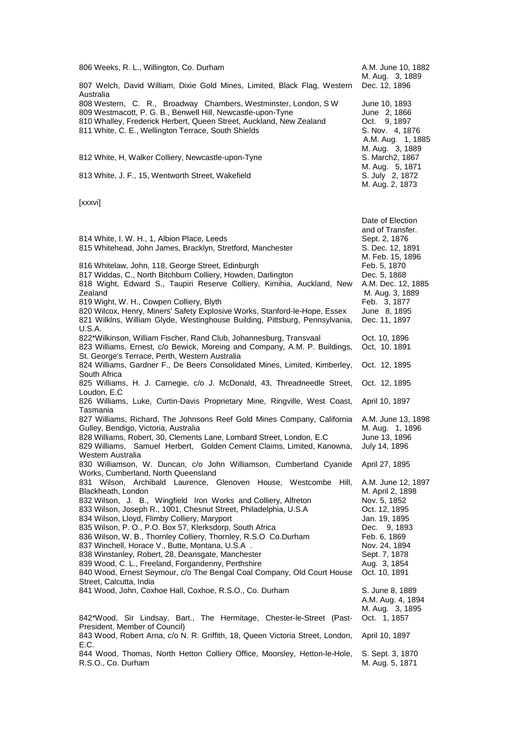| | |
|---|---|
| 806 Weeks, R. L., Willington, Co. Durham | A.M. June 10, 1882<br>M. Aug. 3, 1889 |
| 807 Welch, David William, Dixie Gold Mines, Limited, Black Flag, Western Australia | Dec. 12, 1896 |
| 808 Western, C. R., Broadway Chambers, Westminster, London, S W | June 10, 1893 |
| 809 Westmacott, P. G. B., Benwell Hill, Newcastle-upon-Tyne | June 2, 1866 |
| 810 Whalley, Frederick Herbert, Queen Street, Auckland, New Zealand | Oct. 9, 1897 |
| 811 White, C. E., Wellington Terrace, South Shields | S. Nov. 4, 1876<br>A.M. Aug. 1, 1885<br>M. Aug. 3, 1889 |
| 812 White, H, Walker Colliery, Newcastle-upon-Tyne | S. March2, 1867<br>M. Aug. 5, 1871 |
| 813 White, J. F., 15, Wentworth Street, Wakefield | S. July 2, 1872<br>M. Aug. 2, 1873 |

[xxxvi]

| | Date of Election and of Transfer. |
|---|---|
| 814 White, I. W. H., 1, Albion Place, Leeds | Sept. 2, 1876 |
| 815 Whitehead, John James, Bracklyn, Stretford, Manchester | S. Dec. 12, 1891<br>M. Feb. 15, 1896 |
| 816 Whitelaw, John, 118, George Street, Edinburgh | Feb. 5, 1870 |
| 817 Widdas, C., North Bitchburn Colliery, Howden, Darlington | Dec. 5, 1868 |
| 818 Wight, Edward S., Taupiri Reserve Colliery, Kimihia, Auckland, New Zealand | A.M. Dec. 12, 1885<br>M. Aug. 3, 1889 |
| 819 Wight, W. H., Cowpen Colliery, Blyth | Feb. 3, 1877 |
| 820 Wilcox, Henry, Miners' Safety Explosive Works, Stanford-le-Hope, Essex | June 8, 1895 |
| 821 Wilklns, William Glyde, Westinghouse Building, Pittsburg, Pennsylvania, U.S.A. | Dec. 11, 1897 |
| 822*Wilkinson, William Fischer, Rand Club, Johannesburg, Transvaal | Oct. 10, 1896 |
| 823 Williams, Ernest, c/o Bewick, Moreing and Company, A.M. P. Buildings, St. George's Terrace, Perth, Western Australia | Oct, 10, 1891 |
| 824 Williams, Gardner F., De Beers Consolidated Mines, Limited, Kimberley, South Africa | Oct. 12, 1895 |
| 825 Williams, H. J. Carnegie, c/o J. McDonald, 43, Threadneedle Street, Loudon, E.C | Oct. 12, 1895 |
| 826 Williams, Luke, Curtin-Davis Proprietary Mine, Ringville, West Coast, Tasmania | April 10, 1897 |
| 827 Williams, Richard, The Johnsons Reef Gold Mines Company, California Gulley, Bendigo, Victoria, Australia | A.M. June 13, 1898<br>M. Aug. 1, 1896 |
| 828 Williams, Robert, 30, Clements Lane, Lombard Street, London, E.C | June 13, 1896 |
| 829 Williams, Samuel Herbert, Golden Cement Claims, Limited, Kanowna, Western Australia | July 14, 1896 |
| 830 Williamson, W. Duncan, c/o John Williamson, Cumberland Cyanide Works, Cumberland, North Queensland | April 27, 1895 |
| 831 Wilson, Archibald Laurence, Glenoven House, Westcombe Hill, Blackheath, London | A.M. June 12, 1897<br>M. April 2, 1898 |
| 832 Wilson, J. B., Wingfield Iron Works and Colliery, Alfreton | Nov. 5, 1852 |
| 833 Wilson, Joseph R., 1001, Chesnut Street, Philadelphia, U.S.A | Oct. 12, 1895 |
| 834 Wilson, Lloyd, Flimby Colliery, Maryport | Jan. 19, 1895 |
| 835 Wilson, P. O., P.O. Box 57, Klerksdorp, South Africa | Dec. 9, 1893 |
| 836 Wilson, W. B., Thornley Colliery, Thornley, R.S.O Co.Durham | Feb. 6, 1869 |
| 837 Winchell, Horace V., Butte, Montana, U.S.A . | Nov. 24, 1894 |
| 838 Winstanley, Robert, 28, Deansgate, Manchester | Sept. 7, 1878 |
| 839 Wood, C. L., Freeland, Forgandenny, Perthshire | Aug. 3, 1854 |
| 840 Wood, Ernest Seymour, c/o The Bengal Coal Company, Old Court House Street, Calcutta, India | Oct. 10, 1891 |
| 841 Wood, John, Coxhoe Hall, Coxhoe, R.S.O., Co. Durham | S. June 8, 1889<br>A.M. Aug. 4, 1894<br>M. Aug. 3, 1895 |
| 842*Wood, Sir Lindsay, Bart., The Hermitage, Chester-le-Street (Past-President, Member of Council) | Oct. 1, 1857 |
| 843 Wood, Robert Arna, c/o N. R. Griffith, 18, Queen Victoria Street, London, E.C. | April 10, 1897 |
| 844 Wood, Thomas, North Hetton Colliery Office, Moorsley, Hetton-le-Hole, R.S.O., Co. Durham | S. Sept. 3, 1870<br>M. Aug. 5, 1871 |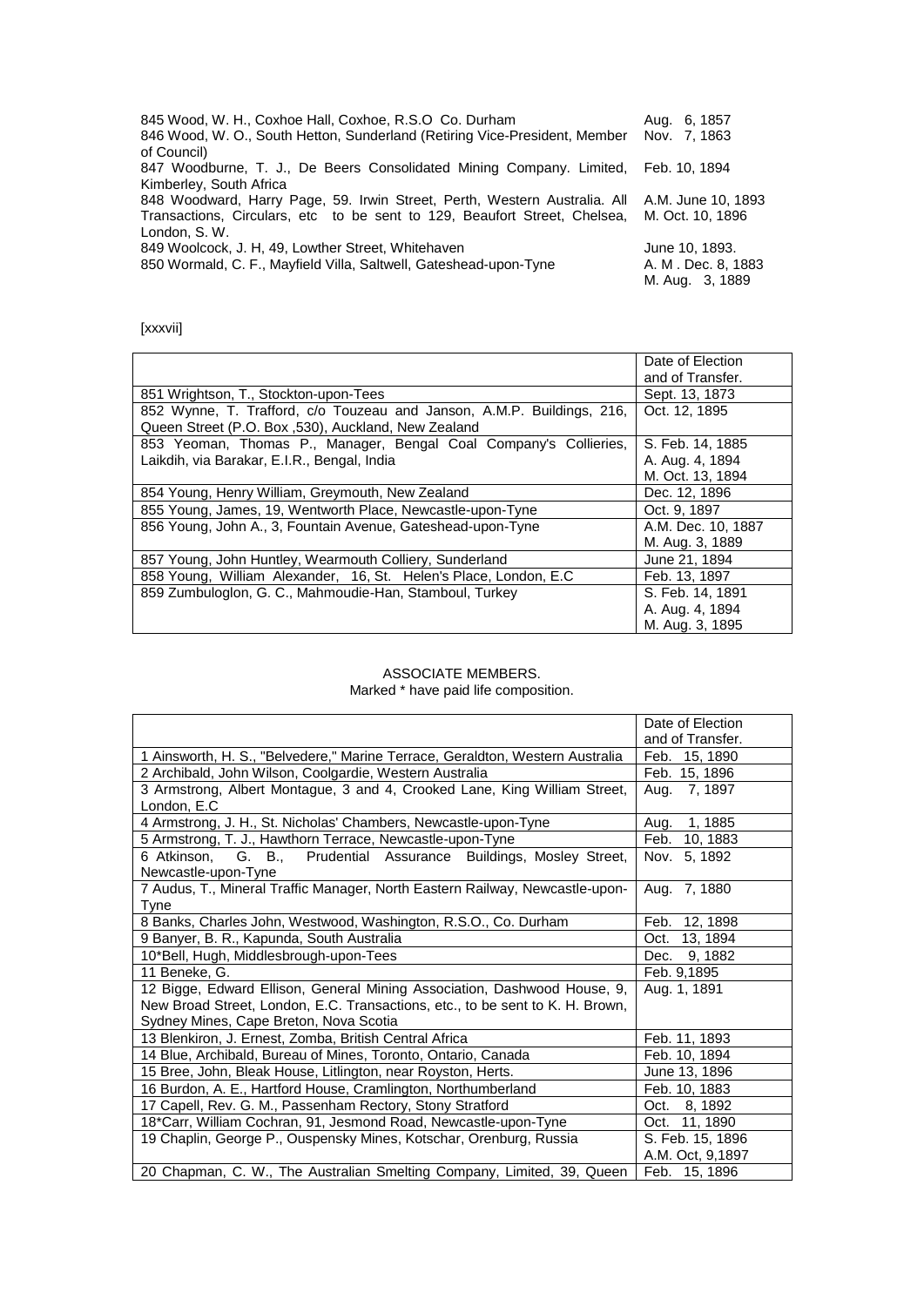| | |
|---|---|
| 845 Wood, W. H., Coxhoe Hall, Coxhoe, R.S.O Co. Durham | Aug. 6, 1857 |
| 846 Wood, W. O., South Hetton, Sunderland (Retiring Vice-President, Member of Council) | Nov. 7, 1863 |
| 847 Woodburne, T. J., De Beers Consolidated Mining Company. Limited, Kimberley, South Africa | Feb. 10, 1894 |
| 848 Woodward, Harry Page, 59. Irwin Street, Perth, Western Australia. All Transactions, Circulars, etc to be sent to 129, Beaufort Street, Chelsea, London, S. W. | A.M. June 10, 1893<br>M. Oct. 10, 1896 |
| 849 Woolcock, J. H, 49, Lowther Street, Whitehaven | June 10, 1893. |
| 850 Wormald, C. F., Mayfield Villa, Saltwell, Gateshead-upon-Tyne | A. M . Dec. 8, 1883<br>M. Aug. 3, 1889 |

[xxxvii]

| | Date of Election and of Transfer. |
|---|---|
| 851 Wrightson, T., Stockton-upon-Tees | Sept. 13, 1873 |
| 852 Wynne, T. Trafford, c/o Touzeau and Janson, A.M.P. Buildings, 216, Queen Street (P.O. Box ,530), Auckland, New Zealand | Oct. 12, 1895 |
| 853 Yeoman, Thomas P., Manager, Bengal Coal Company's Collieries, Laikdih, via Barakar, E.I.R., Bengal, India | S. Feb. 14, 1885<br>A. Aug. 4, 1894<br>M. Oct. 13, 1894 |
| 854 Young, Henry William, Greymouth, New Zealand | Dec. 12, 1896 |
| 855 Young, James, 19, Wentworth Place, Newcastle-upon-Tyne | Oct. 9, 1897 |
| 856 Young, John A., 3, Fountain Avenue, Gateshead-upon-Tyne | A.M. Dec. 10, 1887<br>M. Aug. 3, 1889 |
| 857 Young, John Huntley, Wearmouth Colliery, Sunderland | June 21, 1894 |
| 858 Young, William Alexander, 16, St. Helen's Place, London, E.C | Feb. 13, 1897 |
| 859 Zumbuloglon, G. C., Mahmoudie-Han, Stamboul, Turkey | S. Feb. 14, 1891<br>A. Aug. 4, 1894<br>M. Aug. 3, 1895 |

## ASSOCIATE MEMBERS.

Marked * have paid life composition.

| | Date of Election and of Transfer. |
|---|---|
| 1 Ainsworth, H. S., "Belvedere," Marine Terrace, Geraldton, Western Australia | Feb. 15, 1890 |
| 2 Archibald, John Wilson, Coolgardie, Western Australia | Feb. 15, 1896 |
| 3 Armstrong, Albert Montague, 3 and 4, Crooked Lane, King William Street, London, E.C | Aug. 7, 1897 |
| 4 Armstrong, J. H., St. Nicholas' Chambers, Newcastle-upon-Tyne | Aug. 1, 1885 |
| 5 Armstrong, T. J., Hawthorn Terrace, Newcastle-upon-Tyne | Feb. 10, 1883 |
| 6 Atkinson, G. B., Prudential Assurance Buildings, Mosley Street, Newcastle-upon-Tyne | Nov. 5, 1892 |
| 7 Audus, T., Mineral Traffic Manager, North Eastern Railway, Newcastle-upon-Tyne | Aug. 7, 1880 |
| 8 Banks, Charles John, Westwood, Washington, R.S.O., Co. Durham | Feb. 12, 1898 |
| 9 Banyer, B. R., Kapunda, South Australia | Oct. 13, 1894 |
| 10*Bell, Hugh, Middlesbrough-upon-Tees | Dec. 9, 1882 |
| 11 Beneke, G. | Feb. 9,1895 |
| 12 Bigge, Edward Ellison, General Mining Association, Dashwood House, 9, New Broad Street, London, E.C. Transactions, etc., to be sent to K. H. Brown, Sydney Mines, Cape Breton, Nova Scotia | Aug. 1, 1891 |
| 13 Blenkiron, J. Ernest, Zomba, British Central Africa | Feb. 11, 1893 |
| 14 Blue, Archibald, Bureau of Mines, Toronto, Ontario, Canada | Feb. 10, 1894 |
| 15 Bree, John, Bleak House, Litlington, near Royston, Herts. | June 13, 1896 |
| 16 Burdon, A. E., Hartford House, Cramlington, Northumberland | Feb. 10, 1883 |
| 17 Capell, Rev. G. M., Passenham Rectory, Stony Stratford | Oct. 8, 1892 |
| 18*Carr, William Cochran, 91, Jesmond Road, Newcastle-upon-Tyne | Oct. 11, 1890 |
| 19 Chaplin, George P., Ouspensky Mines, Kotschar, Orenburg, Russia | S. Feb. 15, 1896<br>A.M. Oct, 9,1897 |
| 20 Chapman, C. W., The Australian Smelting Company, Limited, 39, Queen | Feb. 15, 1896 |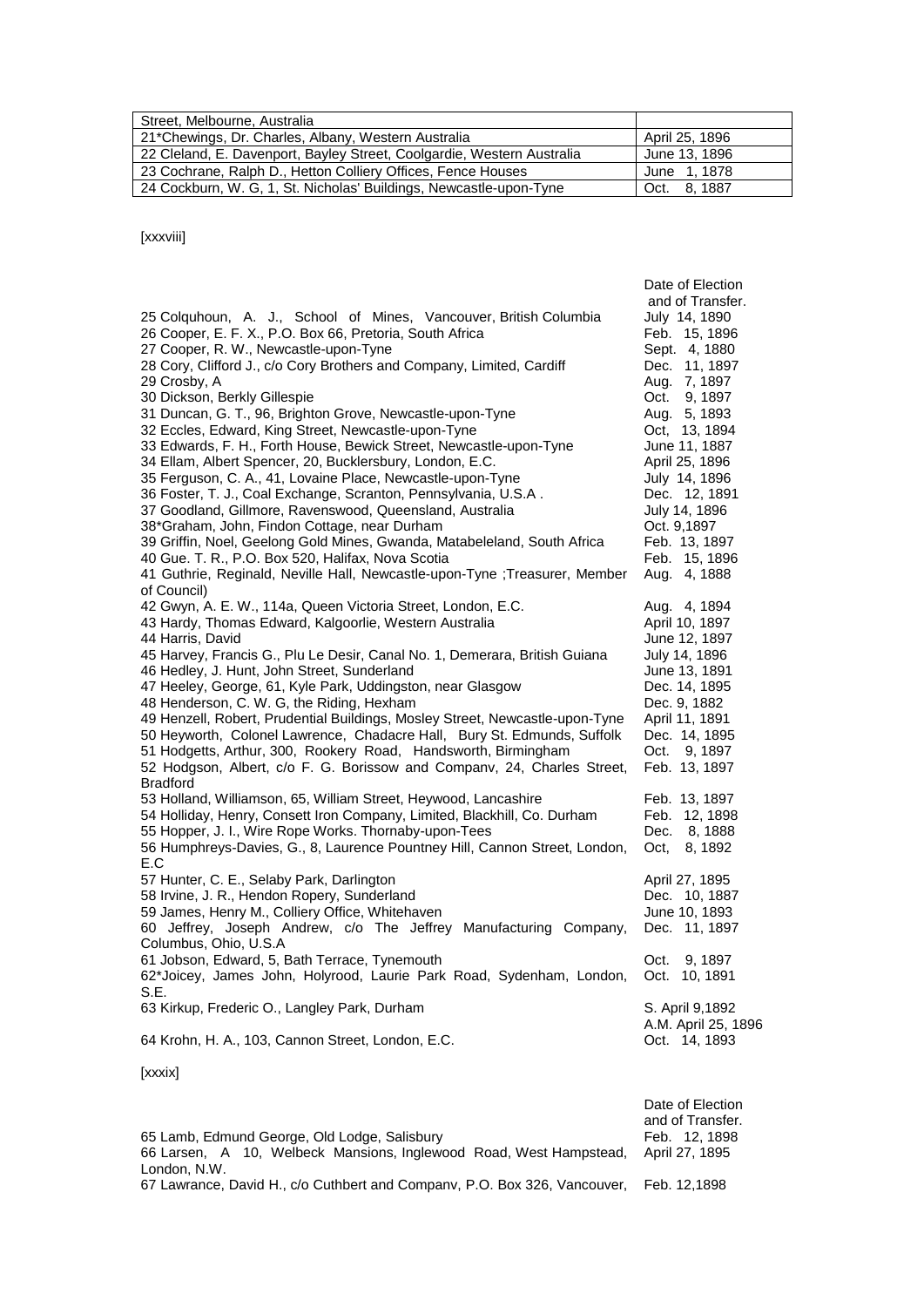| Street, Melbourne, Australia | |
|---|---|
| 21*Chewings, Dr. Charles, Albany, Western Australia | April 25, 1896 |
| 22 Cleland, E. Davenport, Bayley Street, Coolgardie, Western Australia | June 13, 1896 |
| 23 Cochrane, Ralph D., Hetton Colliery Offices, Fence Houses | June 1, 1878 |
| 24 Cockburn, W. G, 1, St. Nicholas' Buildings, Newcastle-upon-Tyne | Oct. 8, 1887 |

[xxxviii]

| | Date of Election and of Transfer. |
|---|---|
| 25 Colquhoun, A. J., School of Mines, Vancouver, British Columbia | July 14, 1890 |
| 26 Cooper, E. F. X., P.O. Box 66, Pretoria, South Africa | Feb. 15, 1896 |
| 27 Cooper, R. W., Newcastle-upon-Tyne | Sept. 4, 1880 |
| 28 Cory, Clifford J., c/o Cory Brothers and Company, Limited, Cardiff | Dec. 11, 1897 |
| 29 Crosby, A | Aug. 7, 1897 |
| 30 Dickson, Berkly Gillespie | Oct. 9, 1897 |
| 31 Duncan, G. T., 96, Brighton Grove, Newcastle-upon-Tyne | Aug. 5, 1893 |
| 32 Eccles, Edward, King Street, Newcastle-upon-Tyne | Oct, 13, 1894 |
| 33 Edwards, F. H., Forth House, Bewick Street, Newcastle-upon-Tyne | June 11, 1887 |
| 34 Ellam, Albert Spencer, 20, Bucklersbury, London, E.C. | April 25, 1896 |
| 35 Ferguson, C. A., 41, Lovaine Place, Newcastle-upon-Tyne | July 14, 1896 |
| 36 Foster, T. J., Coal Exchange, Scranton, Pennsylvania, U.S.A . | Dec. 12, 1891 |
| 37 Goodland, Gillmore, Ravenswood, Queensland, Australia | July 14, 1896 |
| 38*Graham, John, Findon Cottage, near Durham | Oct. 9,1897 |
| 39 Griffin, Noel, Geelong Gold Mines, Gwanda, Matabeleland, South Africa | Feb. 13, 1897 |
| 40 Gue. T. R., P.O. Box 520, Halifax, Nova Scotia | Feb. 15, 1896 |
| 41 Guthrie, Reginald, Neville Hall, Newcastle-upon-Tyne ;Treasurer, Member of Council) | Aug. 4, 1888 |
| 42 Gwyn, A. E. W., 114a, Queen Victoria Street, London, E.C. | Aug. 4, 1894 |
| 43 Hardy, Thomas Edward, Kalgoorlie, Western Australia | April 10, 1897 |
| 44 Harris, David | June 12, 1897 |
| 45 Harvey, Francis G., Plu Le Desir, Canal No. 1, Demerara, British Guiana | July 14, 1896 |
| 46 Hedley, J. Hunt, John Street, Sunderland | June 13, 1891 |
| 47 Heeley, George, 61, Kyle Park, Uddingston, near Glasgow | Dec. 14, 1895 |
| 48 Henderson, C. W. G, the Riding, Hexham | Dec. 9, 1882 |
| 49 Henzell, Robert, Prudential Buildings, Mosley Street, Newcastle-upon-Tyne | April 11, 1891 |
| 50 Heyworth, Colonel Lawrence, Chadacre Hall, Bury St. Edmunds, Suffolk | Dec. 14, 1895 |
| 51 Hodgetts, Arthur, 300, Rookery Road, Handsworth, Birmingham | Oct. 9, 1897 |
| 52 Hodgson, Albert, c/o F. G. Borissow and Companv, 24, Charles Street, Bradford | Feb. 13, 1897 |
| 53 Holland, Williamson, 65, William Street, Heywood, Lancashire | Feb. 13, 1897 |
| 54 Holliday, Henry, Consett Iron Company, Limited, Blackhill, Co. Durham | Feb. 12, 1898 |
| 55 Hopper, J. I., Wire Rope Works. Thornaby-upon-Tees | Dec. 8, 1888 |
| 56 Humphreys-Davies, G., 8, Laurence Pountney Hill, Cannon Street, London, E.C | Oct, 8, 1892 |
| 57 Hunter, C. E., Selaby Park, Darlington | April 27, 1895 |
| 58 Irvine, J. R., Hendon Ropery, Sunderland | Dec. 10, 1887 |
| 59 James, Henry M., Colliery Office, Whitehaven | June 10, 1893 |
| 60 Jeffrey, Joseph Andrew, c/o The Jeffrey Manufacturing Company, Columbus, Ohio, U.S.A | Dec. 11, 1897 |
| 61 Jobson, Edward, 5, Bath Terrace, Tynemouth | Oct. 9, 1897 |
| 62*Joicey, James John, Holyrood, Laurie Park Road, Sydenham, London, S.E. | Oct. 10, 1891 |
| 63 Kirkup, Frederic O., Langley Park, Durham | S. April 9,1892 A.M. April 25, 1896 |
| 64 Krohn, H. A., 103, Cannon Street, London, E.C. | Oct. 14, 1893 |

[xxxix]

| | Date of Election and of Transfer. |
|---|---|
| 65 Lamb, Edmund George, Old Lodge, Salisbury | Feb. 12, 1898 |
| 66 Larsen, A 10, Welbeck Mansions, Inglewood Road, West Hampstead, London, N.W. | April 27, 1895 |
| 67 Lawrance, David H., c/o Cuthbert and Companv, P.O. Box 326, Vancouver, | Feb. 12,1898 |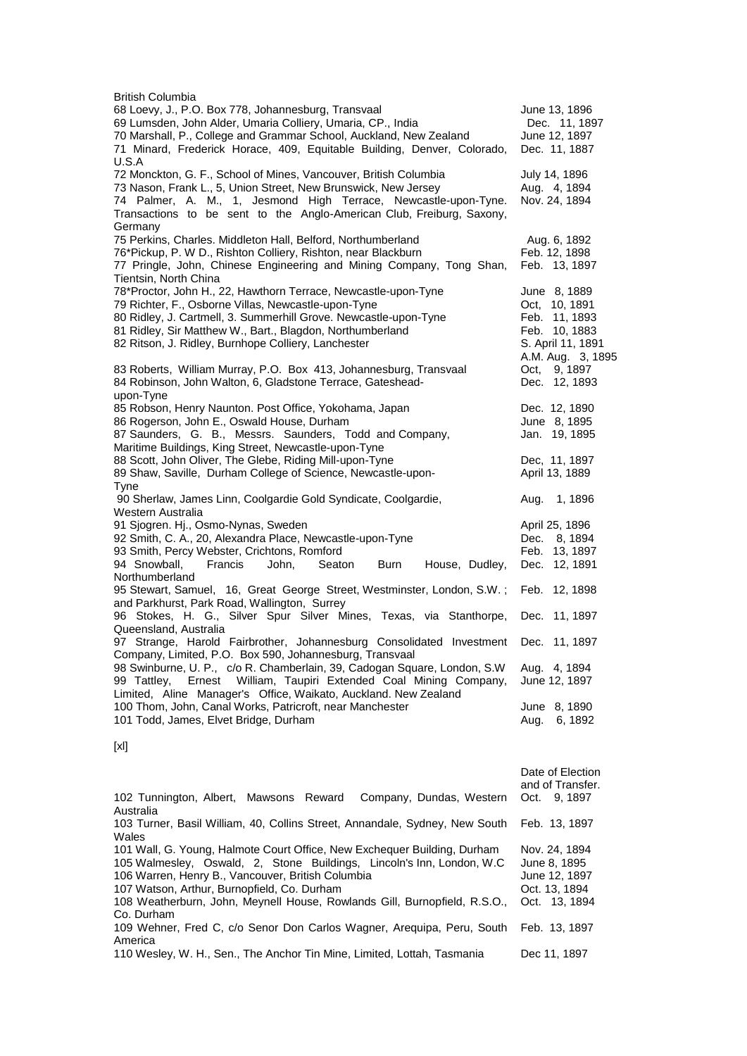British Columbia

| | |
|---|---|
| 68 Loevy, J., P.O. Box 778, Johannesburg, Transvaal | June 13, 1896 |
| 69 Lumsden, John Alder, Umaria Colliery, Umaria, CP., India | Dec. 11, 1897 |
| 70 Marshall, P., College and Grammar School, Auckland, New Zealand | June 12, 1897 |
| 71 Minard, Frederick Horace, 409, Equitable Building, Denver, Colorado, U.S.A | Dec. 11, 1887 |
| 72 Monckton, G. F., School of Mines, Vancouver, British Columbia | July 14, 1896 |
| 73 Nason, Frank L., 5, Union Street, New Brunswick, New Jersey | Aug. 4, 1894 |
| 74 Palmer, A. M., 1, Jesmond High Terrace, Newcastle-upon-Tyne. Transactions to be sent to the Anglo-American Club, Freiburg, Saxony, Germany | Nov. 24, 1894 |
| 75 Perkins, Charles. Middleton Hall, Belford, Northumberland | Aug. 6, 1892 |
| 76*Pickup, P. W D., Rishton Colliery, Rishton, near Blackburn | Feb. 12, 1898 |
| 77 Pringle, John, Chinese Engineering and Mining Company, Tong Shan, Tientsin, North China | Feb. 13, 1897 |
| 78*Proctor, John H., 22, Hawthorn Terrace, Newcastle-upon-Tyne | June 8, 1889 |
| 79 Richter, F., Osborne Villas, Newcastle-upon-Tyne | Oct, 10, 1891 |
| 80 Ridley, J. Cartmell, 3. Summerhill Grove. Newcastle-upon-Tyne | Feb. 11, 1893 |
| 81 Ridley, Sir Matthew W., Bart., Blagdon, Northumberland | Feb. 10, 1883 |
| 82 Ritson, J. Ridley, Burnhope Colliery, Lanchester | S. April 11, 1891<br>A.M. Aug. 3, 1895 |
| 83 Roberts, William Murray, P.O. Box 413, Johannesburg, Transvaal | Oct, 9, 1897 |
| 84 Robinson, John Walton, 6, Gladstone Terrace, Gateshead-upon-Tyne | Dec. 12, 1893 |
| 85 Robson, Henry Naunton. Post Office, Yokohama, Japan | Dec. 12, 1890 |
| 86 Rogerson, John E., Oswald House, Durham | June 8, 1895 |
| 87 Saunders, G. B., Messrs. Saunders, Todd and Company, Maritime Buildings, King Street, Newcastle-upon-Tyne | Jan. 19, 1895 |
| 88 Scott, John Oliver, The Glebe, Riding Mill-upon-Tyne | Dec, 11, 1897 |
| 89 Shaw, Saville, Durham College of Science, Newcastle-upon-Tyne | April 13, 1889 |
| 90 Sherlaw, James Linn, Coolgardie Gold Syndicate, Coolgardie, Western Australia | Aug. 1, 1896 |
| 91 Sjogren. Hj., Osmo-Nynas, Sweden | April 25, 1896 |
| 92 Smith, C. A., 20, Alexandra Place, Newcastle-upon-Tyne | Dec. 8, 1894 |
| 93 Smith, Percy Webster, Crichtons, Romford | Feb. 13, 1897 |
| 94 Snowball, Francis John, Seaton Burn House, Dudley, Northumberland | Dec. 12, 1891 |
| 95 Stewart, Samuel, 16, Great George Street, Westminster, London, S.W. ; and Parkhurst, Park Road, Wallington, Surrey | Feb. 12, 1898 |
| 96 Stokes, H. G., Silver Spur Silver Mines, Texas, via Stanthorpe, Queensland, Australia | Dec. 11, 1897 |
| 97 Strange, Harold Fairbrother, Johannesburg Consolidated Investment Company, Limited, P.O. Box 590, Johannesburg, Transvaal | Dec. 11, 1897 |
| 98 Swinburne, U. P., c/o R. Chamberlain, 39, Cadogan Square, London, S.W | Aug. 4, 1894 |
| 99 Tattley, Ernest William, Taupiri Extended Coal Mining Company, Limited, Aline Manager's Office, Waikato, Auckland. New Zealand | June 12, 1897 |
| 100 Thom, John, Canal Works, Patricroft, near Manchester | June 8, 1890 |
| 101 Todd, James, Elvet Bridge, Durham | Aug. 6, 1892 |

[xl]

| | Date of Election and of Transfer. |
|---|---|
| 102 Tunnington, Albert, Mawsons Reward Company, Dundas, Western Australia | Oct. 9, 1897 |
| 103 Turner, Basil William, 40, Collins Street, Annandale, Sydney, New South Wales | Feb. 13, 1897 |
| 101 Wall, G. Young, Halmote Court Office, New Exchequer Building, Durham | Nov. 24, 1894 |
| 105 Walmesley, Oswald, 2, Stone Buildings, Lincoln's Inn, London, W.C | June 8, 1895 |
| 106 Warren, Henry B., Vancouver, British Columbia | June 12, 1897 |
| 107 Watson, Arthur, Burnopfield, Co. Durham | Oct. 13, 1894 |
| 108 Weatherburn, John, Meynell House, Rowlands Gill, Burnopfield, R.S.O., Co. Durham | Oct. 13, 1894 |
| 109 Wehner, Fred C, c/o Senor Don Carlos Wagner, Arequipa, Peru, South America | Feb. 13, 1897 |
| 110 Wesley, W. H., Sen., The Anchor Tin Mine, Limited, Lottah, Tasmania | Dec 11, 1897 |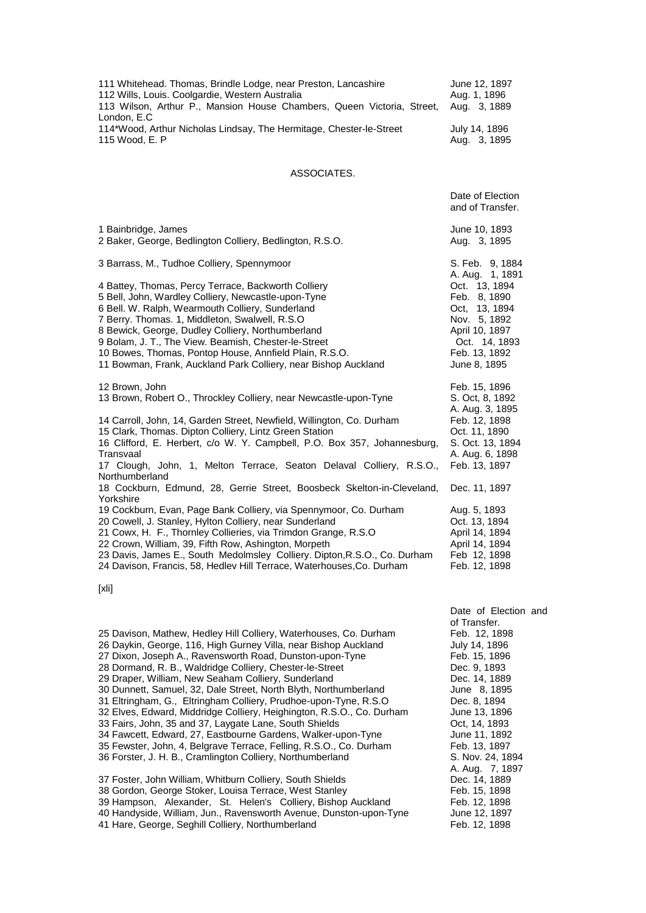| | |
|---|---|
| 111 Whitehead. Thomas, Brindle Lodge, near Preston, Lancashire | June 12, 1897 |
| 112 Wills, Louis. Coolgardie, Western Australia | Aug. 1, 1896 |
| 113 Wilson, Arthur P., Mansion House Chambers, Queen Victoria, Street, London, E.C | Aug. 3, 1889 |
| 114*Wood, Arthur Nicholas Lindsay, The Hermitage, Chester-le-Street | July 14, 1896 |
| 115 Wood, E. P | Aug. 3, 1895 |

## ASSOCIATES.

| | Date of Election and of Transfer. |
|---|---|
| 1 Bainbridge, James | June 10, 1893 |
| 2 Baker, George, Bedlington Colliery, Bedlington, R.S.O. | Aug. 3, 1895 |
| 3 Barrass, M., Tudhoe Colliery, Spennymoor | S. Feb. 9, 1884<br>A. Aug. 1, 1891 |
| 4 Battey, Thomas, Percy Terrace, Backworth Colliery | Oct. 13, 1894 |
| 5 Bell, John, Wardley Colliery, Newcastle-upon-Tyne | Feb. 8, 1890 |
| 6 Bell. W. Ralph, Wearmouth Colliery, Sunderland | Oct, 13, 1894 |
| 7 Berry. Thomas. 1, Middleton, Swalwell, R.S.O | Nov. 5, 1892 |
| 8 Bewick, George, Dudley Colliery, Northumberland | April 10, 1897 |
| 9 Bolam, J. T., The View. Beamish, Chester-le-Street | Oct. 14, 1893 |
| 10 Bowes, Thomas, Pontop House, Annfield Plain, R.S.O. | Feb. 13, 1892 |
| 11 Bowman, Frank, Auckland Park Colliery, near Bishop Auckland | June 8, 1895 |
| 12 Brown, John | Feb. 15, 1896 |
| 13 Brown, Robert O., Throckley Colliery, near Newcastle-upon-Tyne | S. Oct, 8, 1892<br>A. Aug. 3, 1895 |
| 14 Carroll, John, 14, Garden Street, Newfield, Willington, Co. Durham | Feb. 12, 1898 |
| 15 Clark, Thomas. Dipton Colliery, Lintz Green Station | Oct. 11, 1890 |
| 16 Clifford, E. Herbert, c/o W. Y. Campbell, P.O. Box 357, Johannesburg, Transvaal | S. Oct. 13, 1894<br>A. Aug. 6, 1898 |
| 17 Clough, John, 1, Melton Terrace, Seaton Delaval Colliery, R.S.O., Northumberland | Feb. 13, 1897 |
| 18 Cockburn, Edmund, 28, Gerrie Street, Boosbeck Skelton-in-Cleveland, Yorkshire | Dec. 11, 1897 |
| 19 Cockburn, Evan, Page Bank Colliery, via Spennymoor, Co. Durham | Aug. 5, 1893 |
| 20 Cowell, J. Stanley, Hylton Colliery, near Sunderland | Oct. 13, 1894 |
| 21 Cowx, H. F., Thornley Collieries, via Trimdon Grange, R.S.O | April 14, 1894 |
| 22 Crown, William, 39, Fifth Row, Ashington, Morpeth | April 14, 1894 |
| 23 Davis, James E., South Medolmsley Colliery. Dipton,R.S.O., Co. Durham | Feb 12, 1898 |
| 24 Davison, Francis, 58, Hedlev Hill Terrace, Waterhouses,Co. Durham | Feb. 12, 1898 |

[xli]

| | Date of Election and of Transfer. |
|---|---|
| 25 Davison, Mathew, Hedley Hill Colliery, Waterhouses, Co. Durham | Feb. 12, 1898 |
| 26 Daykin, George, 116, High Gurney Villa, near Bishop Auckland | July 14, 1896 |
| 27 Dixon, Joseph A., Ravensworth Road, Dunston-upon-Tyne | Feb. 15, 1896 |
| 28 Dormand, R. B., Waldridge Colliery, Chester-le-Street | Dec. 9, 1893 |
| 29 Draper, William, New Seaham Colliery, Sunderland | Dec. 14, 1889 |
| 30 Dunnett, Samuel, 32, Dale Street, North Blyth, Northumberland | June 8, 1895 |
| 31 Eltringham, G., Eltringham Colliery, Prudhoe-upon-Tyne, R.S.O | Dec. 8, 1894 |
| 32 Elves, Edward, Middridge Colliery, Heighington, R.S.O., Co. Durham | June 13, 1896 |
| 33 Fairs, John, 35 and 37, Laygate Lane, South Shields | Oct, 14, 1893 |
| 34 Fawcett, Edward, 27, Eastbourne Gardens, Walker-upon-Tyne | June 11, 1892 |
| 35 Fewster, John, 4, Belgrave Terrace, Felling, R.S.O., Co. Durham | Feb. 13, 1897 |
| 36 Forster, J. H. B., Cramlington Colliery, Northumberland | S. Nov. 24, 1894<br>A. Aug. 7, 1897 |
| 37 Foster, John William, Whitburn Colliery, South Shields | Dec. 14, 1889 |
| 38 Gordon, George Stoker, Louisa Terrace, West Stanley | Feb. 15, 1898 |
| 39 Hampson, Alexander, St. Helen's Colliery, Bishop Auckland | Feb. 12, 1898 |
| 40 Handyside, William, Jun., Ravensworth Avenue, Dunston-upon-Tyne | June 12, 1897 |
| 41 Hare, George, Seghill Colliery, Northumberland | Feb. 12, 1898 |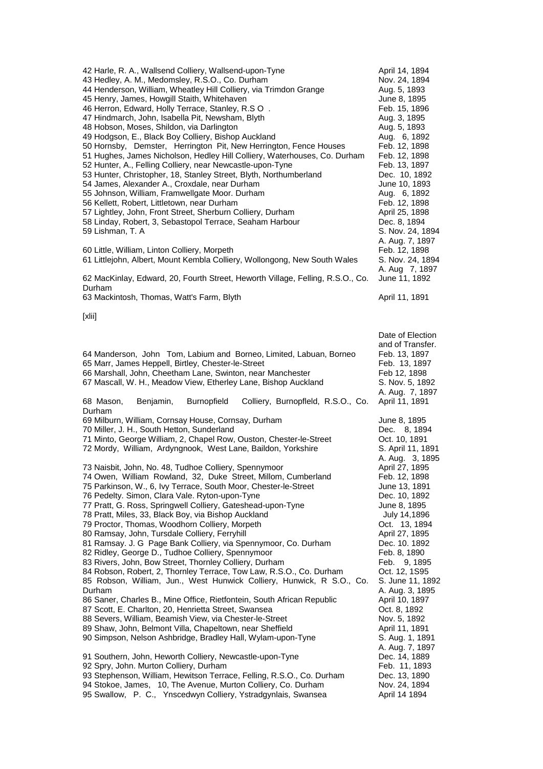| | |
|---|---|
| 42 Harle, R. A., Wallsend Colliery, Wallsend-upon-Tyne | April 14, 1894 |
| 43 Hedley, A. M., Medomsley, R.S.O., Co. Durham | Nov. 24, 1894 |
| 44 Henderson, William, Wheatley Hill Colliery, via Trimdon Grange | Aug. 5, 1893 |
| 45 Henry, James, Howgill Staith, Whitehaven | June 8, 1895 |
| 46 Herron, Edward, Holly Terrace, Stanley, R.S O . | Feb. 15, 1896 |
| 47 Hindmarch, John, Isabella Pit, Newsham, Blyth | Aug. 3, 1895 |
| 48 Hobson, Moses, Shildon, via Darlington | Aug. 5, 1893 |
| 49 Hodgson, E., Black Boy Colliery, Bishop Auckland | Aug. 6, 1892 |
| 50 Hornsby, Demster, Herrington Pit, New Herrington, Fence Houses | Feb. 12, 1898 |
| 51 Hughes, James Nicholson, Hedley Hill Colliery, Waterhouses, Co. Durham | Feb. 12, 1898 |
| 52 Hunter, A., Felling Colliery, near Newcastle-upon-Tyne | Feb. 13, 1897 |
| 53 Hunter, Christopher, 18, Stanley Street, Blyth, Northumberland | Dec. 10, 1892 |
| 54 James, Alexander A., Croxdale, near Durham | June 10, 1893 |
| 55 Johnson, William, Framwellgate Moor. Durham | Aug. 6, 1892 |
| 56 Kellett, Robert, Littletown, near Durham | Feb. 12, 1898 |
| 57 Lightley, John, Front Street, Sherburn Colliery, Durham | April 25, 1898 |
| 58 Linday, Robert, 3, Sebastopol Terrace, Seaham Harbour | Dec. 8, 1894 |
| 59 Lishman, T. A | S. Nov. 24, 1894<br>A. Aug. 7, 1897 |
| 60 Little, William, Linton Colliery, Morpeth | Feb. 12, 1898 |
| 61 Littlejohn, Albert, Mount Kembla Colliery, Wollongong, New South Wales | S. Nov. 24, 1894<br>A. Aug 7, 1897 |
| 62 MacKinlay, Edward, 20, Fourth Street, Heworth Village, Felling, R.S.O., Co. Durham | June 11, 1892 |
| 63 Mackintosh, Thomas, Watt's Farm, Blyth | April 11, 1891 |

[xlii]

| | Date of Election and of Transfer. |
|---|---|
| 64 Manderson, John Tom, Labium and Borneo, Limited, Labuan, Borneo | Feb. 13, 1897 |
| 65 Marr, James Heppell, Birtley, Chester-le-Street | Feb. 13, 1897 |
| 66 Marshall, John, Cheetham Lane, Swinton, near Manchester | Feb 12, 1898 |
| 67 Mascall, W. H., Meadow View, Etherley Lane, Bishop Auckland | S. Nov. 5, 1892<br>A. Aug. 7, 1897 |
| 68 Mason, Benjamin, Burnopfield Colliery, Burnopfleld, R.S.O., Co. Durham | April 11, 1891 |
| 69 Milburn, William, Cornsay House, Cornsay, Durham | June 8, 1895 |
| 70 Miller, J. H., South Hetton, Sunderland | Dec. 8, 1894 |
| 71 Minto, George William, 2, Chapel Row, Ouston, Chester-le-Street | Oct. 10, 1891 |
| 72 Mordy, William, Ardyngnook, West Lane, Baildon, Yorkshire | S. April 11, 1891<br>A. Aug. 3, 1895 |
| 73 Naisbit, John, No. 48, Tudhoe Colliery, Spennymoor | April 27, 1895 |
| 74 Owen, William Rowland, 32, Duke Street, Millom, Cumberland | Feb. 12, 1898 |
| 75 Parkinson, W., 6, Ivy Terrace, South Moor, Chester-le-Street | June 13, 1891 |
| 76 Pedelty. Simon, Clara Vale. Ryton-upon-Tyne | Dec. 10, 1892 |
| 77 Pratt, G. Ross, Springwell Colliery, Gateshead-upon-Tyne | June 8, 1895 |
| 78 Pratt, Miles, 33, Black Boy, via Bishop Auckland | July 14,1896 |
| 79 Proctor, Thomas, Woodhorn Colliery, Morpeth | Oct. 13, 1894 |
| 80 Ramsay, John, Tursdale Colliery, Ferryhill | April 27, 1895 |
| 81 Ramsay. J. G Page Bank Colliery, via Spennymoor, Co. Durham | Dec. 10. 1892 |
| 82 Ridley, George D., Tudhoe Colliery, Spennymoor | Feb. 8, 1890 |
| 83 Rivers, John, Bow Street, Thornley Colliery, Durham | Feb. 9, 1895 |
| 84 Robson, Robert, 2, Thornley Terrace, Tow Law, R.S.O., Co. Durham | Oct. 12, 1S95 |
| 85 Robson, William, Jun., West Hunwick Colliery, Hunwick, R S.O., Co. Durham | S. June 11, 1892<br>A. Aug. 3, 1895 |
| 86 Saner, Charles B., Mine Office, Rietfontein, South African Republic | April 10, 1897 |
| 87 Scott, E. Charlton, 20, Henrietta Street, Swansea | Oct. 8, 1892 |
| 88 Severs, William, Beamish View, via Chester-le-Street | Nov. 5, 1892 |
| 89 Shaw, John, Belmont Villa, Chapeltown, near Sheffield | April 11, 1891 |
| 90 Simpson, Nelson Ashbridge, Bradley Hall, Wylam-upon-Tyne | S. Aug. 1, 1891<br>A. Aug. 7, 1897 |
| 91 Southern, John, Heworth Colliery, Newcastle-upon-Tyne | Dec. 14, 1889 |
| 92 Spry, John. Murton Colliery, Durham | Feb. 11, 1893 |
| 93 Stephenson, William, Hewitson Terrace, Felling, R.S.O., Co. Durham | Dec. 13, 1890 |
| 94 Stokoe, James, 10, The Avenue, Murton Colliery, Co. Durham | Nov. 24, 1894 |
| 95 Swallow, P. C., Ynscedwyn Colliery, Ystradgynlais, Swansea | April 14 1894 |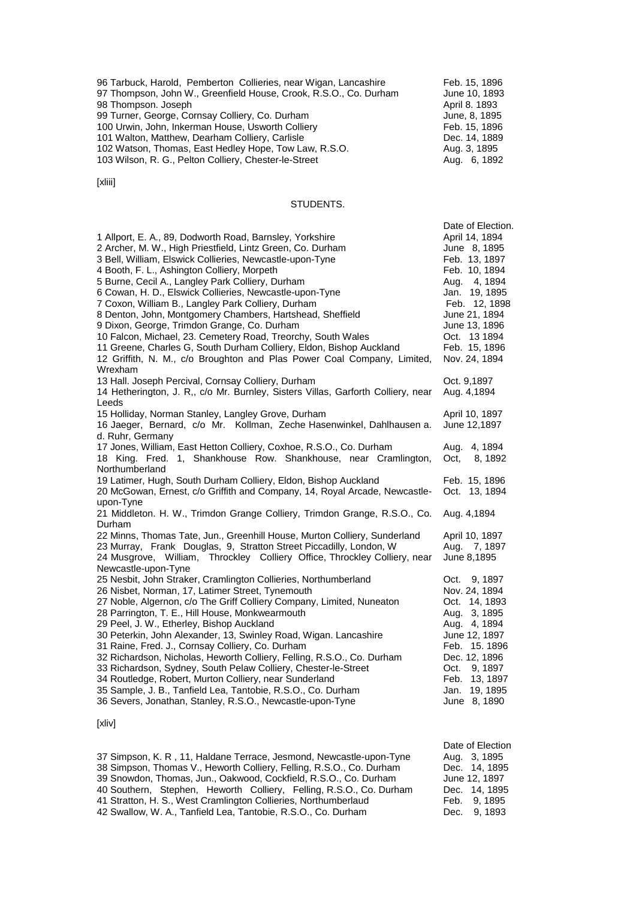| | |
|---|---|
| 96 Tarbuck, Harold, Pemberton Collieries, near Wigan, Lancashire | Feb. 15, 1896 |
| 97 Thompson, John W., Greenfield House, Crook, R.S.O., Co. Durham | June 10, 1893 |
| 98 Thompson. Joseph | April 8. 1893 |
| 99 Turner, George, Cornsay Colliery, Co. Durham | June, 8, 1895 |
| 100 Urwin, John, Inkerman House, Usworth Colliery | Feb. 15, 1896 |
| 101 Walton, Matthew, Dearham Colliery, Carlisle | Dec. 14, 1889 |
| 102 Watson, Thomas, East Hedley Hope, Tow Law, R.S.O. | Aug. 3, 1895 |
| 103 Wilson, R. G., Pelton Colliery, Chester-le-Street | Aug. 6, 1892 |

[xliii]

## STUDENTS.

| | Date of Election. |
|---|---|
| 1 Allport, E. A., 89, Dodworth Road, Barnsley, Yorkshire | April 14, 1894 |
| 2 Archer, M. W., High Priestfield, Lintz Green, Co. Durham | June 8, 1895 |
| 3 Bell, William, Elswick Collieries, Newcastle-upon-Tyne | Feb. 13, 1897 |
| 4 Booth, F. L., Ashington Colliery, Morpeth | Feb. 10, 1894 |
| 5 Burne, Cecil A., Langley Park Colliery, Durham | Aug. 4, 1894 |
| 6 Cowan, H. D., Elswick Collieries, Newcastle-upon-Tyne | Jan. 19, 1895 |
| 7 Coxon, William B., Langley Park Colliery, Durham | Feb. 12, 1898 |
| 8 Denton, John, Montgomery Chambers, Hartshead, Sheffield | June 21, 1894 |
| 9 Dixon, George, Trimdon Grange, Co. Durham | June 13, 1896 |
| 10 Falcon, Michael, 23. Cemetery Road, Treorchy, South Wales | Oct. 13 1894 |
| 11 Greene, Charles G, South Durham Colliery, Eldon, Bishop Auckland | Feb. 15, 1896 |
| 12 Griffith, N. M., c/o Broughton and Plas Power Coal Company, Limited, Wrexham | Nov. 24, 1894 |
| 13 Hall. Joseph Percival, Cornsay Colliery, Durham | Oct. 9,1897 |
| 14 Hetherington, J. R,, c/o Mr. Burnley, Sisters Villas, Garforth Colliery, near Leeds | Aug. 4,1894 |
| 15 Holliday, Norman Stanley, Langley Grove, Durham | April 10, 1897 |
| 16 Jaeger, Bernard, c/o Mr. Kollman, Zeche Hasenwinkel, Dahlhausen a. d. Ruhr, Germany | June 12,1897 |
| 17 Jones, William, East Hetton Colliery, Coxhoe, R.S.O., Co. Durham | Aug. 4, 1894 |
| 18 King. Fred. 1, Shankhouse Row. Shankhouse, near Cramlington, Northumberland | Oct, 8, 1892 |
| 19 Latimer, Hugh, South Durham Colliery, Eldon, Bishop Auckland | Feb. 15, 1896 |
| 20 McGowan, Ernest, c/o Griffith and Company, 14, Royal Arcade, Newcastle-upon-Tyne | Oct. 13, 1894 |
| 21 Middleton. H. W., Trimdon Grange Colliery, Trimdon Grange, R.S.O., Co. Durham | Aug. 4,1894 |
| 22 Minns, Thomas Tate, Jun., Greenhill House, Murton Colliery, Sunderland | April 10, 1897 |
| 23 Murray, Frank Douglas, 9, Stratton Street Piccadilly, London, W | Aug. 7, 1897 |
| 24 Musgrove, William, Throckley Colliery Office, Throckley Colliery, near Newcastle-upon-Tyne | June 8,1895 |
| 25 Nesbit, John Straker, Cramlington Collieries, Northumberland | Oct. 9, 1897 |
| 26 Nisbet, Norman, 17, Latimer Street, Tynemouth | Nov. 24, 1894 |
| 27 Noble, Algernon, c/o The Griff Colliery Company, Limited, Nuneaton | Oct. 14, 1893 |
| 28 Parrington, T. E., Hill House, Monkwearmouth | Aug. 3, 1895 |
| 29 Peel, J. W., Etherley, Bishop Auckland | Aug. 4, 1894 |
| 30 Peterkin, John Alexander, 13, Swinley Road, Wigan. Lancashire | June 12, 1897 |
| 31 Raine, Fred. J., Cornsay Colliery, Co. Durham | Feb. 15. 1896 |
| 32 Richardson, Nicholas, Heworth Colliery, Felling, R.S.O., Co. Durham | Dec. 12, 1896 |
| 33 Richardson, Sydney, South Pelaw Colliery, Chester-le-Street | Oct. 9, 1897 |
| 34 Routledge, Robert, Murton Colliery, near Sunderland | Feb. 13, 1897 |
| 35 Sample, J. B., Tanfield Lea, Tantobie, R.S.O., Co. Durham | Jan. 19, 1895 |
| 36 Severs, Jonathan, Stanley, R.S.O., Newcastle-upon-Tyne | June 8, 1890 |

[xliv]

| | Date of Election |
|---|---|
| 37 Simpson, K. R , 11, Haldane Terrace, Jesmond, Newcastle-upon-Tyne | Aug. 3, 1895 |
| 38 Simpson, Thomas V., Heworth Colliery, Felling, R.S.O., Co. Durham | Dec. 14, 1895 |
| 39 Snowdon, Thomas, Jun., Oakwood, Cockfield, R.S.O., Co. Durham | June 12, 1897 |
| 40 Southern, Stephen, Heworth Colliery, Felling, R.S.O., Co. Durham | Dec. 14, 1895 |
| 41 Stratton, H. S., West Cramlington Collieries, Northumberlaud | Feb. 9, 1895 |
| 42 Swallow, W. A., Tanfield Lea, Tantobie, R.S.O., Co. Durham | Dec. 9, 1893 |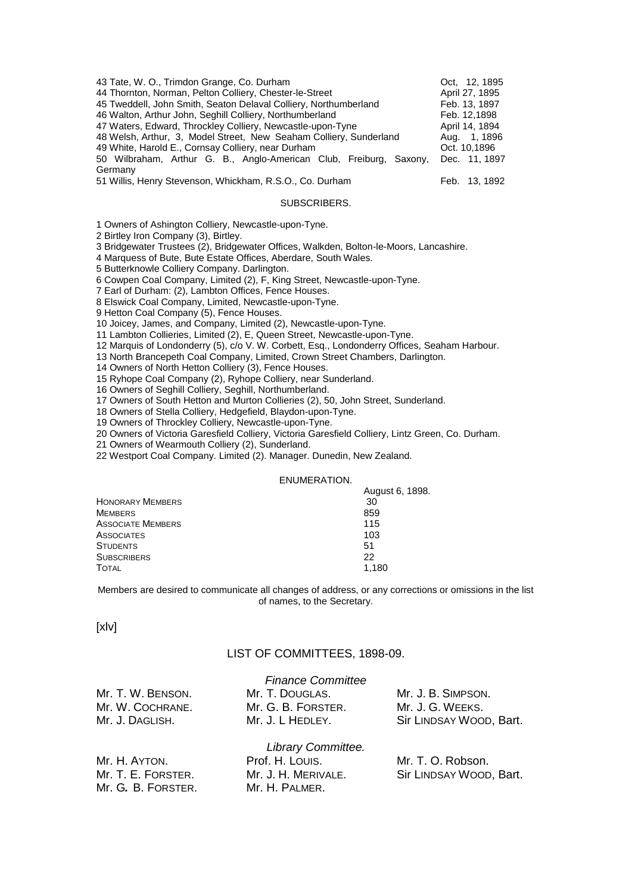| | |
|---|---|
| 43 Tate, W. O., Trimdon Grange, Co. Durham | Oct, 12, 1895 |
| 44 Thornton, Norman, Pelton Colliery, Chester-le-Street | April 27, 1895 |
| 45 Tweddell, John Smith, Seaton Delaval Colliery, Northumberland | Feb. 13, 1897 |
| 46 Walton, Arthur John, Seghill Colliery, Northumberland | Feb. 12,1898 |
| 47 Waters, Edward, Throckley Colliery, Newcastle-upon-Tyne | April 14, 1894 |
| 48 Welsh, Arthur, 3, Model Street, New Seaham Colliery, Sunderland | Aug. 1, 1896 |
| 49 White, Harold E., Cornsay Colliery, near Durham | Oct. 10,1896 |
| 50 Wilbraham, Arthur G. B., Anglo-American Club, Freiburg, Saxony, Germany | Dec. 11, 1897 |
| 51 Willis, Henry Stevenson, Whickham, R.S.O., Co. Durham | Feb. 13, 1892 |

## SUBSCRIBERS.

1 Owners of Ashington Colliery, Newcastle-upon-Tyne.
2 Birtley Iron Company (3), Birtley.
3 Bridgewater Trustees (2), Bridgewater Offices, Walkden, Bolton-le-Moors, Lancashire.
4 Marquess of Bute, Bute Estate Offices, Aberdare, South Wales.
5 Butterknowle Colliery Company. Darlington.
6 Cowpen Coal Company, Limited (2), F, King Street, Newcastle-upon-Tyne.
7 Earl of Durham: (2), Lambton Offices, Fence Houses.
8 Elswick Coal Company, Limited, Newcastle-upon-Tyne.
9 Hetton Coal Company (5), Fence Houses.
10 Joicey, James, and Company, Limited (2), Newcastle-upon-Tyne.
11 Lambton Collieries, Limited (2), E, Queen Street, Newcastle-upon-Tyne.
12 Marquis of Londonderry (5), c/o V. W. Corbett, Esq., Londonderry Offices, Seaham Harbour.
13 North Brancepeth Coal Company, Limited, Crown Street Chambers, Darlington.
14 Owners of North Hetton Colliery (3), Fence Houses.
15 Ryhope Coal Company (2), Ryhope Colliery, near Sunderland.
16 Owners of Seghill Colliery, Seghill, Northumberland.
17 Owners of South Hetton and Murton Collieries (2), 50, John Street, Sunderland.
18 Owners of Stella Colliery, Hedgefield, Blaydon-upon-Tyne.
19 Owners of Throckley Colliery, Newcastle-upon-Tyne.
20 Owners of Victoria Garesfield Colliery, Victoria Garesfield Colliery, Lintz Green, Co. Durham.
21 Owners of Wearmouth Colliery (2), Sunderland.
22 Westport Coal Company. Limited (2). Manager. Dunedin, New Zealand.

## ENUMERATION.

| | August 6, 1898. |
|---|---|
| Honorary Members | 30 |
| Members | 859 |
| Associate Members | 115 |
| Associates | 103 |
| Students | 51 |
| Subscribers | 22 |
| Total | 1,180 |

Members are desired to communicate all changes of address, or any corrections or omissions in the list of names, to the Secretary.

[xlv]

## LIST OF COMMITTEES, 1898-09.

### *Finance Committee*

Mr. T. W. Benson.
Mr. W. Cochrane.
Mr. J. Daglish.
Mr. T. Douglas.
Mr. G. B. Forster.
Mr. J. L Hedley.
Mr. J. B. Simpson.
Mr. J. G. Weeks.
Sir Lindsay Wood, Bart.

### *Library Committee.*

Mr. H. Ayton.
Mr. T. E. Forster.
Mr. G. B. Forster.
Prof. H. Louis.
Mr. J. H. Merivale.
Mr. H. Palmer.
Mr. T. O. Robson.
Sir Lindsay Wood, Bart.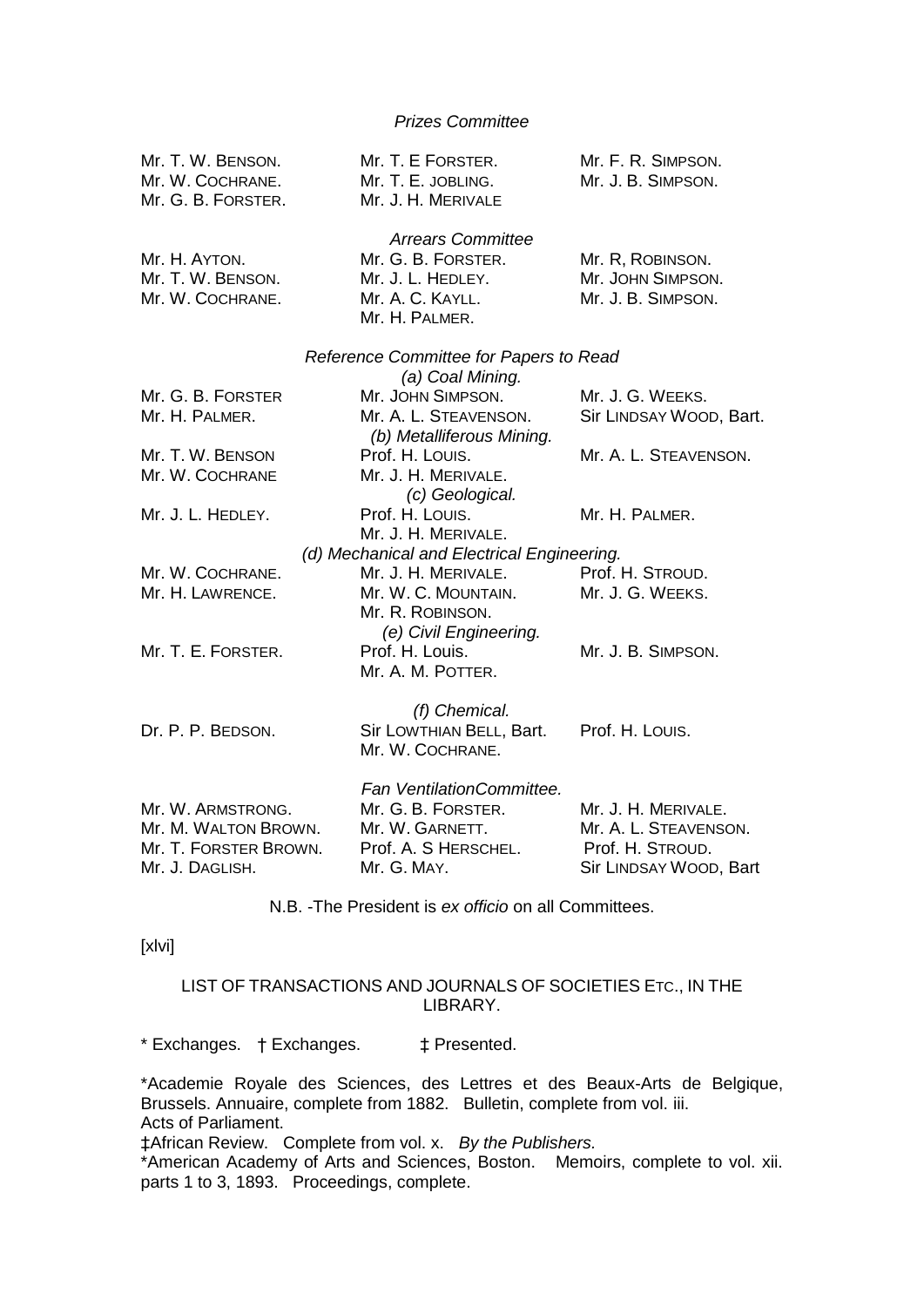*Prizes Committee*

Mr. T. W. Benson.
Mr. W. Cochrane.
Mr. G. B. Forster.
Mr. T. E Forster.
Mr. T. E. jobling.
Mr. J. H. Merivale
Mr. F. R. Simpson.
Mr. J. B. Simpson.

*Arrears Committee*

Mr. H. Ayton.
Mr. T. W. Benson.
Mr. W. Cochrane.
Mr. G. B. Forster.
Mr. J. L. Hedley.
Mr. A. C. Kayll.
Mr. H. Palmer.
Mr. R, Robinson.
Mr. John Simpson.
Mr. J. B. Simpson.

*Reference Committee for Papers to Read*

*(a) Coal Mining.*

Mr. G. B. Forster
Mr. H. Palmer.
Mr. John Simpson.
Mr. A. L. Steavenson.
Mr. J. G. Weeks.
Sir Lindsay Wood, Bart.

*(b) Metalliferous Mining.*

Mr. T. W. Benson
Mr. W. Cochrane
Prof. H. Louis.
Mr. J. H. Merivale.
Mr. A. L. Steavenson.

*(c) Geological.*

Mr. J. L. Hedley.
Prof. H. Louis.
Mr. J. H. Merivale.
Mr. H. Palmer.

*(d) Mechanical and Electrical Engineering.*

Mr. W. Cochrane.
Mr. H. Lawrence.
Mr. J. H. Merivale.
Mr. W. C. Mountain.
Mr. R. Robinson.
Prof. H. Stroud.
Mr. J. G. Weeks.

*(e) Civil Engineering.*

Mr. T. E. Forster.
Prof. H. Louis.
Mr. A. M. Potter.
Mr. J. B. Simpson.

*(f) Chemical.*

Dr. P. P. Bedson.
Sir Lowthian Bell, Bart.
Mr. W. Cochrane.
Prof. H. Louis.

*Fan VentilationCommittee.*

Mr. W. Armstrong.
Mr. M. Walton Brown.
Mr. T. Forster Brown.
Mr. J. Daglish.
Mr. G. B. Forster.
Mr. W. Garnett.
Prof. A. S Herschel.
Mr. G. May.
Mr. J. H. Merivale.
Mr. A. L. Steavenson.
Prof. H. Stroud.
Sir Lindsay Wood, Bart

N.B. -The President is *ex officio* on all Committees.

[xlvi]

## LIST OF TRANSACTIONS AND JOURNALS OF SOCIETIES Etc., IN THE LIBRARY.

\* Exchanges. † Exchanges. ‡ Presented.

*Academie Royale des Sciences, des Lettres et des Beaux-Arts de Belgique, Brussels. Annuaire, complete from 1882. Bulletin, complete from vol. iii.
Acts of Parliament.
‡African Review. Complete from vol. x. *By the Publishers.*
*American Academy of Arts and Sciences, Boston. Memoirs, complete to vol. xii. parts 1 to 3, 1893. Proceedings, complete.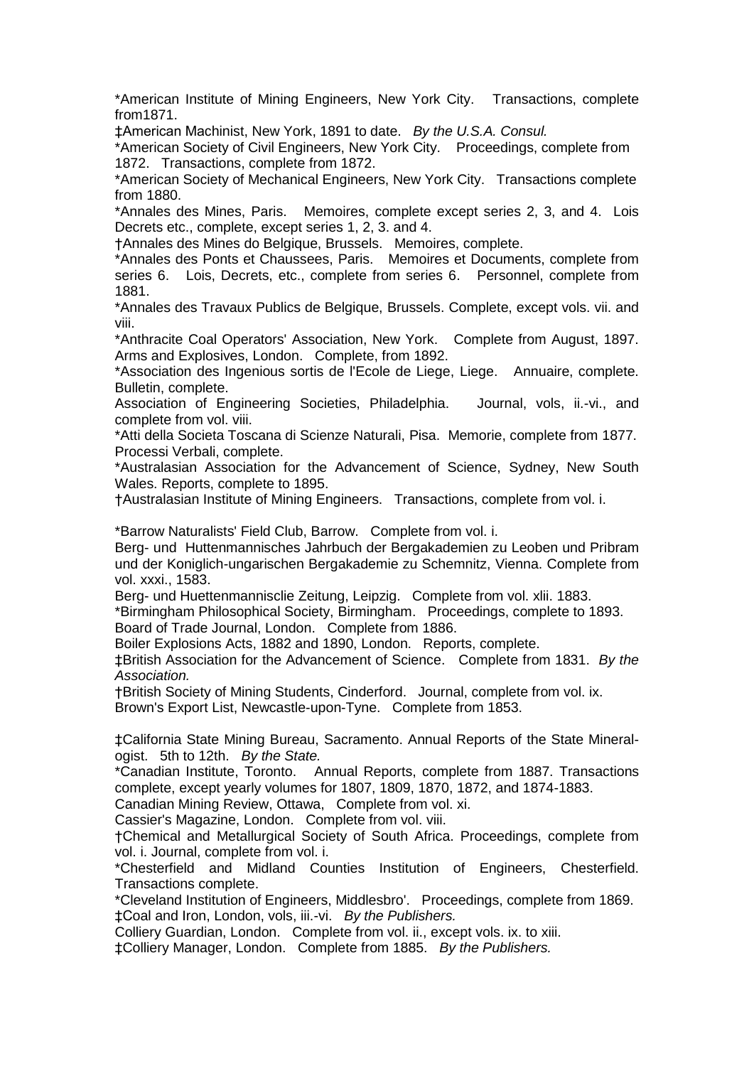*American Institute of Mining Engineers, New York City. Transactions, complete from1871.

‡American Machinist, New York, 1891 to date. *By the U.S.A. Consul.*

*American Society of Civil Engineers, New York City. Proceedings, complete from 1872. Transactions, complete from 1872.

*American Society of Mechanical Engineers, New York City. Transactions complete from 1880.

*Annales des Mines, Paris. Memoires, complete except series 2, 3, and 4. Lois Decrets etc., complete, except series 1, 2, 3. and 4.

†Annales des Mines do Belgique, Brussels. Memoires, complete.

*Annales des Ponts et Chaussees, Paris. Memoires et Documents, complete from series 6. Lois, Decrets, etc., complete from series 6. Personnel, complete from 1881.

*Annales des Travaux Publics de Belgique, Brussels. Complete, except vols. vii. and viii.

*Anthracite Coal Operators' Association, New York. Complete from August, 1897.

Arms and Explosives, London. Complete, from 1892.

*Association des Ingenious sortis de l'Ecole de Liege, Liege. Annuaire, complete. Bulletin, complete.

Association of Engineering Societies, Philadelphia. Journal, vols, ii.-vi., and complete from vol. viii.

*Atti della Societa Toscana di Scienze Naturali, Pisa. Memorie, complete from 1877. Processi Verbali, complete.

*Australasian Association for the Advancement of Science, Sydney, New South Wales. Reports, complete to 1895.

†Australasian Institute of Mining Engineers. Transactions, complete from vol. i.

*Barrow Naturalists' Field Club, Barrow. Complete from vol. i.

Berg- und Huttenmannisches Jahrbuch der Bergakademien zu Leoben und Pribram und der Koniglich-ungarischen Bergakademie zu Schemnitz, Vienna. Complete from vol. xxxi., 1583.

Berg- und Huettenmannisclie Zeitung, Leipzig. Complete from vol. xlii. 1883.

*Birmingham Philosophical Society, Birmingham. Proceedings, complete to 1893.

Board of Trade Journal, London. Complete from 1886.

Boiler Explosions Acts, 1882 and 1890, London. Reports, complete.

‡British Association for the Advancement of Science. Complete from 1831. *By the Association.*

†British Society of Mining Students, Cinderford. Journal, complete from vol. ix.

Brown's Export List, Newcastle-upon-Tyne. Complete from 1853.

‡California State Mining Bureau, Sacramento. Annual Reports of the State Mineralogist. 5th to 12th. *By the State.*

*Canadian Institute, Toronto. Annual Reports, complete from 1887. Transactions complete, except yearly volumes for 1807, 1809, 1870, 1872, and 1874-1883.

Canadian Mining Review, Ottawa, Complete from vol. xi.

Cassier's Magazine, London. Complete from vol. viii.

†Chemical and Metallurgical Society of South Africa. Proceedings, complete from vol. i. Journal, complete from vol. i.

*Chesterfield and Midland Counties Institution of Engineers, Chesterfield. Transactions complete.

*Cleveland Institution of Engineers, Middlesbro'. Proceedings, complete from 1869.

‡Coal and Iron, London, vols, iii.-vi. *By the Publishers.*

Colliery Guardian, London. Complete from vol. ii., except vols. ix. to xiii.

‡Colliery Manager, London. Complete from 1885. *By the Publishers.*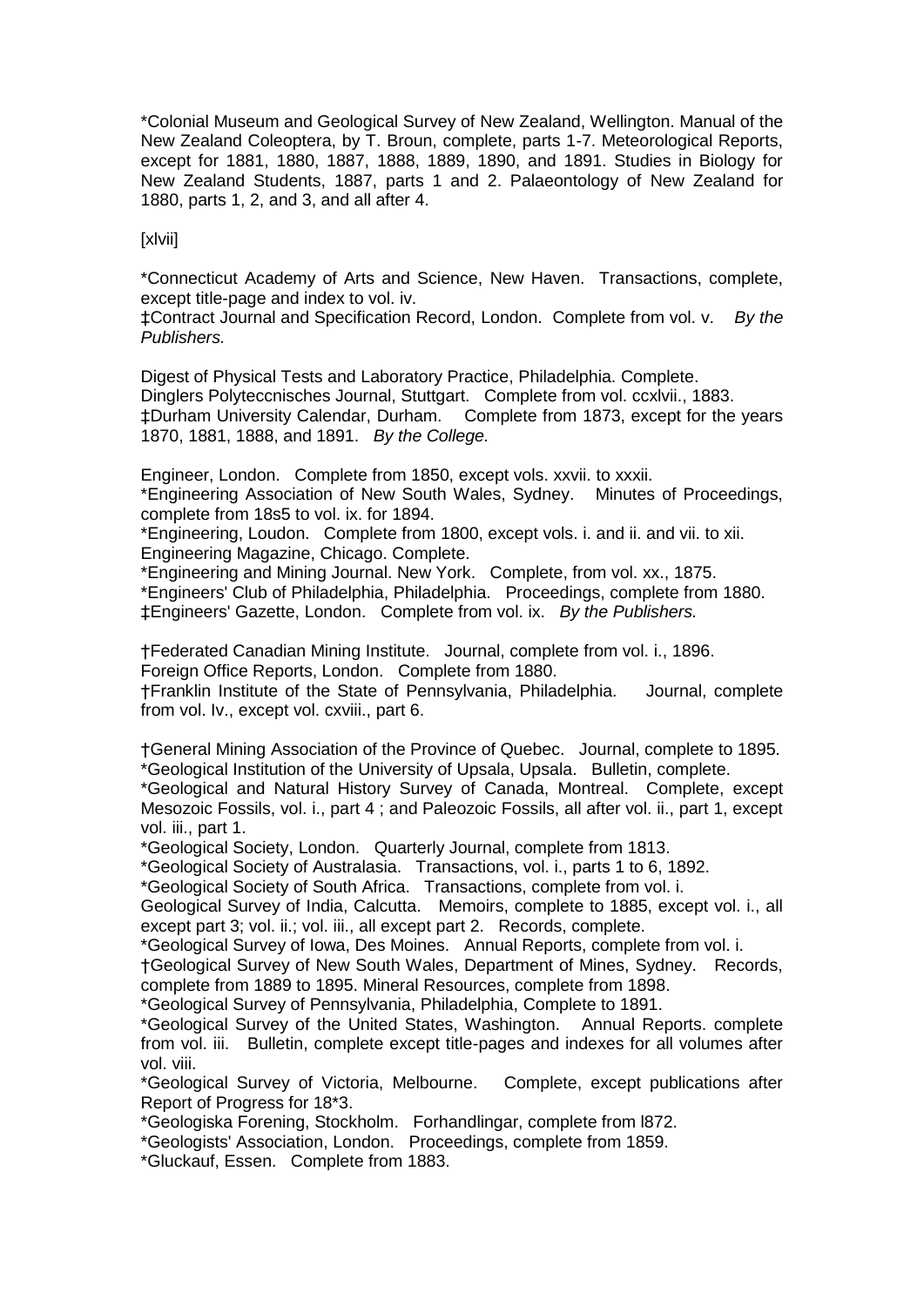*Colonial Museum and Geological Survey of New Zealand, Wellington. Manual of the New Zealand Coleoptera, by T. Broun, complete, parts 1-7. Meteorological Reports, except for 1881, 1880, 1887, 1888, 1889, 1890, and 1891. Studies in Biology for New Zealand Students, 1887, parts 1 and 2. Palaeontology of New Zealand for 1880, parts 1, 2, and 3, and all after 4.

[xlvii]

*Connecticut Academy of Arts and Science, New Haven. Transactions, complete, except title-page and index to vol. iv.
‡Contract Journal and Specification Record, London. Complete from vol. v. *By the Publishers.*

Digest of Physical Tests and Laboratory Practice, Philadelphia. Complete.
Dinglers Polyteccnisches Journal, Stuttgart. Complete from vol. ccxlvii., 1883.
‡Durham University Calendar, Durham. Complete from 1873, except for the years 1870, 1881, 1888, and 1891. *By the College.*

Engineer, London. Complete from 1850, except vols. xxvii. to xxxii.
*Engineering Association of New South Wales, Sydney. Minutes of Proceedings, complete from 18s5 to vol. ix. for 1894.
*Engineering, Loudon. Complete from 1800, except vols. i. and ii. and vii. to xii.
Engineering Magazine, Chicago. Complete.
*Engineering and Mining Journal. New York. Complete, from vol. xx., 1875.
*Engineers' Club of Philadelphia, Philadelphia. Proceedings, complete from 1880.
‡Engineers' Gazette, London. Complete from vol. ix. *By the Publishers.*

†Federated Canadian Mining Institute. Journal, complete from vol. i., 1896.
Foreign Office Reports, London. Complete from 1880.
†Franklin Institute of the State of Pennsylvania, Philadelphia. Journal, complete from vol. Iv., except vol. cxviii., part 6.

†General Mining Association of the Province of Quebec. Journal, complete to 1895.
*Geological Institution of the University of Upsala, Upsala. Bulletin, complete.
*Geological and Natural History Survey of Canada, Montreal. Complete, except Mesozoic Fossils, vol. i., part 4 ; and Paleozoic Fossils, all after vol. ii., part 1, except vol. iii., part 1.
*Geological Society, London. Quarterly Journal, complete from 1813.
*Geological Society of Australasia. Transactions, vol. i., parts 1 to 6, 1892.
*Geological Society of South Africa. Transactions, complete from vol. i.
Geological Survey of India, Calcutta. Memoirs, complete to 1885, except vol. i., all except part 3; vol. ii.; vol. iii., all except part 2. Records, complete.
*Geological Survey of Iowa, Des Moines. Annual Reports, complete from vol. i.
†Geological Survey of New South Wales, Department of Mines, Sydney. Records, complete from 1889 to 1895. Mineral Resources, complete from 1898.
*Geological Survey of Pennsylvania, Philadelphia, Complete to 1891.
*Geological Survey of the United States, Washington. Annual Reports. complete from vol. iii. Bulletin, complete except title-pages and indexes for all volumes after vol. viii.
*Geological Survey of Victoria, Melbourne. Complete, except publications after Report of Progress for 18*3.
*Geologiska Forening, Stockholm. Forhandlingar, complete from l872.
*Geologists' Association, London. Proceedings, complete from 1859.
*Gluckauf, Essen. Complete from 1883.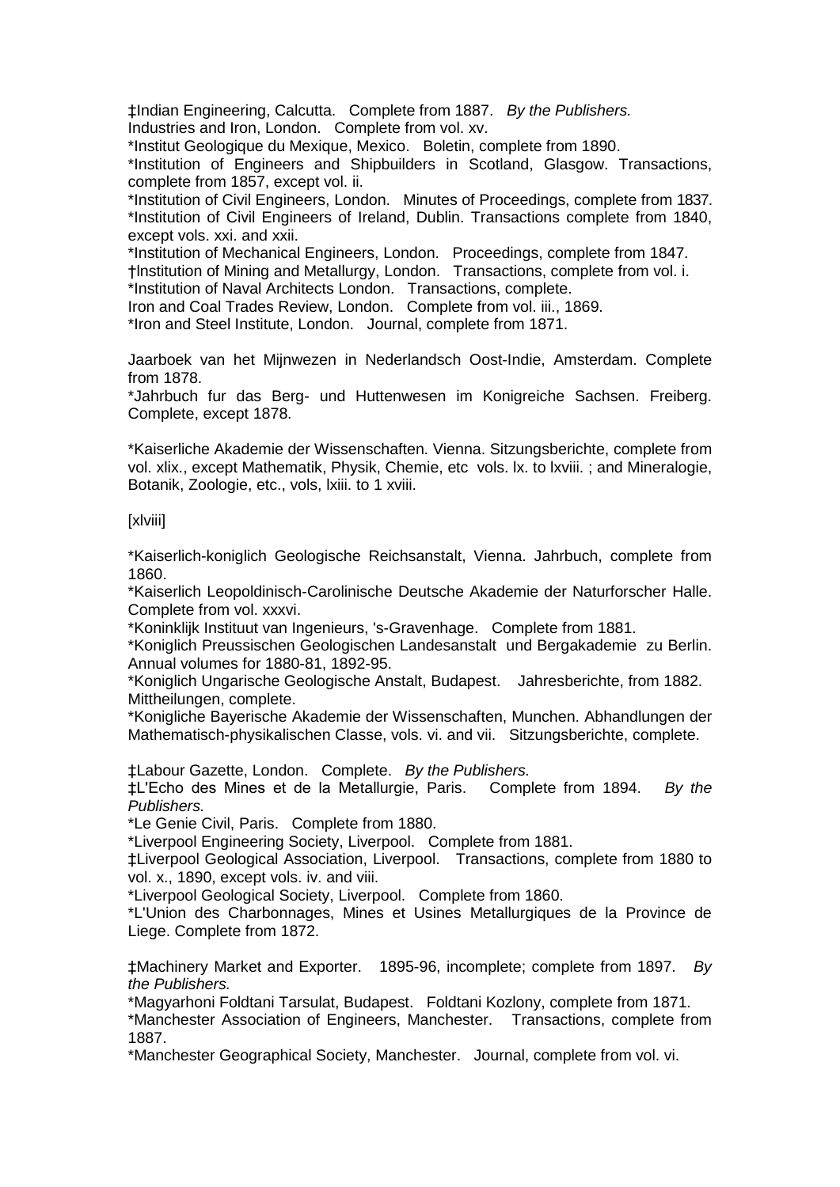‡Indian Engineering, Calcutta. Complete from 1887. *By the Publishers.*
Industries and Iron, London. Complete from vol. xv.
*Institut Geologique du Mexique, Mexico. Boletin, complete from 1890.
*Institution of Engineers and Shipbuilders in Scotland, Glasgow. Transactions, complete from 1857, except vol. ii.
*Institution of Civil Engineers, London. Minutes of Proceedings, complete from 1837.
*Institution of Civil Engineers of Ireland, Dublin. Transactions complete from 1840, except vols. xxi. and xxii.
*Institution of Mechanical Engineers, London. Proceedings, complete from 1847.
†Institution of Mining and Metallurgy, London. Transactions, complete from vol. i.
*Institution of Naval Architects London. Transactions, complete.
Iron and Coal Trades Review, London. Complete from vol. iii., 1869.
*Iron and Steel Institute, London. Journal, complete from 1871.

Jaarboek van het Mijnwezen in Nederlandsch Oost-Indie, Amsterdam. Complete from 1878.
*Jahrbuch fur das Berg- und Huttenwesen im Konigreiche Sachsen. Freiberg. Complete, except 1878.

*Kaiserliche Akademie der Wissenschaften. Vienna. Sitzungsberichte, complete from vol. xlix., except Mathematik, Physik, Chemie, etc vols. lx. to lxviii. ; and Mineralogie, Botanik, Zoologie, etc., vols, lxiii. to 1 xviii.

[xlviii]

*Kaiserlich-koniglich Geologische Reichsanstalt, Vienna. Jahrbuch, complete from 1860.
*Kaiserlich Leopoldinisch-Carolinische Deutsche Akademie der Naturforscher Halle. Complete from vol. xxxvi.
*Koninklijk Instituut van Ingenieurs, 's-Gravenhage. Complete from 1881.
*Koniglich Preussischen Geologischen Landesanstalt und Bergakademie zu Berlin. Annual volumes for 1880-81, 1892-95.
*Koniglich Ungarische Geologische Anstalt, Budapest. Jahresberichte, from 1882. Mittheilungen, complete.
*Konigliche Bayerische Akademie der Wissenschaften, Munchen. Abhandlungen der Mathematisch-physikalischen Classe, vols. vi. and vii. Sitzungsberichte, complete.

‡Labour Gazette, London. Complete. *By the Publishers.*
‡L'Echo des Mines et de la Metallurgie, Paris. Complete from 1894. *By the Publishers.*
*Le Genie Civil, Paris. Complete from 1880.
*Liverpool Engineering Society, Liverpool. Complete from 1881.
‡Liverpool Geological Association, Liverpool. Transactions, complete from 1880 to vol. x., 1890, except vols. iv. and viii.
*Liverpool Geological Society, Liverpool. Complete from 1860.
*L'Union des Charbonnages, Mines et Usines Metallurgiques de la Province de Liege. Complete from 1872.

‡Machinery Market and Exporter. 1895-96, incomplete; complete from 1897. *By the Publishers.*
*Magyarhoni Foldtani Tarsulat, Budapest. Foldtani Kozlony, complete from 1871.
*Manchester Association of Engineers, Manchester. Transactions, complete from 1887.
*Manchester Geographical Society, Manchester. Journal, complete from vol. vi.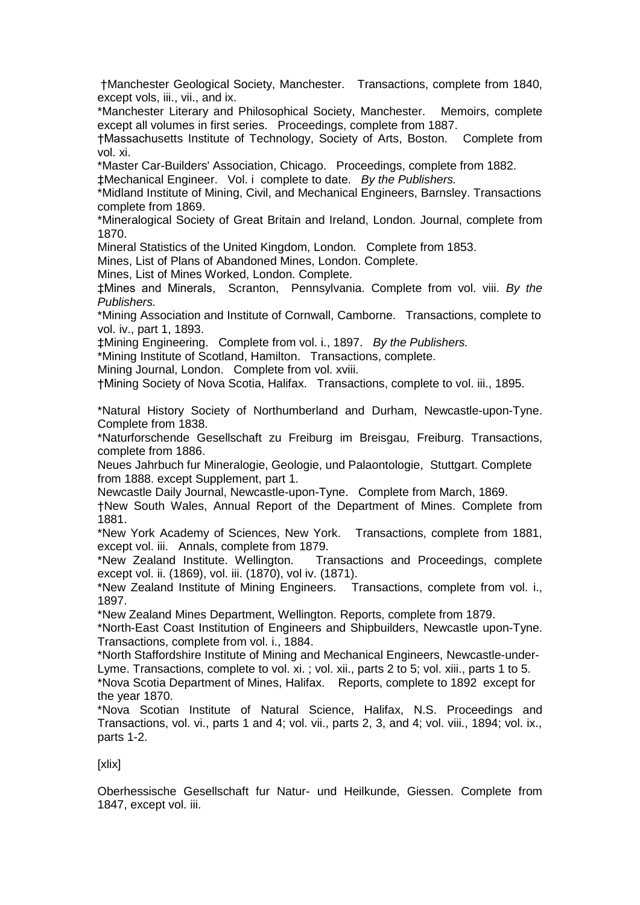†Manchester Geological Society, Manchester. Transactions, complete from 1840, except vols, iii., vii., and ix.

*Manchester Literary and Philosophical Society, Manchester. Memoirs, complete except all volumes in first series. Proceedings, complete from 1887.

†Massachusetts Institute of Technology, Society of Arts, Boston. Complete from vol. xi.

*Master Car-Builders' Association, Chicago. Proceedings, complete from 1882.

‡Mechanical Engineer. Vol. i complete to date. *By the Publishers.*

*Midland Institute of Mining, Civil, and Mechanical Engineers, Barnsley. Transactions complete from 1869.

*Mineralogical Society of Great Britain and Ireland, London. Journal, complete from 1870.

Mineral Statistics of the United Kingdom, London. Complete from 1853.

Mines, List of Plans of Abandoned Mines, London. Complete.

Mines, List of Mines Worked, London. Complete.

‡Mines and Minerals, Scranton, Pennsylvania. Complete from vol. viii. *By the Publishers.*

*Mining Association and Institute of Cornwall, Camborne. Transactions, complete to vol. iv., part 1, 1893.

‡Mining Engineering. Complete from vol. i., 1897. *By the Publishers.*

*Mining Institute of Scotland, Hamilton. Transactions, complete.

Mining Journal, London. Complete from vol. xviii.

†Mining Society of Nova Scotia, Halifax. Transactions, complete to vol. iii., 1895.

*Natural History Society of Northumberland and Durham, Newcastle-upon-Tyne. Complete from 1838.

*Naturforschende Gesellschaft zu Freiburg im Breisgau, Freiburg. Transactions, complete from 1886.

Neues Jahrbuch fur Mineralogie, Geologie, und Palaontologie, Stuttgart. Complete from 1888. except Supplement, part 1.

Newcastle Daily Journal, Newcastle-upon-Tyne. Complete from March, 1869.

†New South Wales, Annual Report of the Department of Mines. Complete from 1881.

*New York Academy of Sciences, New York. Transactions, complete from 1881, except vol. iii. Annals, complete from 1879.

*New Zealand Institute. Wellington. Transactions and Proceedings, complete except vol. ii. (1869), vol. iii. (1870), vol iv. (1871).

*New Zealand Institute of Mining Engineers. Transactions, complete from vol. i., 1897.

*New Zealand Mines Department, Wellington. Reports, complete from 1879.

*North-East Coast Institution of Engineers and Shipbuilders, Newcastle upon-Tyne. Transactions, complete from vol. i., 1884.

*North Staffordshire Institute of Mining and Mechanical Engineers, Newcastle-under-Lyme. Transactions, complete to vol. xi. ; vol. xii., parts 2 to 5; vol. xiii., parts 1 to 5.

*Nova Scotia Department of Mines, Halifax. Reports, complete to 1892 except for the year 1870.

*Nova Scotian Institute of Natural Science, Halifax, N.S. Proceedings and Transactions, vol. vi., parts 1 and 4; vol. vii., parts 2, 3, and 4; vol. viii., 1894; vol. ix., parts 1-2.

[xlix]

Oberhessische Gesellschaft fur Natur- und Heilkunde, Giessen. Complete from 1847, except vol. iii.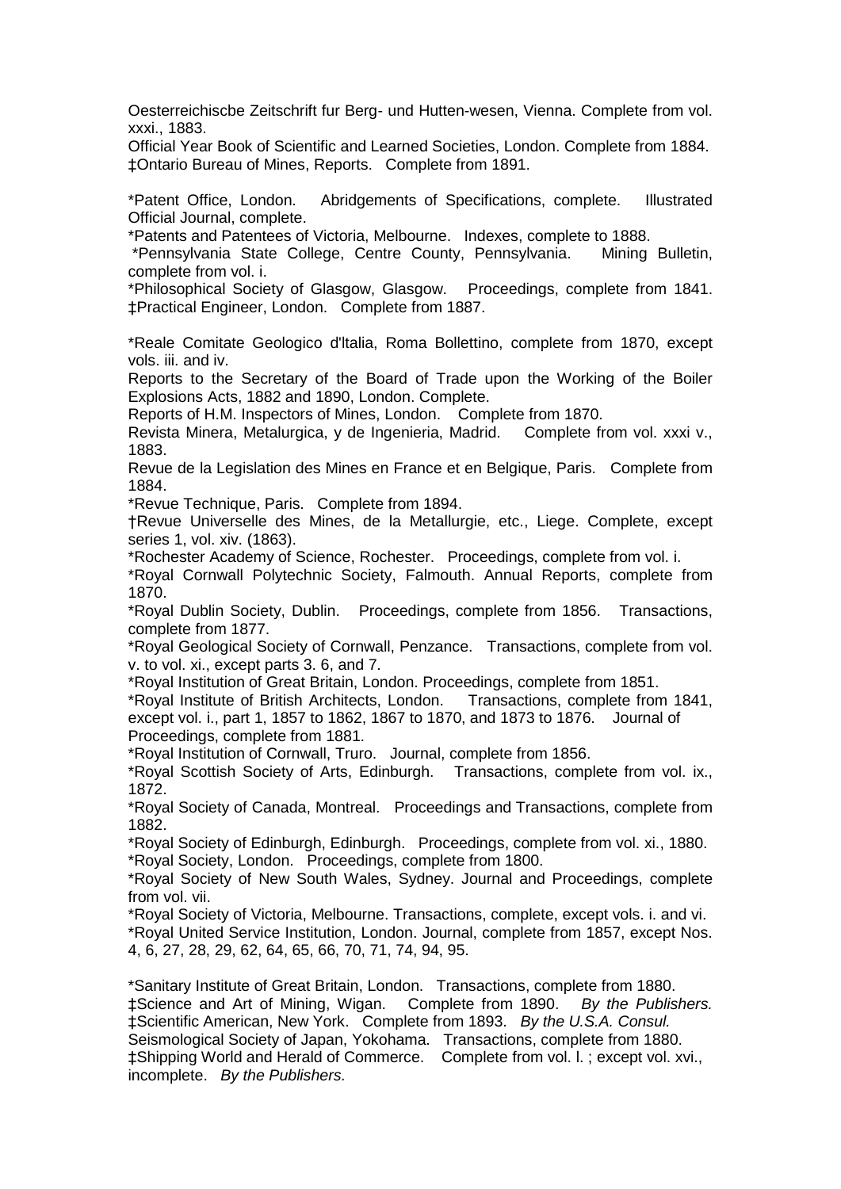Oesterreichiscbe Zeitschrift fur Berg- und Hutten-wesen, Vienna. Complete from vol. xxxi., 1883.

Official Year Book of Scientific and Learned Societies, London. Complete from 1884.

‡Ontario Bureau of Mines, Reports. Complete from 1891.

*Patent Office, London. Abridgements of Specifications, complete. Illustrated Official Journal, complete.

*Patents and Patentees of Victoria, Melbourne. Indexes, complete to 1888.

*Pennsylvania State College, Centre County, Pennsylvania. Mining Bulletin, complete from vol. i.

*Philosophical Society of Glasgow, Glasgow. Proceedings, complete from 1841.

‡Practical Engineer, London. Complete from 1887.

*Reale Comitate Geologico d'Italia, Roma Bollettino, complete from 1870, except vols. iii. and iv.

Reports to the Secretary of the Board of Trade upon the Working of the Boiler Explosions Acts, 1882 and 1890, London. Complete.

Reports of H.M. Inspectors of Mines, London. Complete from 1870.

Revista Minera, Metalurgica, y de Ingenieria, Madrid. Complete from vol. xxxi v., 1883.

Revue de la Legislation des Mines en France et en Belgique, Paris. Complete from 1884.

*Revue Technique, Paris. Complete from 1894.

†Revue Universelle des Mines, de la Metallurgie, etc., Liege. Complete, except series 1, vol. xiv. (1863).

*Rochester Academy of Science, Rochester. Proceedings, complete from vol. i.

*Royal Cornwall Polytechnic Society, Falmouth. Annual Reports, complete from 1870.

*Royal Dublin Society, Dublin. Proceedings, complete from 1856. Transactions, complete from 1877.

*Royal Geological Society of Cornwall, Penzance. Transactions, complete from vol. v. to vol. xi., except parts 3. 6, and 7.

*Royal Institution of Great Britain, London. Proceedings, complete from 1851.

*Royal Institute of British Architects, London. Transactions, complete from 1841, except vol. i., part 1, 1857 to 1862, 1867 to 1870, and 1873 to 1876. Journal of Proceedings, complete from 1881.

*Royal Institution of Cornwall, Truro. Journal, complete from 1856.

*Royal Scottish Society of Arts, Edinburgh. Transactions, complete from vol. ix., 1872.

*Royal Society of Canada, Montreal. Proceedings and Transactions, complete from 1882.

*Royal Society of Edinburgh, Edinburgh. Proceedings, complete from vol. xi., 1880.

*Royal Society, London. Proceedings, complete from 1800.

*Royal Society of New South Wales, Sydney. Journal and Proceedings, complete from vol. vii.

*Royal Society of Victoria, Melbourne. Transactions, complete, except vols. i. and vi.

*Royal United Service Institution, London. Journal, complete from 1857, except Nos. 4, 6, 27, 28, 29, 62, 64, 65, 66, 70, 71, 74, 94, 95.

*Sanitary Institute of Great Britain, London. Transactions, complete from 1880.

‡Science and Art of Mining, Wigan. Complete from 1890. *By the Publishers.*

‡Scientific American, New York. Complete from 1893. *By the U.S.A. Consul.*

Seismological Society of Japan, Yokohama. Transactions, complete from 1880.

‡Shipping World and Herald of Commerce. Complete from vol. l. ; except vol. xvi., incomplete. *By the Publishers.*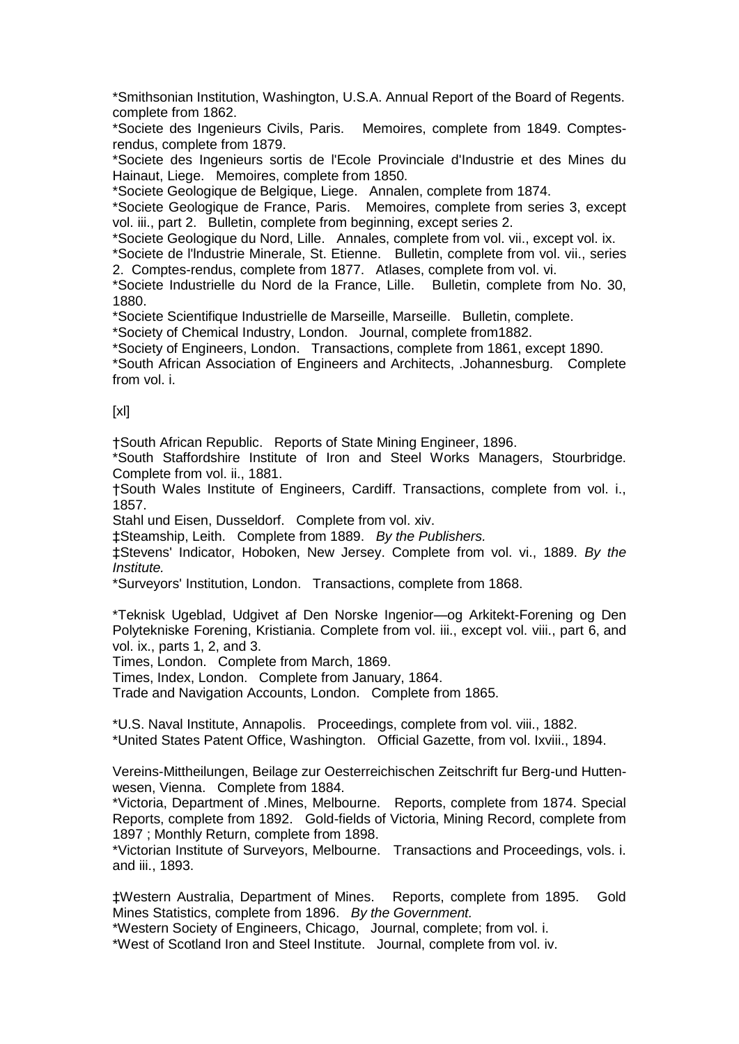*Smithsonian Institution, Washington, U.S.A. Annual Report of the Board of Regents. complete from 1862.

*Societe des Ingenieurs Civils, Paris. Memoires, complete from 1849. Comptes-rendus, complete from 1879.

*Societe des Ingenieurs sortis de l'Ecole Provinciale d'Industrie et des Mines du Hainaut, Liege. Memoires, complete from 1850.

*Societe Geologique de Belgique, Liege. Annalen, complete from 1874.

*Societe Geologique de France, Paris. Memoires, complete from series 3, except vol. iii., part 2. Bulletin, complete from beginning, except series 2.

*Societe Geologique du Nord, Lille. Annales, complete from vol. vii., except vol. ix.

*Societe de l'Industrie Minerale, St. Etienne. Bulletin, complete from vol. vii., series 2. Comptes-rendus, complete from 1877. Atlases, complete from vol. vi.

*Societe Industrielle du Nord de la France, Lille. Bulletin, complete from No. 30, 1880.

*Societe Scientifique Industrielle de Marseille, Marseille. Bulletin, complete.

*Society of Chemical Industry, London. Journal, complete from1882.

*Society of Engineers, London. Transactions, complete from 1861, except 1890.

*South African Association of Engineers and Architects, .Johannesburg. Complete from vol. i.

[xl]

†South African Republic. Reports of State Mining Engineer, 1896.

*South Staffordshire Institute of Iron and Steel Works Managers, Stourbridge. Complete from vol. ii., 1881.

†South Wales Institute of Engineers, Cardiff. Transactions, complete from vol. i., 1857.

Stahl und Eisen, Dusseldorf. Complete from vol. xiv.

‡Steamship, Leith. Complete from 1889. *By the Publishers.*

‡Stevens' Indicator, Hoboken, New Jersey. Complete from vol. vi., 1889. *By the Institute.*

*Surveyors' Institution, London. Transactions, complete from 1868.

*Teknisk Ugeblad, Udgivet af Den Norske Ingenior—og Arkitekt-Forening og Den Polytekniske Forening, Kristiania. Complete from vol. iii., except vol. viii., part 6, and vol. ix., parts 1, 2, and 3.

Times, London. Complete from March, 1869.

Times, Index, London. Complete from January, 1864.

Trade and Navigation Accounts, London. Complete from 1865.

*U.S. Naval Institute, Annapolis. Proceedings, complete from vol. viii., 1882.

*United States Patent Office, Washington. Official Gazette, from vol. Ixviii., 1894.

Vereins-Mittheilungen, Beilage zur Oesterreichischen Zeitschrift fur Berg-und Hutten-wesen, Vienna. Complete from 1884.

*Victoria, Department of .Mines, Melbourne. Reports, complete from 1874. Special Reports, complete from 1892. Gold-fields of Victoria, Mining Record, complete from 1897 ; Monthly Return, complete from 1898.

*Victorian Institute of Surveyors, Melbourne. Transactions and Proceedings, vols. i. and iii., 1893.

‡Western Australia, Department of Mines. Reports, complete from 1895. Gold Mines Statistics, complete from 1896. *By the Government.*

*Western Society of Engineers, Chicago, Journal, complete; from vol. i.

*West of Scotland Iron and Steel Institute. Journal, complete from vol. iv.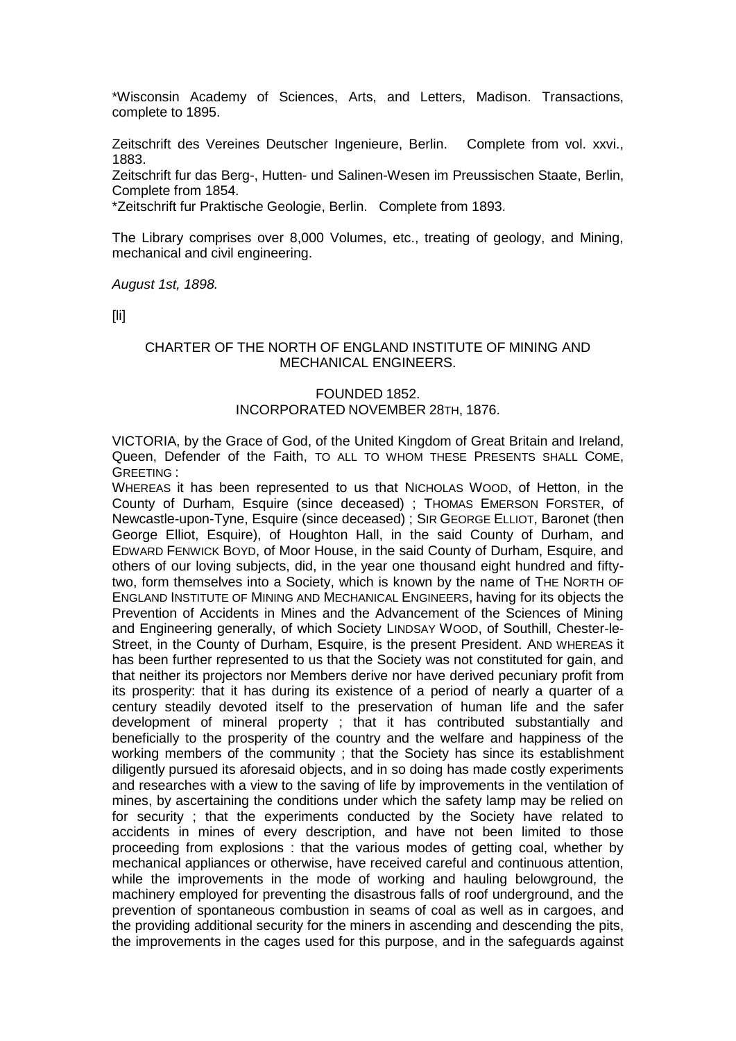*Wisconsin Academy of Sciences, Arts, and Letters, Madison. Transactions, complete to 1895.

Zeitschrift des Vereines Deutscher Ingenieure, Berlin. Complete from vol. xxvi., 1883.

Zeitschrift fur das Berg-, Hutten- und Salinen-Wesen im Preussischen Staate, Berlin, Complete from 1854.

*Zeitschrift fur Praktische Geologie, Berlin. Complete from 1893.

The Library comprises over 8,000 Volumes, etc., treating of geology, and Mining, mechanical and civil engineering.

*August 1st, 1898.*

[li]

## CHARTER OF THE NORTH OF ENGLAND INSTITUTE OF MINING AND MECHANICAL ENGINEERS.

FOUNDED 1852.
INCORPORATED NOVEMBER 28TH, 1876.

VICTORIA, by the Grace of God, of the United Kingdom of Great Britain and Ireland, Queen, Defender of the Faith, TO ALL TO WHOM THESE PRESENTS SHALL COME, GREETING :

WHEREAS it has been represented to us that NICHOLAS WOOD, of Hetton, in the County of Durham, Esquire (since deceased) ; THOMAS EMERSON FORSTER, of Newcastle-upon-Tyne, Esquire (since deceased) ; SIR GEORGE ELLIOT, Baronet (then George Elliot, Esquire), of Houghton Hall, in the said County of Durham, and EDWARD FENWICK BOYD, of Moor House, in the said County of Durham, Esquire, and others of our loving subjects, did, in the year one thousand eight hundred and fifty-two, form themselves into a Society, which is known by the name of THE NORTH OF ENGLAND INSTITUTE OF MINING AND MECHANICAL ENGINEERS, having for its objects the Prevention of Accidents in Mines and the Advancement of the Sciences of Mining and Engineering generally, of which Society LINDSAY WOOD, of Southill, Chester-le-Street, in the County of Durham, Esquire, is the present President. AND WHEREAS it has been further represented to us that the Society was not constituted for gain, and that neither its projectors nor Members derive nor have derived pecuniary profit from its prosperity: that it has during its existence of a period of nearly a quarter of a century steadily devoted itself to the preservation of human life and the safer development of mineral property ; that it has contributed substantially and beneficially to the prosperity of the country and the welfare and happiness of the working members of the community ; that the Society has since its establishment diligently pursued its aforesaid objects, and in so doing has made costly experiments and researches with a view to the saving of life by improvements in the ventilation of mines, by ascertaining the conditions under which the safety lamp may be relied on for security ; that the experiments conducted by the Society have related to accidents in mines of every description, and have not been limited to those proceeding from explosions : that the various modes of getting coal, whether by mechanical appliances or otherwise, have received careful and continuous attention, while the improvements in the mode of working and hauling belowground, the machinery employed for preventing the disastrous falls of roof underground, and the prevention of spontaneous combustion in seams of coal as well as in cargoes, and the providing additional security for the miners in ascending and descending the pits, the improvements in the cages used for this purpose, and in the safeguards against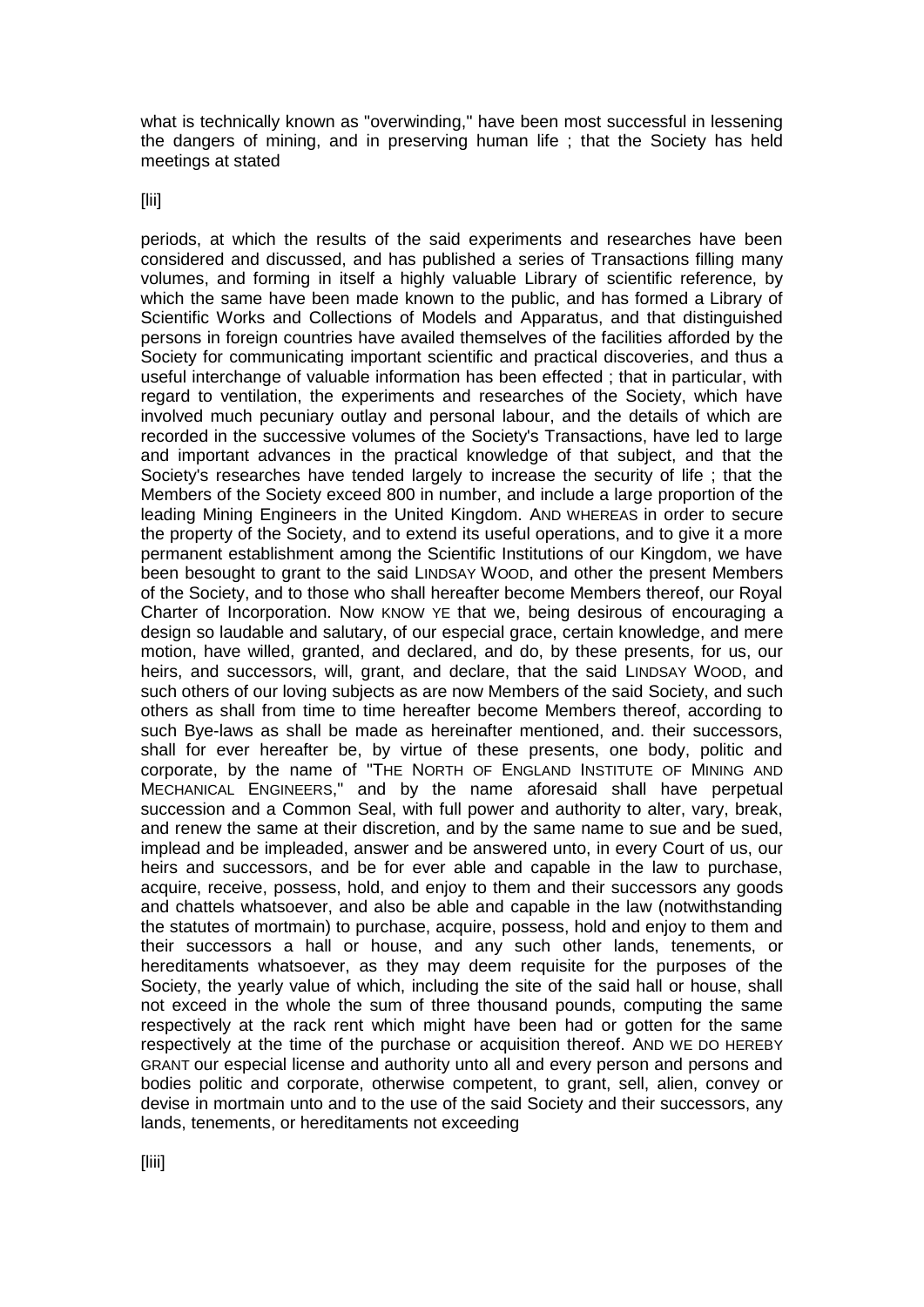what is technically known as "overwinding," have been most successful in lessening the dangers of mining, and in preserving human life ; that the Society has held meetings at stated

[lii]

periods, at which the results of the said experiments and researches have been considered and discussed, and has published a series of Transactions filling many volumes, and forming in itself a highly valuable Library of scientific reference, by which the same have been made known to the public, and has formed a Library of Scientific Works and Collections of Models and Apparatus, and that distinguished persons in foreign countries have availed themselves of the facilities afforded by the Society for communicating important scientific and practical discoveries, and thus a useful interchange of valuable information has been effected ; that in particular, with regard to ventilation, the experiments and researches of the Society, which have involved much pecuniary outlay and personal labour, and the details of which are recorded in the successive volumes of the Society's Transactions, have led to large and important advances in the practical knowledge of that subject, and that the Society's researches have tended largely to increase the security of life ; that the Members of the Society exceed 800 in number, and include a large proportion of the leading Mining Engineers in the United Kingdom. AND WHEREAS in order to secure the property of the Society, and to extend its useful operations, and to give it a more permanent establishment among the Scientific Institutions of our Kingdom, we have been besought to grant to the said LINDSAY WOOD, and other the present Members of the Society, and to those who shall hereafter become Members thereof, our Royal Charter of Incorporation. Now KNOW YE that we, being desirous of encouraging a design so laudable and salutary, of our especial grace, certain knowledge, and mere motion, have willed, granted, and declared, and do, by these presents, for us, our heirs, and successors, will, grant, and declare, that the said LINDSAY WOOD, and such others of our loving subjects as are now Members of the said Society, and such others as shall from time to time hereafter become Members thereof, according to such Bye-laws as shall be made as hereinafter mentioned, and. their successors, shall for ever hereafter be, by virtue of these presents, one body, politic and corporate, by the name of "THE NORTH OF ENGLAND INSTITUTE OF MINING AND MECHANICAL ENGINEERS," and by the name aforesaid shall have perpetual succession and a Common Seal, with full power and authority to alter, vary, break, and renew the same at their discretion, and by the same name to sue and be sued, implead and be impleaded, answer and be answered unto, in every Court of us, our heirs and successors, and be for ever able and capable in the law to purchase, acquire, receive, possess, hold, and enjoy to them and their successors any goods and chattels whatsoever, and also be able and capable in the law (notwithstanding the statutes of mortmain) to purchase, acquire, possess, hold and enjoy to them and their successors a hall or house, and any such other lands, tenements, or hereditaments whatsoever, as they may deem requisite for the purposes of the Society, the yearly value of which, including the site of the said hall or house, shall not exceed in the whole the sum of three thousand pounds, computing the same respectively at the rack rent which might have been had or gotten for the same respectively at the time of the purchase or acquisition thereof. AND WE DO HEREBY GRANT our especial license and authority unto all and every person and persons and bodies politic and corporate, otherwise competent, to grant, sell, alien, convey or devise in mortmain unto and to the use of the said Society and their successors, any lands, tenements, or hereditaments not exceeding

[liii]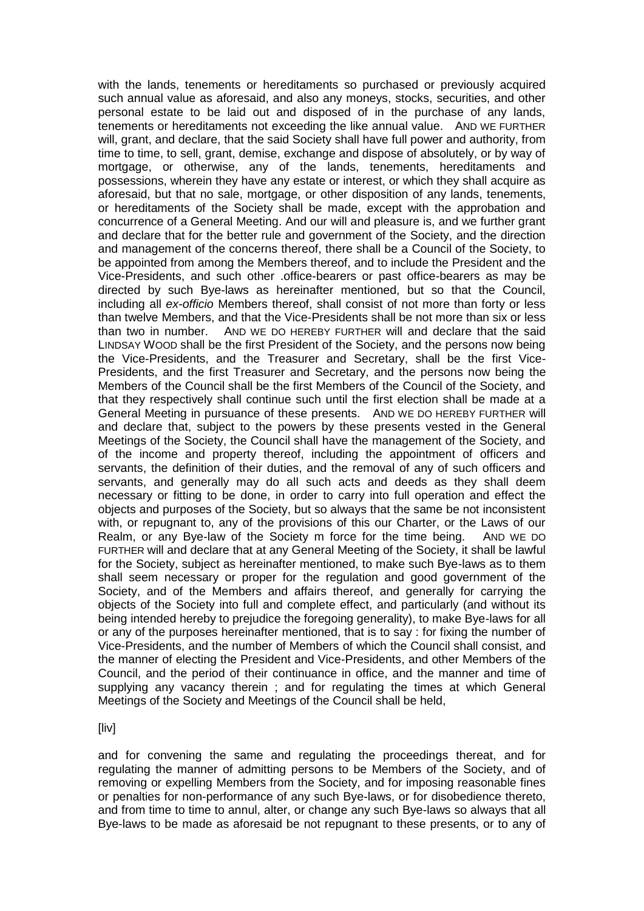with the lands, tenements or hereditaments so purchased or previously acquired such annual value as aforesaid, and also any moneys, stocks, securities, and other personal estate to be laid out and disposed of in the purchase of any lands, tenements or hereditaments not exceeding the like annual value. AND WE FURTHER will, grant, and declare, that the said Society shall have full power and authority, from time to time, to sell, grant, demise, exchange and dispose of absolutely, or by way of mortgage, or otherwise, any of the lands, tenements, hereditaments and possessions, wherein they have any estate or interest, or which they shall acquire as aforesaid, but that no sale, mortgage, or other disposition of any lands, tenements, or hereditaments of the Society shall be made, except with the approbation and concurrence of a General Meeting. And our will and pleasure is, and we further grant and declare that for the better rule and government of the Society, and the direction and management of the concerns thereof, there shall be a Council of the Society, to be appointed from among the Members thereof, and to include the President and the Vice-Presidents, and such other .office-bearers or past office-bearers as may be directed by such Bye-laws as hereinafter mentioned, but so that the Council, including all *ex-officio* Members thereof, shall consist of not more than forty or less than twelve Members, and that the Vice-Presidents shall be not more than six or less than two in number. AND WE DO HEREBY FURTHER will and declare that the said LINDSAY WOOD shall be the first President of the Society, and the persons now being the Vice-Presidents, and the Treasurer and Secretary, shall be the first Vice-Presidents, and the first Treasurer and Secretary, and the persons now being the Members of the Council shall be the first Members of the Council of the Society, and that they respectively shall continue such until the first election shall be made at a General Meeting in pursuance of these presents. AND WE DO HEREBY FURTHER will and declare that, subject to the powers by these presents vested in the General Meetings of the Society, the Council shall have the management of the Society, and of the income and property thereof, including the appointment of officers and servants, the definition of their duties, and the removal of any of such officers and servants, and generally may do all such acts and deeds as they shall deem necessary or fitting to be done, in order to carry into full operation and effect the objects and purposes of the Society, but so always that the same be not inconsistent with, or repugnant to, any of the provisions of this our Charter, or the Laws of our Realm, or any Bye-law of the Society m force for the time being. AND WE DO FURTHER will and declare that at any General Meeting of the Society, it shall be lawful for the Society, subject as hereinafter mentioned, to make such Bye-laws as to them shall seem necessary or proper for the regulation and good government of the Society, and of the Members and affairs thereof, and generally for carrying the objects of the Society into full and complete effect, and particularly (and without its being intended hereby to prejudice the foregoing generality), to make Bye-laws for all or any of the purposes hereinafter mentioned, that is to say : for fixing the number of Vice-Presidents, and the number of Members of which the Council shall consist, and the manner of electing the President and Vice-Presidents, and other Members of the Council, and the period of their continuance in office, and the manner and time of supplying any vacancy therein ; and for regulating the times at which General Meetings of the Society and Meetings of the Council shall be held,

[liv]

and for convening the same and regulating the proceedings thereat, and for regulating the manner of admitting persons to be Members of the Society, and of removing or expelling Members from the Society, and for imposing reasonable fines or penalties for non-performance of any such Bye-laws, or for disobedience thereto, and from time to time to annul, alter, or change any such Bye-laws so always that all Bye-laws to be made as aforesaid be not repugnant to these presents, or to any of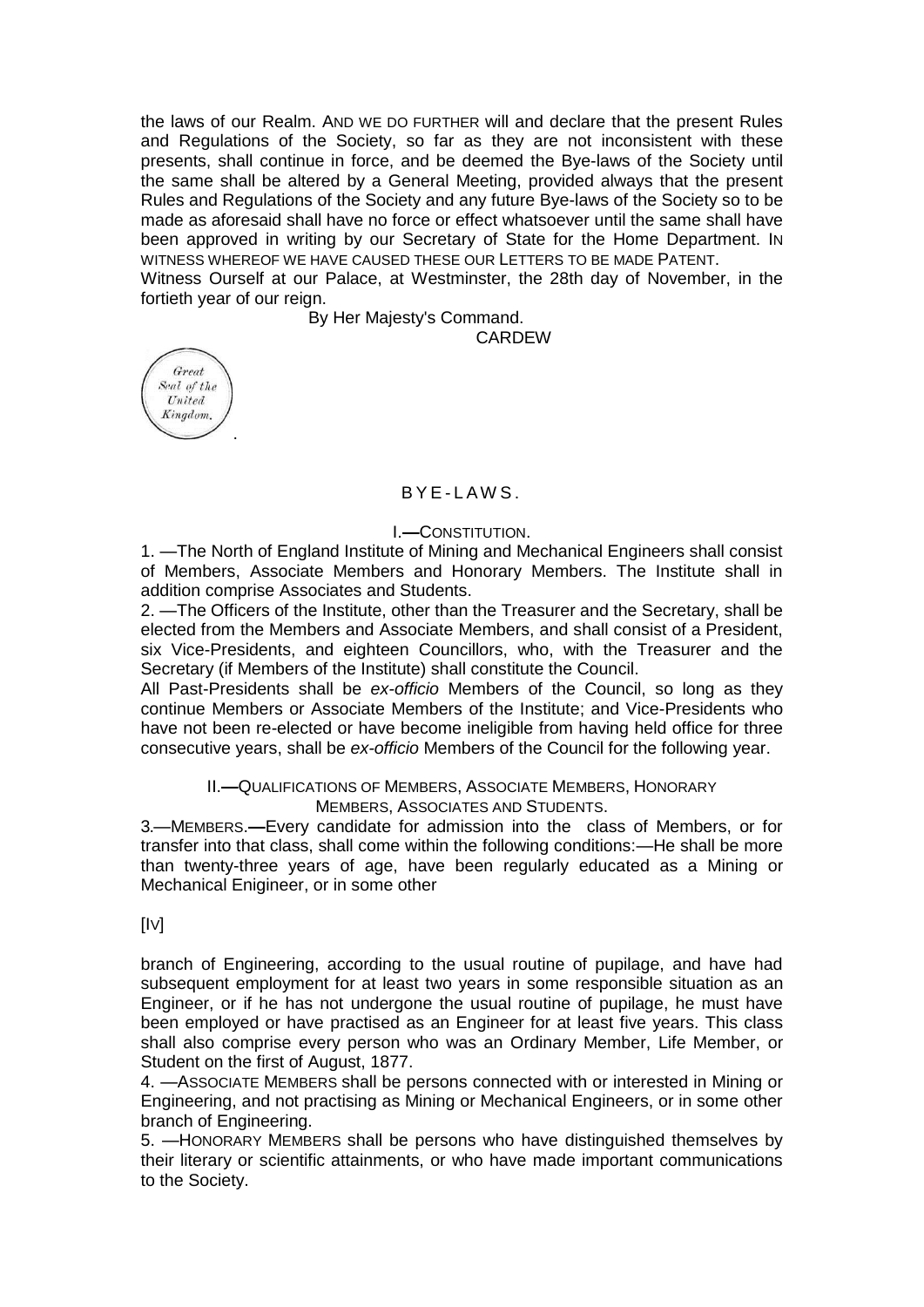the laws of our Realm. AND WE DO FURTHER will and declare that the present Rules and Regulations of the Society, so far as they are not inconsistent with these presents, shall continue in force, and be deemed the Bye-laws of the Society until the same shall be altered by a General Meeting, provided always that the present Rules and Regulations of the Society and any future Bye-laws of the Society so to be made as aforesaid shall have no force or effect whatsoever until the same shall have been approved in writing by our Secretary of State for the Home Department. IN WITNESS WHEREOF WE HAVE CAUSED THESE OUR LETTERS TO BE MADE PATENT.

Witness Ourself at our Palace, at Westminster, the 28th day of November, in the fortieth year of our reign.

By Her Majesty's Command.

CARDEW

Great Seal of the United Kingdom.

## BYE-LAWS.

### I.—CONSTITUTION.

1. —The North of England Institute of Mining and Mechanical Engineers shall consist of Members, Associate Members and Honorary Members. The Institute shall in addition comprise Associates and Students.

2. —The Officers of the Institute, other than the Treasurer and the Secretary, shall be elected from the Members and Associate Members, and shall consist of a President, six Vice-Presidents, and eighteen Councillors, who, with the Treasurer and the Secretary (if Members of the Institute) shall constitute the Council.

All Past-Presidents shall be *ex-officio* Members of the Council, so long as they continue Members or Associate Members of the Institute; and Vice-Presidents who have not been re-elected or have become ineligible from having held office for three consecutive years, shall be *ex-officio* Members of the Council for the following year.

### II.—QUALIFICATIONS OF MEMBERS, ASSOCIATE MEMBERS, HONORARY MEMBERS, ASSOCIATES AND STUDENTS.

3.—MEMBERS.—Every candidate for admission into the class of Members, or for transfer into that class, shall come within the following conditions:—He shall be more than twenty-three years of age, have been regularly educated as a Mining or Mechanical Enigineer, or in some other

[IV]

branch of Engineering, according to the usual routine of pupilage, and have had subsequent employment for at least two years in some responsible situation as an Engineer, or if he has not undergone the usual routine of pupilage, he must have been employed or have practised as an Engineer for at least five years. This class shall also comprise every person who was an Ordinary Member, Life Member, or Student on the first of August, 1877.

4. —ASSOCIATE MEMBERS shall be persons connected with or interested in Mining or Engineering, and not practising as Mining or Mechanical Engineers, or in some other branch of Engineering.

5. —HONORARY MEMBERS shall be persons who have distinguished themselves by their literary or scientific attainments, or who have made important communications to the Society.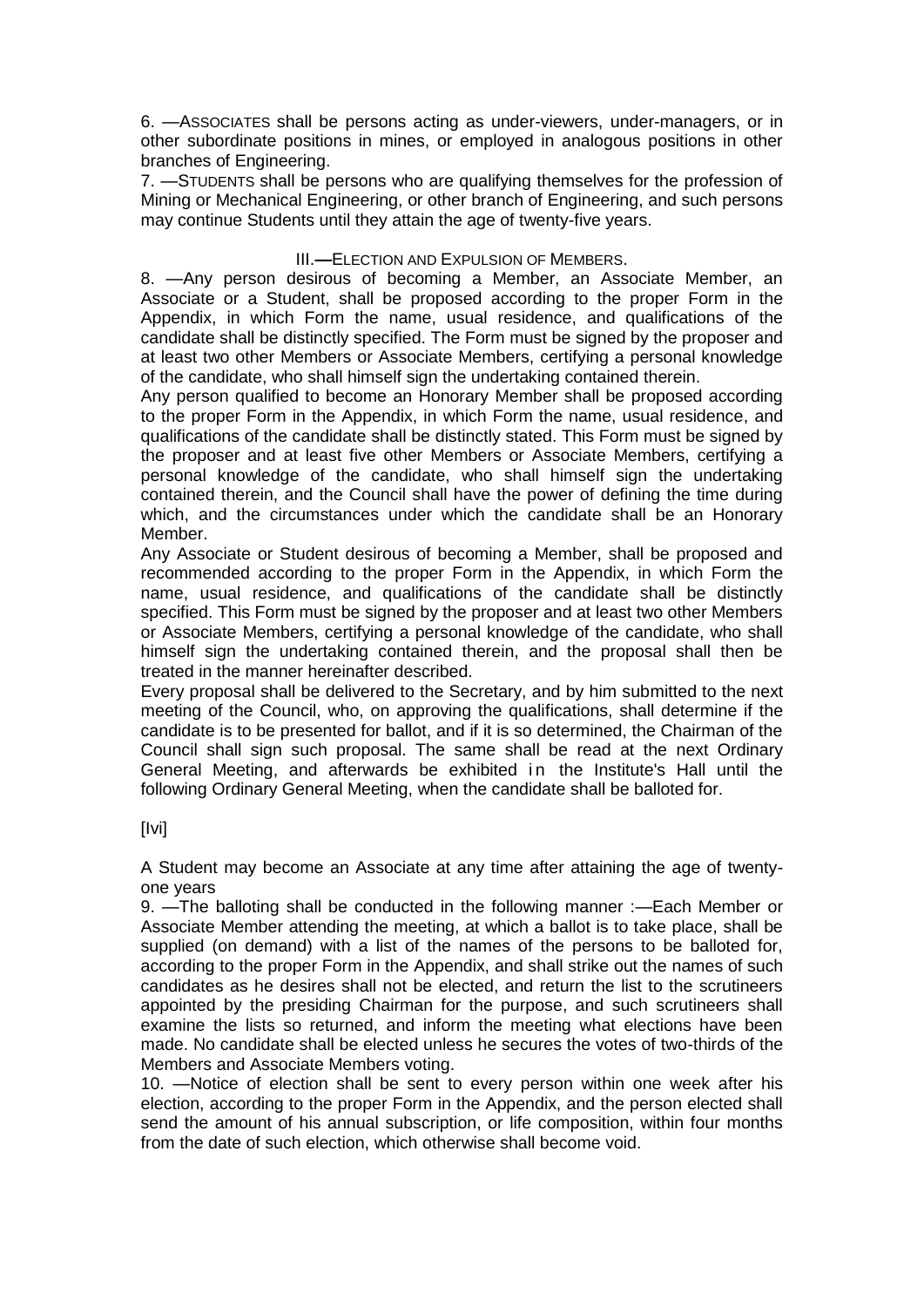6. —ASSOCIATES shall be persons acting as under-viewers, under-managers, or in other subordinate positions in mines, or employed in analogous positions in other branches of Engineering.

7. —STUDENTS shall be persons who are qualifying themselves for the profession of Mining or Mechanical Engineering, or other branch of Engineering, and such persons may continue Students until they attain the age of twenty-five years.

## III.—ELECTION AND EXPULSION OF MEMBERS.

8. —Any person desirous of becoming a Member, an Associate Member, an Associate or a Student, shall be proposed according to the proper Form in the Appendix, in which Form the name, usual residence, and qualifications of the candidate shall be distinctly specified. The Form must be signed by the proposer and at least two other Members or Associate Members, certifying a personal knowledge of the candidate, who shall himself sign the undertaking contained therein.

Any person qualified to become an Honorary Member shall be proposed according to the proper Form in the Appendix, in which Form the name, usual residence, and qualifications of the candidate shall be distinctly stated. This Form must be signed by the proposer and at least five other Members or Associate Members, certifying a personal knowledge of the candidate, who shall himself sign the undertaking contained therein, and the Council shall have the power of defining the time during which, and the circumstances under which the candidate shall be an Honorary Member.

Any Associate or Student desirous of becoming a Member, shall be proposed and recommended according to the proper Form in the Appendix, in which Form the name, usual residence, and qualifications of the candidate shall be distinctly specified. This Form must be signed by the proposer and at least two other Members or Associate Members, certifying a personal knowledge of the candidate, who shall himself sign the undertaking contained therein, and the proposal shall then be treated in the manner hereinafter described.

Every proposal shall be delivered to the Secretary, and by him submitted to the next meeting of the Council, who, on approving the qualifications, shall determine if the candidate is to be presented for ballot, and if it is so determined, the Chairman of the Council shall sign such proposal. The same shall be read at the next Ordinary General Meeting, and afterwards be exhibited in the Institute's Hall until the following Ordinary General Meeting, when the candidate shall be balloted for.

[lvi]

A Student may become an Associate at any time after attaining the age of twenty-one years

9. —The balloting shall be conducted in the following manner :—Each Member or Associate Member attending the meeting, at which a ballot is to take place, shall be supplied (on demand) with a list of the names of the persons to be balloted for, according to the proper Form in the Appendix, and shall strike out the names of such candidates as he desires shall not be elected, and return the list to the scrutineers appointed by the presiding Chairman for the purpose, and such scrutineers shall examine the lists so returned, and inform the meeting what elections have been made. No candidate shall be elected unless he secures the votes of two-thirds of the Members and Associate Members voting.

10. —Notice of election shall be sent to every person within one week after his election, according to the proper Form in the Appendix, and the person elected shall send the amount of his annual subscription, or life composition, within four months from the date of such election, which otherwise shall become void.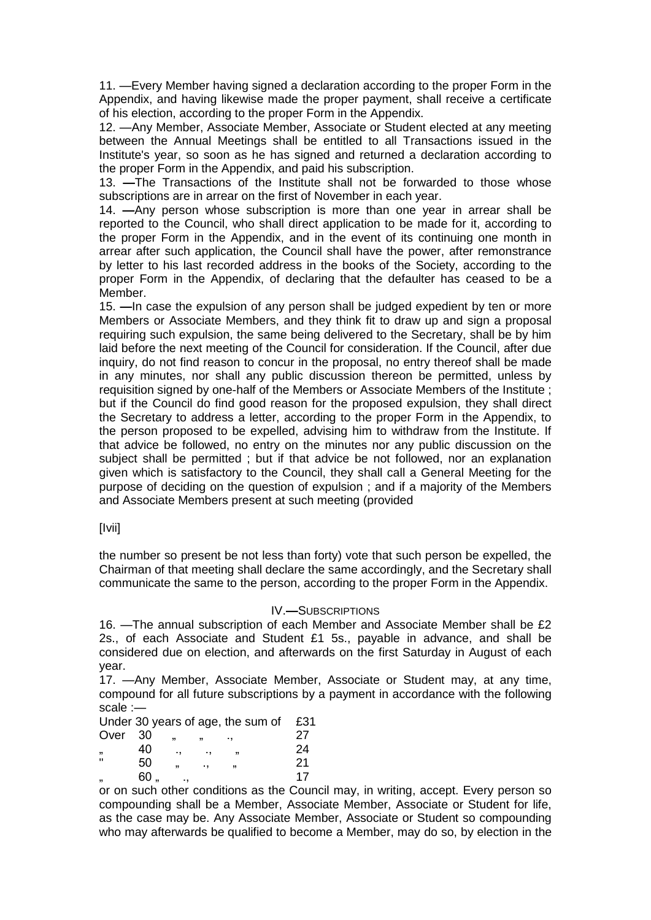11. —Every Member having signed a declaration according to the proper Form in the Appendix, and having likewise made the proper payment, shall receive a certificate of his election, according to the proper Form in the Appendix.

12. —Any Member, Associate Member, Associate or Student elected at any meeting between the Annual Meetings shall be entitled to all Transactions issued in the Institute's year, so soon as he has signed and returned a declaration according to the proper Form in the Appendix, and paid his subscription.

13. —The Transactions of the Institute shall not be forwarded to those whose subscriptions are in arrear on the first of November in each year.

14. —Any person whose subscription is more than one year in arrear shall be reported to the Council, who shall direct application to be made for it, according to the proper Form in the Appendix, and in the event of its continuing one month in arrear after such application, the Council shall have the power, after remonstrance by letter to his last recorded address in the books of the Society, according to the proper Form in the Appendix, of declaring that the defaulter has ceased to be a Member.

15. —In case the expulsion of any person shall be judged expedient by ten or more Members or Associate Members, and they think fit to draw up and sign a proposal requiring such expulsion, the same being delivered to the Secretary, shall be by him laid before the next meeting of the Council for consideration. If the Council, after due inquiry, do not find reason to concur in the proposal, no entry thereof shall be made in any minutes, nor shall any public discussion thereon be permitted, unless by requisition signed by one-half of the Members or Associate Members of the Institute ; but if the Council do find good reason for the proposed expulsion, they shall direct the Secretary to address a letter, according to the proper Form in the Appendix, to the person proposed to be expelled, advising him to withdraw from the Institute. If that advice be followed, no entry on the minutes nor any public discussion on the subject shall be permitted ; but if that advice be not followed, nor an explanation given which is satisfactory to the Council, they shall call a General Meeting for the purpose of deciding on the question of expulsion ; and if a majority of the Members and Associate Members present at such meeting (provided

[lvii]

the number so present be not less than forty) vote that such person be expelled, the Chairman of that meeting shall declare the same accordingly, and the Secretary shall communicate the same to the person, according to the proper Form in the Appendix.

## IV.—SUBSCRIPTIONS

16. —The annual subscription of each Member and Associate Member shall be £2 2s., of each Associate and Student £1 5s., payable in advance, and shall be considered due on election, and afterwards on the first Saturday in August of each year.

17. —Any Member, Associate Member, Associate or Student may, at any time, compound for all future subscriptions by a payment in accordance with the following scale :—

| | |
|---|---|
| Under 30 years of age, the sum of | £31 |
| Over 30 „ „ „ | 27 |
| „ 40 „ „ „ | 24 |
| „ 50 „ „ „ | 21 |
| „ 60 „ „ | 17 |

or on such other conditions as the Council may, in writing, accept. Every person so compounding shall be a Member, Associate Member, Associate or Student for life, as the case may be. Any Associate Member, Associate or Student so compounding who may afterwards be qualified to become a Member, may do so, by election in the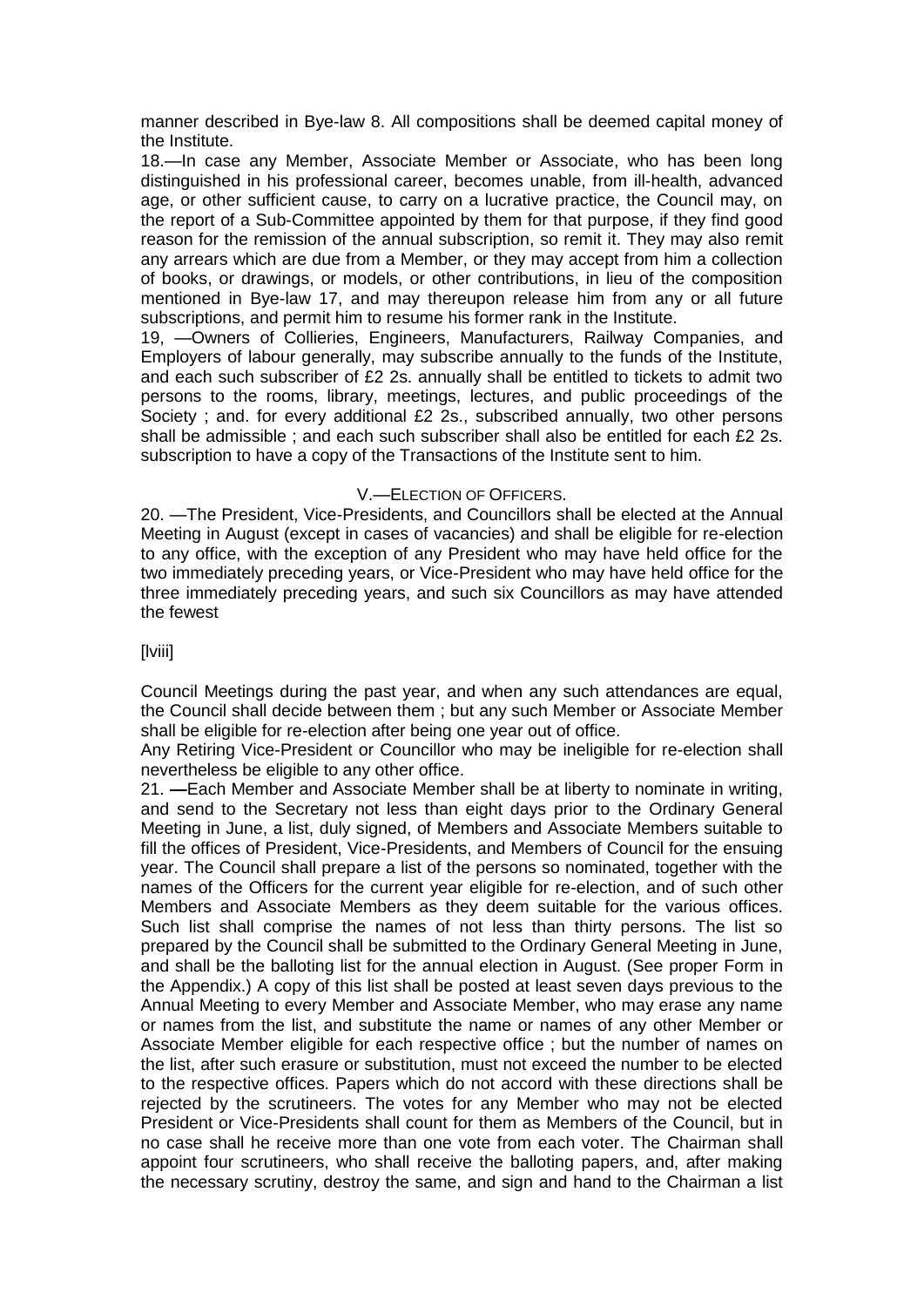manner described in Bye-law 8. All compositions shall be deemed capital money of the Institute.

18.—In case any Member, Associate Member or Associate, who has been long distinguished in his professional career, becomes unable, from ill-health, advanced age, or other sufficient cause, to carry on a lucrative practice, the Council may, on the report of a Sub-Committee appointed by them for that purpose, if they find good reason for the remission of the annual subscription, so remit it. They may also remit any arrears which are due from a Member, or they may accept from him a collection of books, or drawings, or models, or other contributions, in lieu of the composition mentioned in Bye-law 17, and may thereupon release him from any or all future subscriptions, and permit him to resume his former rank in the Institute.

19, —Owners of Collieries, Engineers, Manufacturers, Railway Companies, and Employers of labour generally, may subscribe annually to the funds of the Institute, and each such subscriber of £2 2s. annually shall be entitled to tickets to admit two persons to the rooms, library, meetings, lectures, and public proceedings of the Society ; and. for every additional £2 2s., subscribed annually, two other persons shall be admissible ; and each such subscriber shall also be entitled for each £2 2s. subscription to have a copy of the Transactions of the Institute sent to him.

## V.—Election of Officers.

20. —The President, Vice-Presidents, and Councillors shall be elected at the Annual Meeting in August (except in cases of vacancies) and shall be eligible for re-election to any office, with the exception of any President who may have held office for the two immediately preceding years, or Vice-President who may have held office for the three immediately preceding years, and such six Councillors as may have attended the fewest

[lviii]

Council Meetings during the past year, and when any such attendances are equal, the Council shall decide between them ; but any such Member or Associate Member shall be eligible for re-election after being one year out of office.

Any Retiring Vice-President or Councillor who may be ineligible for re-election shall nevertheless be eligible to any other office.

21. —Each Member and Associate Member shall be at liberty to nominate in writing, and send to the Secretary not less than eight days prior to the Ordinary General Meeting in June, a list, duly signed, of Members and Associate Members suitable to fill the offices of President, Vice-Presidents, and Members of Council for the ensuing year. The Council shall prepare a list of the persons so nominated, together with the names of the Officers for the current year eligible for re-election, and of such other Members and Associate Members as they deem suitable for the various offices. Such list shall comprise the names of not less than thirty persons. The list so prepared by the Council shall be submitted to the Ordinary General Meeting in June, and shall be the balloting list for the annual election in August. (See proper Form in the Appendix.) A copy of this list shall be posted at least seven days previous to the Annual Meeting to every Member and Associate Member, who may erase any name or names from the list, and substitute the name or names of any other Member or Associate Member eligible for each respective office ; but the number of names on the list, after such erasure or substitution, must not exceed the number to be elected to the respective offices. Papers which do not accord with these directions shall be rejected by the scrutineers. The votes for any Member who may not be elected President or Vice-Presidents shall count for them as Members of the Council, but in no case shall he receive more than one vote from each voter. The Chairman shall appoint four scrutineers, who shall receive the balloting papers, and, after making the necessary scrutiny, destroy the same, and sign and hand to the Chairman a list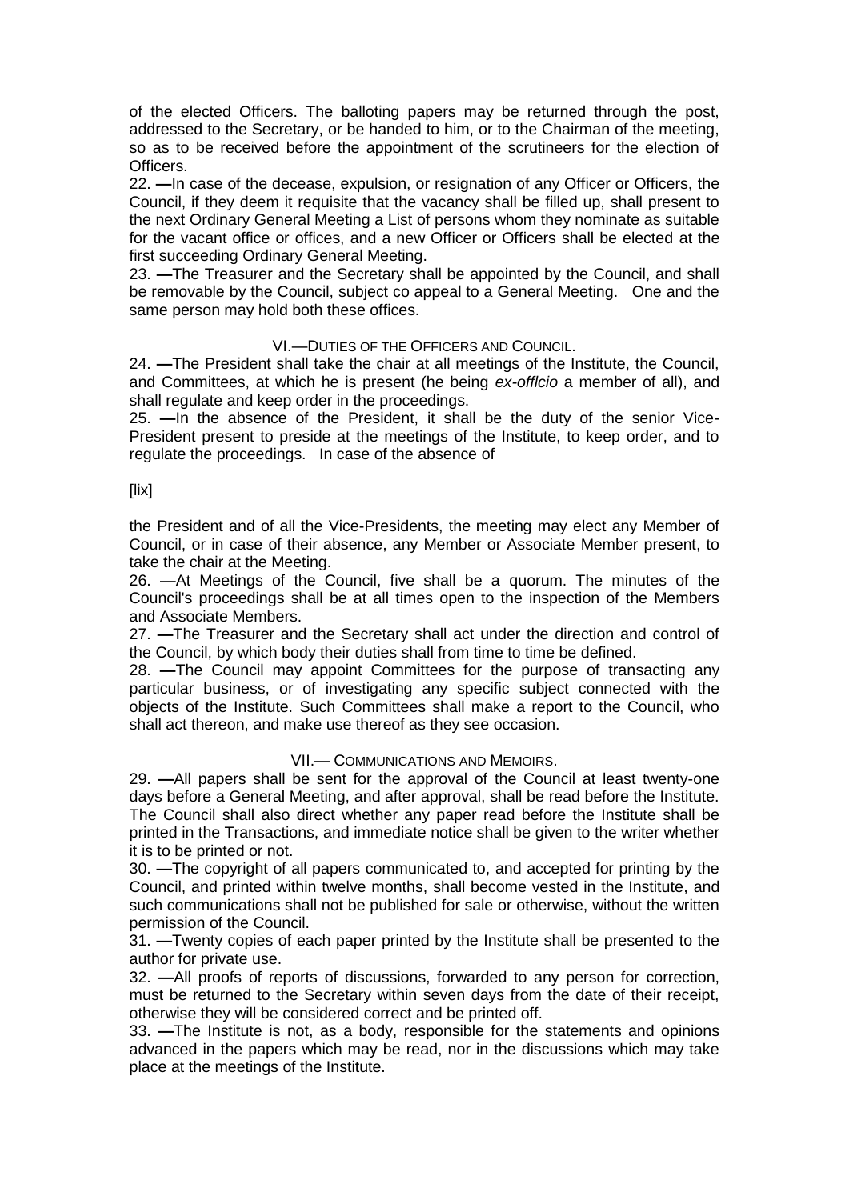of the elected Officers. The balloting papers may be returned through the post, addressed to the Secretary, or be handed to him, or to the Chairman of the meeting, so as to be received before the appointment of the scrutineers for the election of Officers.

22. —In case of the decease, expulsion, or resignation of any Officer or Officers, the Council, if they deem it requisite that the vacancy shall be filled up, shall present to the next Ordinary General Meeting a List of persons whom they nominate as suitable for the vacant office or offices, and a new Officer or Officers shall be elected at the first succeeding Ordinary General Meeting.

23. —The Treasurer and the Secretary shall be appointed by the Council, and shall be removable by the Council, subject co appeal to a General Meeting. One and the same person may hold both these offices.

## VI.—Duties of the Officers and Council.

24. —The President shall take the chair at all meetings of the Institute, the Council, and Committees, at which he is present (he being *ex-offlcio* a member of all), and shall regulate and keep order in the proceedings.

25. —In the absence of the President, it shall be the duty of the senior Vice-President present to preside at the meetings of the Institute, to keep order, and to regulate the proceedings. In case of the absence of

[lix]

the President and of all the Vice-Presidents, the meeting may elect any Member of Council, or in case of their absence, any Member or Associate Member present, to take the chair at the Meeting.

26. —At Meetings of the Council, five shall be a quorum. The minutes of the Council's proceedings shall be at all times open to the inspection of the Members and Associate Members.

27. —The Treasurer and the Secretary shall act under the direction and control of the Council, by which body their duties shall from time to time be defined.

28. —The Council may appoint Committees for the purpose of transacting any particular business, or of investigating any specific subject connected with the objects of the Institute. Such Committees shall make a report to the Council, who shall act thereon, and make use thereof as they see occasion.

## VII.— Communications and Memoirs.

29. —All papers shall be sent for the approval of the Council at least twenty-one days before a General Meeting, and after approval, shall be read before the Institute. The Council shall also direct whether any paper read before the Institute shall be printed in the Transactions, and immediate notice shall be given to the writer whether it is to be printed or not.

30. —The copyright of all papers communicated to, and accepted for printing by the Council, and printed within twelve months, shall become vested in the Institute, and such communications shall not be published for sale or otherwise, without the written permission of the Council.

31. —Twenty copies of each paper printed by the Institute shall be presented to the author for private use.

32. —All proofs of reports of discussions, forwarded to any person for correction, must be returned to the Secretary within seven days from the date of their receipt, otherwise they will be considered correct and be printed off.

33. —The Institute is not, as a body, responsible for the statements and opinions advanced in the papers which may be read, nor in the discussions which may take place at the meetings of the Institute.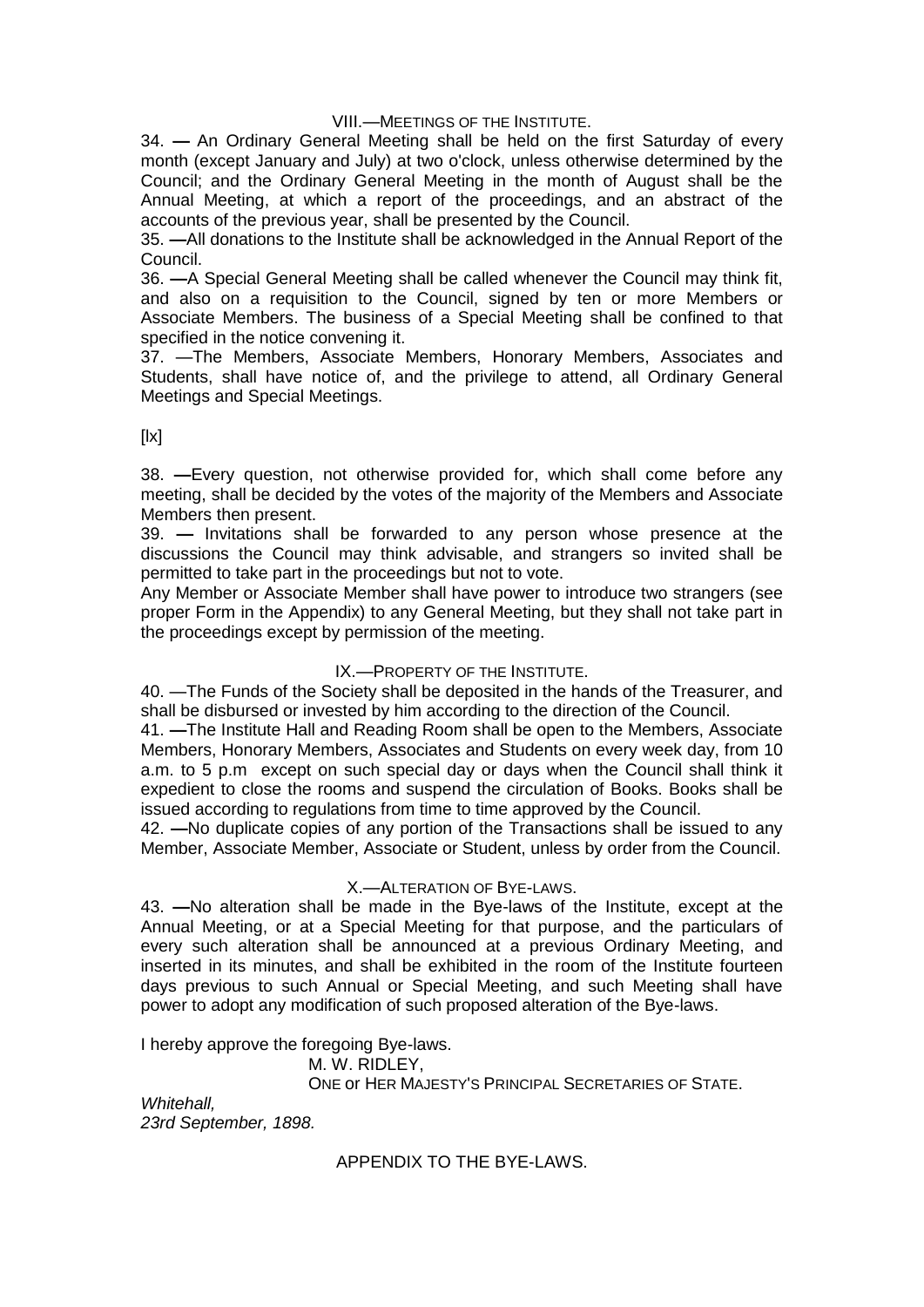### VIII.—MEETINGS OF THE INSTITUTE.

34. — An Ordinary General Meeting shall be held on the first Saturday of every month (except January and July) at two o'clock, unless otherwise determined by the Council; and the Ordinary General Meeting in the month of August shall be the Annual Meeting, at which a report of the proceedings, and an abstract of the accounts of the previous year, shall be presented by the Council.

35. —All donations to the Institute shall be acknowledged in the Annual Report of the Council.

36. —A Special General Meeting shall be called whenever the Council may think fit, and also on a requisition to the Council, signed by ten or more Members or Associate Members. The business of a Special Meeting shall be confined to that specified in the notice convening it.

37. —The Members, Associate Members, Honorary Members, Associates and Students, shall have notice of, and the privilege to attend, all Ordinary General Meetings and Special Meetings.

[lx]

38. —Every question, not otherwise provided for, which shall come before any meeting, shall be decided by the votes of the majority of the Members and Associate Members then present.

39. — Invitations shall be forwarded to any person whose presence at the discussions the Council may think advisable, and strangers so invited shall be permitted to take part in the proceedings but not to vote.

Any Member or Associate Member shall have power to introduce two strangers (see proper Form in the Appendix) to any General Meeting, but they shall not take part in the proceedings except by permission of the meeting.

### IX.—PROPERTY OF THE INSTITUTE.

40. —The Funds of the Society shall be deposited in the hands of the Treasurer, and shall be disbursed or invested by him according to the direction of the Council.

41. —The Institute Hall and Reading Room shall be open to the Members, Associate Members, Honorary Members, Associates and Students on every week day, from 10 a.m. to 5 p.m except on such special day or days when the Council shall think it expedient to close the rooms and suspend the circulation of Books. Books shall be issued according to regulations from time to time approved by the Council.

42. —No duplicate copies of any portion of the Transactions shall be issued to any Member, Associate Member, Associate or Student, unless by order from the Council.

### X.—ALTERATION OF BYE-LAWS.

43. —No alteration shall be made in the Bye-laws of the Institute, except at the Annual Meeting, or at a Special Meeting for that purpose, and the particulars of every such alteration shall be announced at a previous Ordinary Meeting, and inserted in its minutes, and shall be exhibited in the room of the Institute fourteen days previous to such Annual or Special Meeting, and such Meeting shall have power to adopt any modification of such proposed alteration of the Bye-laws.

I hereby approve the foregoing Bye-laws.

M. W. RIDLEY,
ONE OF HER MAJESTY'S PRINCIPAL SECRETARIES OF STATE.

*Whitehall,*
*23rd September, 1898.*

### APPENDIX TO THE BYE-LAWS.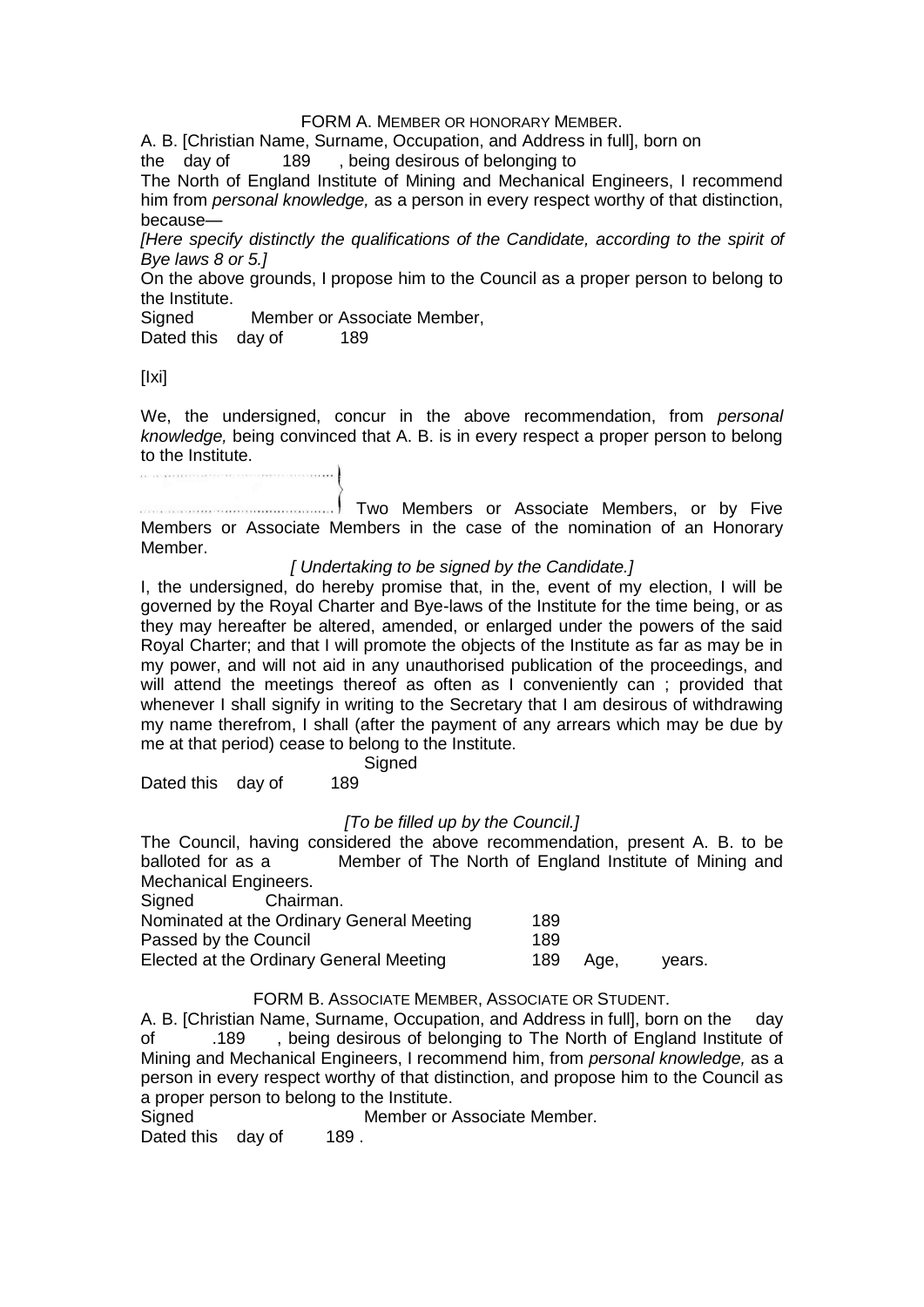FORM A. MEMBER OR HONORARY MEMBER.

A. B. [Christian Name, Surname, Occupation, and Address in full], born on the day of 189 , being desirous of belonging to The North of England Institute of Mining and Mechanical Engineers, I recommend him from *personal knowledge,* as a person in every respect worthy of that distinction, because—

*[Here specify distinctly the qualifications of the Candidate, according to the spirit of Bye laws 8 or 5.]*

On the above grounds, I propose him to the Council as a proper person to belong to the Institute.

Signed Member or Associate Member,

Dated this day of 189

[lxi]

We, the undersigned, concur in the above recommendation, from *personal knowledge,* being convinced that A. B. is in every respect a proper person to belong to the Institute.

.................................... }
.................................... } Two Members or Associate Members, or by Five Members or Associate Members in the case of the nomination of an Honorary Member.

*[ Undertaking to be signed by the Candidate.]*

I, the undersigned, do hereby promise that, in the, event of my election, I will be governed by the Royal Charter and Bye-laws of the Institute for the time being, or as they may hereafter be altered, amended, or enlarged under the powers of the said Royal Charter; and that I will promote the objects of the Institute as far as may be in my power, and will not aid in any unauthorised publication of the proceedings, and will attend the meetings thereof as often as I conveniently can ; provided that whenever I shall signify in writing to the Secretary that I am desirous of withdrawing my name therefrom, I shall (after the payment of any arrears which may be due by me at that period) cease to belong to the Institute.

Signed

Dated this day of 189

*[To be filled up by the Council.]*

The Council, having considered the above recommendation, present A. B. to be balloted for as a Member of The North of England Institute of Mining and Mechanical Engineers.

Signed Chairman.

Nominated at the Ordinary General Meeting 189

Passed by the Council 189

Elected at the Ordinary General Meeting 189 Age, years.

FORM B. ASSOCIATE MEMBER, ASSOCIATE OR STUDENT.

A. B. [Christian Name, Surname, Occupation, and Address in full], born on the day of .189 , being desirous of belonging to The North of England Institute of Mining and Mechanical Engineers, I recommend him, from *personal knowledge,* as a person in every respect worthy of that distinction, and propose him to the Council as a proper person to belong to the Institute.

Signed Member or Associate Member.

Dated this day of 189 .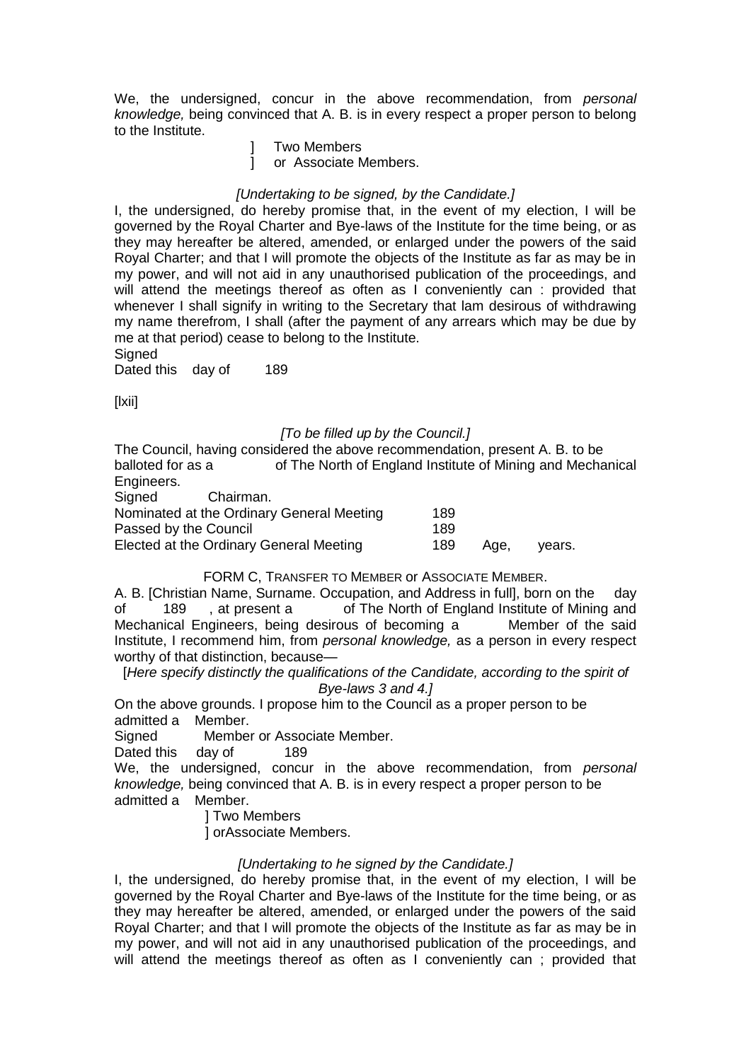We, the undersigned, concur in the above recommendation, from *personal knowledge,* being convinced that A. B. is in every respect a proper person to belong to the Institute.

] Two Members
] or Associate Members.

*[Undertaking to be signed, by the Candidate.]*

I, the undersigned, do hereby promise that, in the event of my election, I will be governed by the Royal Charter and Bye-laws of the Institute for the time being, or as they may hereafter be altered, amended, or enlarged under the powers of the said Royal Charter; and that I will promote the objects of the Institute as far as may be in my power, and will not aid in any unauthorised publication of the proceedings, and will attend the meetings thereof as often as I conveniently can : provided that whenever I shall signify in writing to the Secretary that lam desirous of withdrawing my name therefrom, I shall (after the payment of any arrears which may be due by me at that period) cease to belong to the Institute.

Signed

Dated this day of 189

[lxii]

*[To be filled up by the Council.]*

The Council, having considered the above recommendation, present A. B. to be balloted for as a of The North of England Institute of Mining and Mechanical Engineers.

Signed Chairman.

Nominated at the Ordinary General Meeting 189

Passed by the Council 189

Elected at the Ordinary General Meeting 189 Age, years.

FORM C, TRANSFER TO MEMBER or ASSOCIATE MEMBER.

A. B. [Christian Name, Surname. Occupation, and Address in full], born on the day of 189 , at present a of The North of England Institute of Mining and Mechanical Engineers, being desirous of becoming a Member of the said Institute, I recommend him, from *personal knowledge,* as a person in every respect worthy of that distinction, because—

[*Here specify distinctly the qualifications of the Candidate, according to the spirit of Bye-laws 3 and 4.]*

On the above grounds. I propose him to the Council as a proper person to be admitted a Member.

Signed Member or Associate Member.

Dated this day of 189

We, the undersigned, concur in the above recommendation, from *personal knowledge,* being convinced that A. B. is in every respect a proper person to be admitted a Member.

] Two Members
] orAssociate Members.

*[Undertaking to he signed by the Candidate.]*

I, the undersigned, do hereby promise that, in the event of my election, I will be governed by the Royal Charter and Bye-laws of the Institute for the time being, or as they may hereafter be altered, amended, or enlarged under the powers of the said Royal Charter; and that I will promote the objects of the Institute as far as may be in my power, and will not aid in any unauthorised publication of the proceedings, and will attend the meetings thereof as often as I conveniently can ; provided that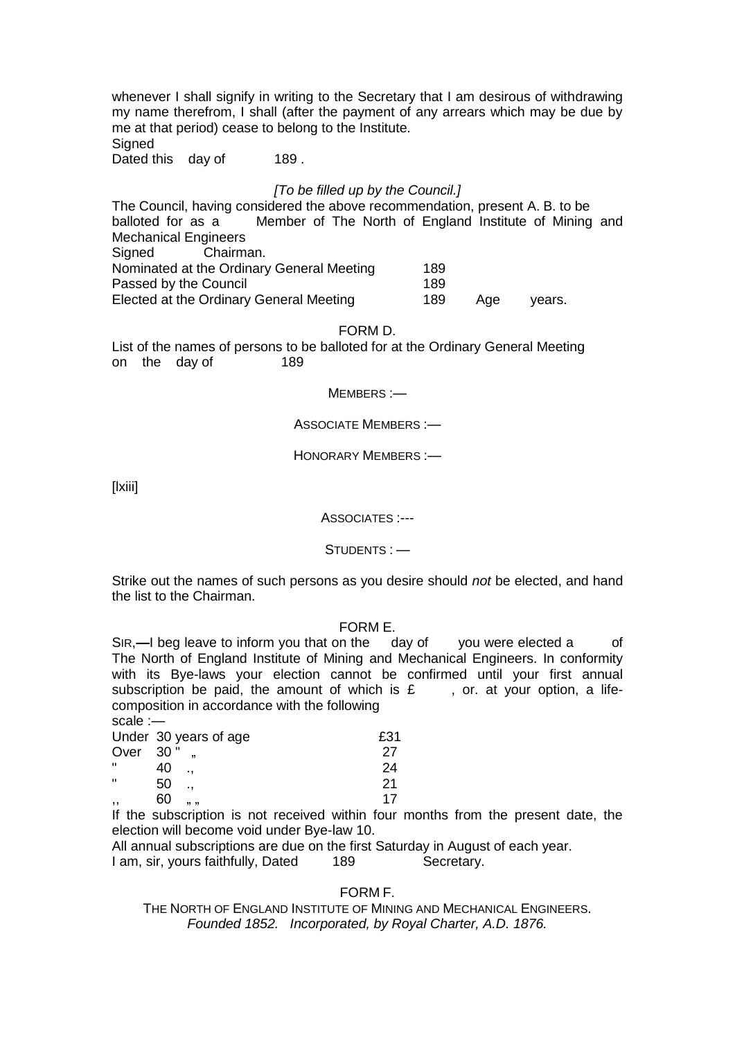whenever I shall signify in writing to the Secretary that I am desirous of withdrawing my name therefrom, I shall (after the payment of any arrears which may be due by me at that period) cease to belong to the Institute.

Signed

Dated this day of 189 .

*[To be filled up by the Council.]*

The Council, having considered the above recommendation, present A. B. to be balloted for as a Member of The North of England Institute of Mining and Mechanical Engineers

Signed Chairman.

| | | | |
|---|---|---|---|
| Nominated at the Ordinary General Meeting | 189 | | |
| Passed by the Council | 189 | | |
| Elected at the Ordinary General Meeting | 189 | Age | years. |

FORM D.

List of the names of persons to be balloted for at the Ordinary General Meeting on the day of 189

MEMBERS :—

ASSOCIATE MEMBERS :—

HONORARY MEMBERS :—

[lxiii]

ASSOCIATES :---

STUDENTS : —

Strike out the names of such persons as you desire should *not* be elected, and hand the list to the Chairman.

FORM E.

SIR,—I beg leave to inform you that on the day of you were elected a of The North of England Institute of Mining and Mechanical Engineers. In conformity with its Bye-laws your election cannot be confirmed until your first annual subscription be paid, the amount of which is £ , or. at your option, a life-composition in accordance with the following scale :—

| | |
|---|---|
| Under 30 years of age | £31 |
| Over 30 " „ | 27 |
| " 40 ., | 24 |
| " 50 ., | 21 |
| ,, 60 „ „ | 17 |

If the subscription is not received within four months from the present date, the election will become void under Bye-law 10.

All annual subscriptions are due on the first Saturday in August of each year.

I am, sir, yours faithfully, Dated 189 Secretary.

FORM F.

THE NORTH OF ENGLAND INSTITUTE OF MINING AND MECHANICAL ENGINEERS.

*Founded 1852. Incorporated, by Royal Charter, A.D. 1876.*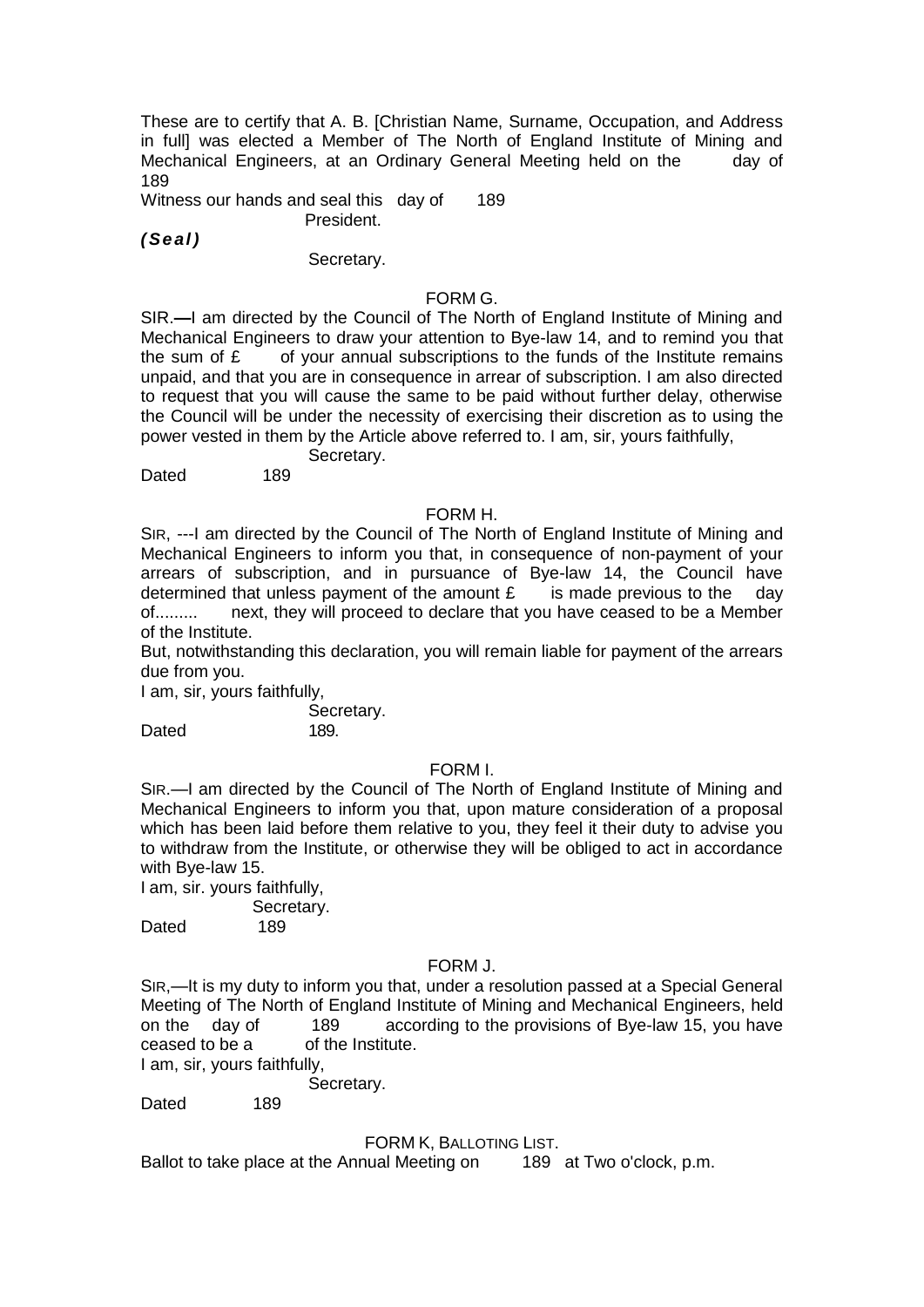These are to certify that A. B. [Christian Name, Surname, Occupation, and Address in full] was elected a Member of The North of England Institute of Mining and Mechanical Engineers, at an Ordinary General Meeting held on the day of 189

Witness our hands and seal this day of 189

President.

***(Seal)***

Secretary.

### FORM G.

SIR.—I am directed by the Council of The North of England Institute of Mining and Mechanical Engineers to draw your attention to Bye-law 14, and to remind you that the sum of £ of your annual subscriptions to the funds of the Institute remains unpaid, and that you are in consequence in arrear of subscription. I am also directed to request that you will cause the same to be paid without further delay, otherwise the Council will be under the necessity of exercising their discretion as to using the power vested in them by the Article above referred to. I am, sir, yours faithfully,

Secretary.

Dated 189

### FORM H.

SIR, ---I am directed by the Council of The North of England Institute of Mining and Mechanical Engineers to inform you that, in consequence of non-payment of your arrears of subscription, and in pursuance of Bye-law 14, the Council have determined that unless payment of the amount £ is made previous to the day of......... next, they will proceed to declare that you have ceased to be a Member of the Institute.

But, notwithstanding this declaration, you will remain liable for payment of the arrears due from you.

I am, sir, yours faithfully,

Secretary.

Dated 189.

### FORM I.

SIR.—I am directed by the Council of The North of England Institute of Mining and Mechanical Engineers to inform you that, upon mature consideration of a proposal which has been laid before them relative to you, they feel it their duty to advise you to withdraw from the Institute, or otherwise they will be obliged to act in accordance with Bye-law 15.

I am, sir. yours faithfully,

Secretary.

Dated 189

### FORM J.

SIR,—It is my duty to inform you that, under a resolution passed at a Special General Meeting of The North of England Institute of Mining and Mechanical Engineers, held on the day of 189 according to the provisions of Bye-law 15, you have ceased to be a of the Institute.

I am, sir, yours faithfully,

Secretary.

Dated 189

### FORM K, BALLOTING LIST.

Ballot to take place at the Annual Meeting on 189 at Two o'clock, p.m.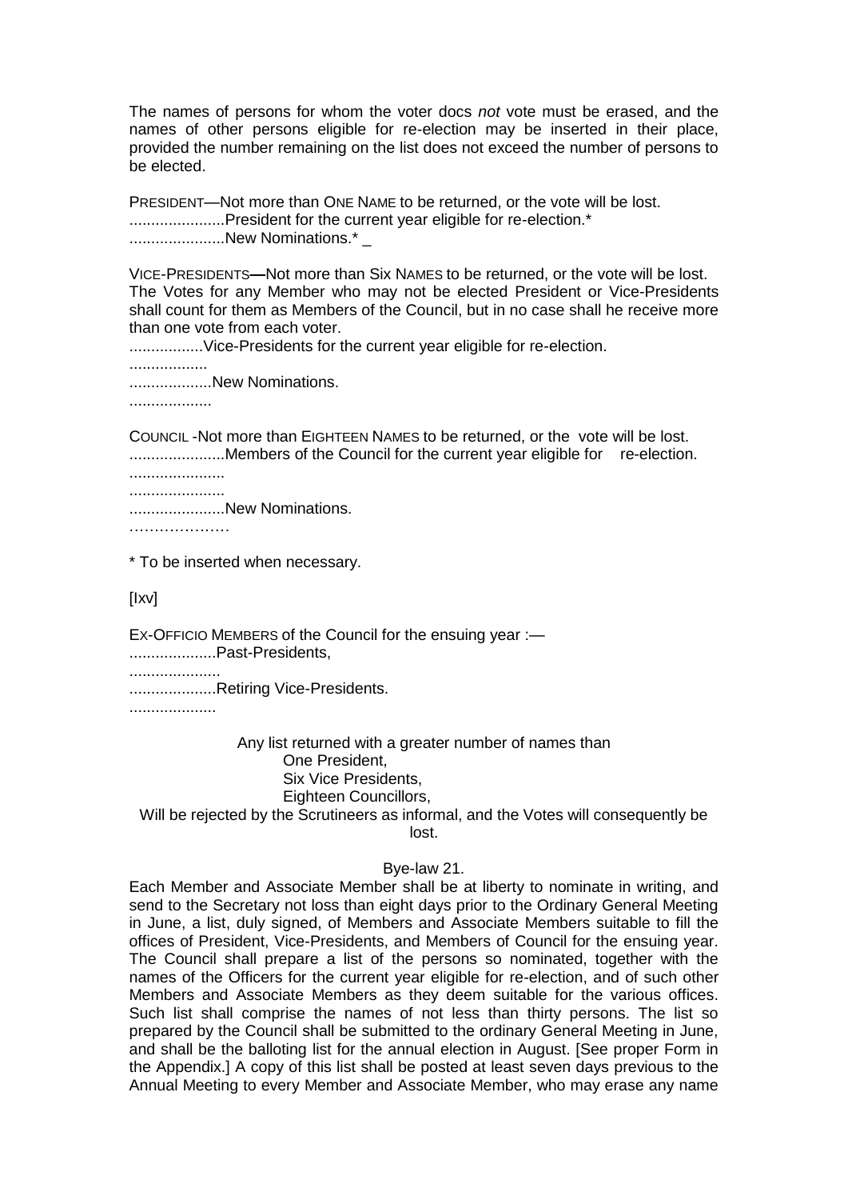The names of persons for whom the voter docs *not* vote must be erased, and the names of other persons eligible for re-election may be inserted in their place, provided the number remaining on the list does not exceed the number of persons to be elected.

PRESIDENT—Not more than ONE NAME to be returned, or the vote will be lost.
......................President for the current year eligible for re-election.*
......................New Nominations.* _

VICE-PRESIDENTS—Not more than Six NAMES to be returned, or the vote will be lost.
The Votes for any Member who may not be elected President or Vice-Presidents shall count for them as Members of the Council, but in no case shall he receive more than one vote from each voter.
.................Vice-Presidents for the current year eligible for re-election.
..................
...................New Nominations.
...................

COUNCIL -Not more than EIGHTEEN NAMES to be returned, or the vote will be lost.
......................Members of the Council for the current year eligible for re-election.
......................
......................
......................New Nominations.
…………………

\* To be inserted when necessary.

[Ixv]

EX-OFFICIO MEMBERS of the Council for the ensuing year :—
....................Past-Presidents,
.....................
....................Retiring Vice-Presidents.
....................

Any list returned with a greater number of names than
One President,
Six Vice Presidents,
Eighteen Councillors,
Will be rejected by the Scrutineers as informal, and the Votes will consequently be lost.

Bye-law 21.

Each Member and Associate Member shall be at liberty to nominate in writing, and send to the Secretary not loss than eight days prior to the Ordinary General Meeting in June, a list, duly signed, of Members and Associate Members suitable to fill the offices of President, Vice-Presidents, and Members of Council for the ensuing year. The Council shall prepare a list of the persons so nominated, together with the names of the Officers for the current year eligible for re-election, and of such other Members and Associate Members as they deem suitable for the various offices. Such list shall comprise the names of not less than thirty persons. The list so prepared by the Council shall be submitted to the ordinary General Meeting in June, and shall be the balloting list for the annual election in August. [See proper Form in the Appendix.] A copy of this list shall be posted at least seven days previous to the Annual Meeting to every Member and Associate Member, who may erase any name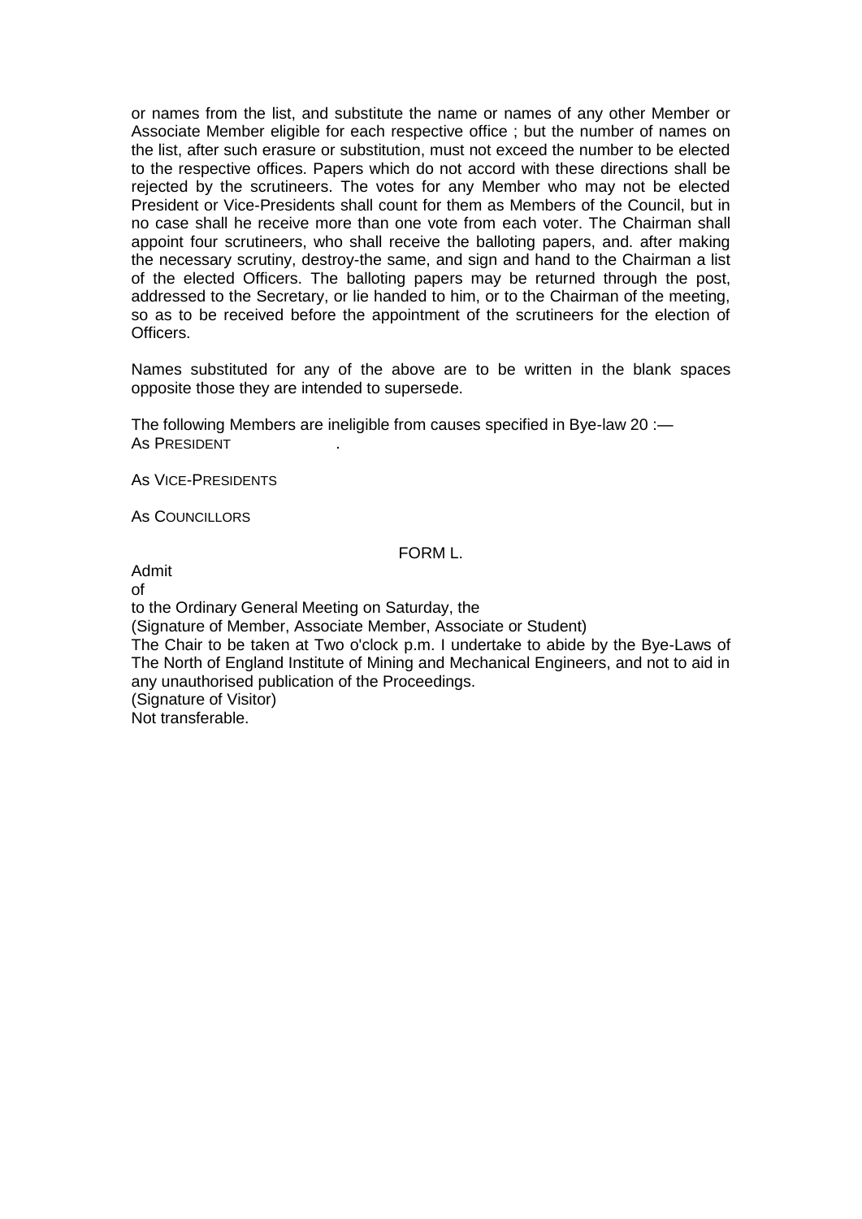or names from the list, and substitute the name or names of any other Member or Associate Member eligible for each respective office ; but the number of names on the list, after such erasure or substitution, must not exceed the number to be elected to the respective offices. Papers which do not accord with these directions shall be rejected by the scrutineers. The votes for any Member who may not be elected President or Vice-Presidents shall count for them as Members of the Council, but in no case shall he receive more than one vote from each voter. The Chairman shall appoint four scrutineers, who shall receive the balloting papers, and. after making the necessary scrutiny, destroy-the same, and sign and hand to the Chairman a list of the elected Officers. The balloting papers may be returned through the post, addressed to the Secretary, or lie handed to him, or to the Chairman of the meeting, so as to be received before the appointment of the scrutineers for the election of Officers.

Names substituted for any of the above are to be written in the blank spaces opposite those they are intended to supersede.

The following Members are ineligible from causes specified in Bye-law 20 :—
As President .

As Vice-Presidents

As Councillors

FORM L.

Admit
of
to the Ordinary General Meeting on Saturday, the
(Signature of Member, Associate Member, Associate or Student)
The Chair to be taken at Two o'clock p.m. I undertake to abide by the Bye-Laws of The North of England Institute of Mining and Mechanical Engineers, and not to aid in any unauthorised publication of the Proceedings.
(Signature of Visitor)
Not transferable.